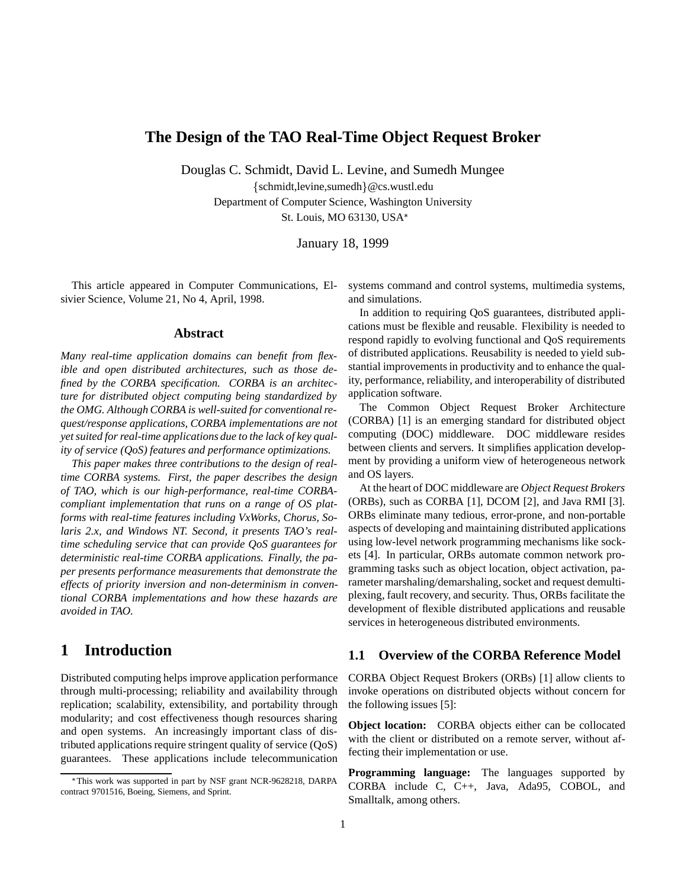# The Design of the TAO Real-Time Object Request Broker

Douglas C. Schmidt, David L. Levine, and Sumedh Mungee

{schmidt,levine,sumedh}@cs.wustl.edu

Department of Computer Science, Washington University

St. Louis, MO 63130, USA*

January 18, 1999

This article appeared in Computer Communications, Elsivier Science, Volume 21, No 4, April, 1998.

## Abstract

*Many real-time application domains can benefit from flexible and open distributed architectures, such as those defined by the CORBA specification. CORBA is an architecture for distributed object computing being standardized by the OMG. Although CORBA is well-suited for conventional request/response applications, CORBA implementations are not yet suited for real-time applications due to the lack of key quality of service (QoS) features and performance optimizations.*

*This paper makes three contributions to the design of real-time CORBA systems. First, the paper describes the design of TAO, which is our high-performance, real-time CORBA-compliant implementation that runs on a range of OS platforms with real-time features including VxWorks, Chorus, Solaris 2.x, and Windows NT. Second, it presents TAO's real-time scheduling service that can provide QoS guarantees for deterministic real-time CORBA applications. Finally, the paper presents performance measurements that demonstrate the effects of priority inversion and non-determinism in conventional CORBA implementations and how these hazards are avoided in TAO.*

## 1 Introduction

Distributed computing helps improve application performance through multi-processing; reliability and availability through replication; scalability, extensibility, and portability through modularity; and cost effectiveness though resources sharing and open systems. An increasingly important class of distributed applications require stringent quality of service (QoS) guarantees. These applications include telecommunication systems command and control systems, multimedia systems, and simulations.

In addition to requiring QoS guarantees, distributed applications must be flexible and reusable. Flexibility is needed to respond rapidly to evolving functional and QoS requirements of distributed applications. Reusability is needed to yield substantial improvements in productivity and to enhance the quality, performance, reliability, and interoperability of distributed application software.

The Common Object Request Broker Architecture (CORBA) [1] is an emerging standard for distributed object computing (DOC) middleware. DOC middleware resides between clients and servers. It simplifies application development by providing a uniform view of heterogeneous network and OS layers.

At the heart of DOC middleware are *Object Request Brokers* (ORBs), such as CORBA [1], DCOM [2], and Java RMI [3]. ORBs eliminate many tedious, error-prone, and non-portable aspects of developing and maintaining distributed applications using low-level network programming mechanisms like sockets [4]. In particular, ORBs automate common network programming tasks such as object location, object activation, parameter marshaling/demarshaling, socket and request demultiplexing, fault recovery, and security. Thus, ORBs facilitate the development of flexible distributed applications and reusable services in heterogeneous distributed environments.

### 1.1 Overview of the CORBA Reference Model

CORBA Object Request Brokers (ORBs) [1] allow clients to invoke operations on distributed objects without concern for the following issues [5]:

**Object location:** CORBA objects either can be collocated with the client or distributed on a remote server, without affecting their implementation or use.

**Programming language:** The languages supported by CORBA include C, C++, Java, Ada95, COBOL, and Smalltalk, among others.

*This work was supported in part by NSF grant NCR-9628218, DARPA contract 9701516, Boeing, Siemens, and Sprint.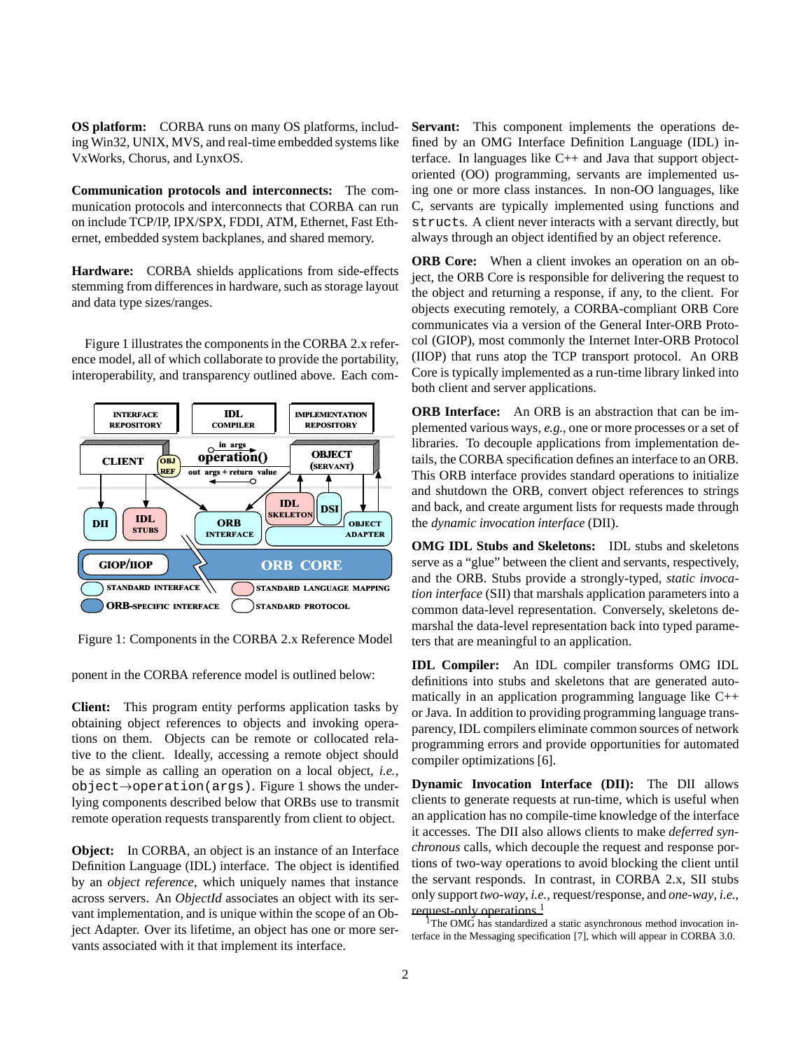**OS platform:** CORBA runs on many OS platforms, including Win32, UNIX, MVS, and real-time embedded systems like VxWorks, Chorus, and LynxOS.

**Communication protocols and interconnects:** The communication protocols and interconnects that CORBA can run on include TCP/IP, IPX/SPX, FDDI, ATM, Ethernet, Fast Ethernet, embedded system backplanes, and shared memory.

**Hardware:** CORBA shields applications from side-effects stemming from differences in hardware, such as storage layout and data type sizes/ranges.

Figure 1 illustrates the components in the CORBA 2.x reference model, all of which collaborate to provide the portability, interoperability, and transparency outlined above. Each component in the CORBA reference model is outlined below:

Figure 1: Components in the CORBA 2.x Reference Model

**Client:** This program entity performs application tasks by obtaining object references to objects and invoking operations on them. Objects can be remote or collocated relative to the client. Ideally, accessing a remote object should be as simple as calling an operation on a local object, *i.e.*, `object→operation(args)`. Figure 1 shows the underlying components described below that ORBs use to transmit remote operation requests transparently from client to object.

**Object:** In CORBA, an object is an instance of an Interface Definition Language (IDL) interface. The object is identified by an *object reference*, which uniquely names that instance across servers. An *ObjectId* associates an object with its servant implementation, and is unique within the scope of an Object Adapter. Over its lifetime, an object has one or more servants associated with it that implement its interface.

**Servant:** This component implements the operations defined by an OMG Interface Definition Language (IDL) interface. In languages like C++ and Java that support object-oriented (OO) programming, servants are implemented using one or more class instances. In non-OO languages, like C, servants are typically implemented using functions and `struct`s. A client never interacts with a servant directly, but always through an object identified by an object reference.

**ORB Core:** When a client invokes an operation on an object, the ORB Core is responsible for delivering the request to the object and returning a response, if any, to the client. For objects executing remotely, a CORBA-compliant ORB Core communicates via a version of the General Inter-ORB Protocol (GIOP), most commonly the Internet Inter-ORB Protocol (IIOP) that runs atop the TCP transport protocol. An ORB Core is typically implemented as a run-time library linked into both client and server applications.

**ORB Interface:** An ORB is an abstraction that can be implemented various ways, *e.g.*, one or more processes or a set of libraries. To decouple applications from implementation details, the CORBA specification defines an interface to an ORB. This ORB interface provides standard operations to initialize and shutdown the ORB, convert object references to strings and back, and create argument lists for requests made through the *dynamic invocation interface* (DII).

**OMG IDL Stubs and Skeletons:** IDL stubs and skeletons serve as a "glue" between the client and servants, respectively, and the ORB. Stubs provide a strongly-typed, *static invocation interface* (SII) that marshals application parameters into a common data-level representation. Conversely, skeletons demarshal the data-level representation back into typed parameters that are meaningful to an application.

**IDL Compiler:** An IDL compiler transforms OMG IDL definitions into stubs and skeletons that are generated automatically in an application programming language like C++ or Java. In addition to providing programming language transparency, IDL compilers eliminate common sources of network programming errors and provide opportunities for automated compiler optimizations [6].

**Dynamic Invocation Interface (DII):** The DII allows clients to generate requests at run-time, which is useful when an application has no compile-time knowledge of the interface it accesses. The DII also allows clients to make *deferred synchronous* calls, which decouple the request and response portions of two-way operations to avoid blocking the client until the servant responds. In contrast, in CORBA 2.x, SII stubs only support *two-way*, *i.e.*, request/response, and *one-way*, *i.e.*, request-only operations.[1]

[1] The OMG has standardized a static asynchronous method invocation interface in the Messaging specification [7], which will appear in CORBA 3.0.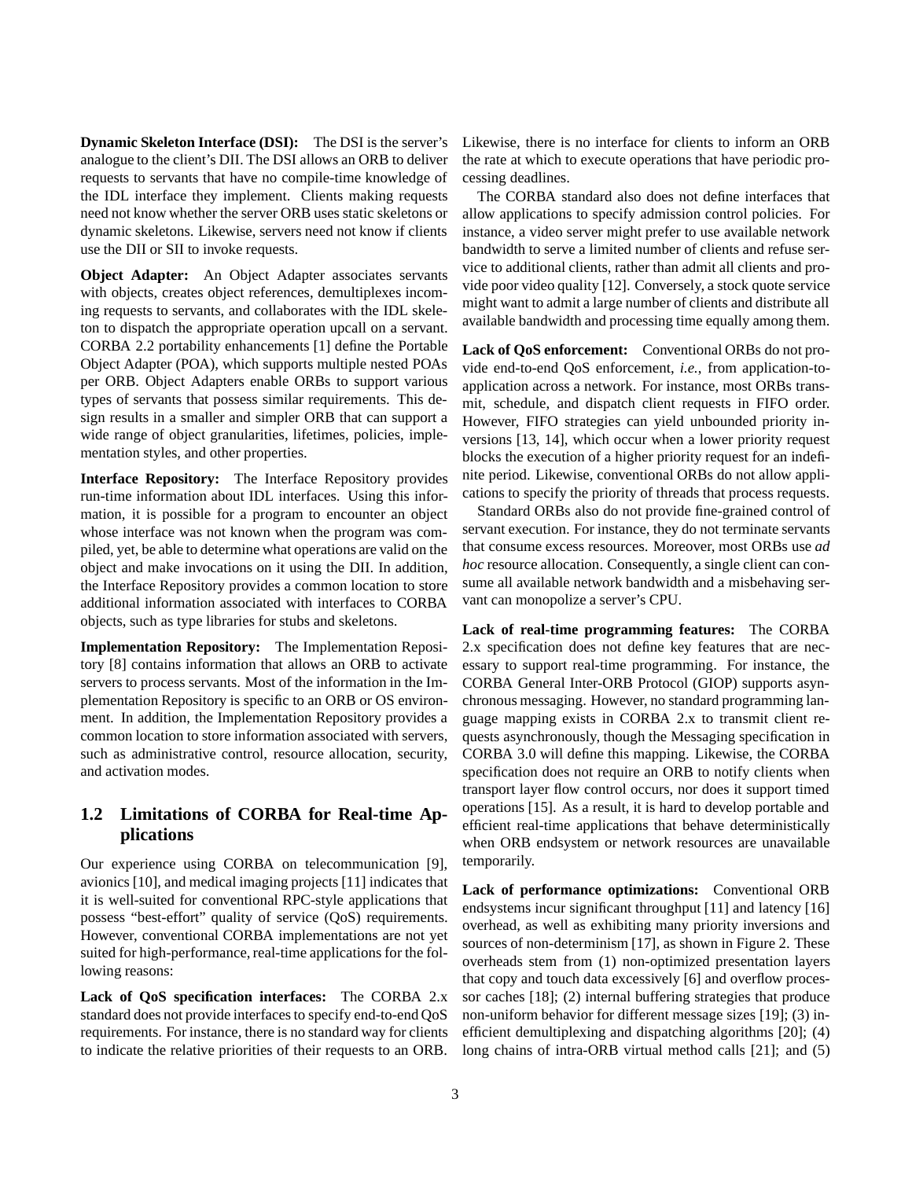**Dynamic Skeleton Interface (DSI):** The DSI is the server's analogue to the client's DII. The DSI allows an ORB to deliver requests to servants that have no compile-time knowledge of the IDL interface they implement. Clients making requests need not know whether the server ORB uses static skeletons or dynamic skeletons. Likewise, servers need not know if clients use the DII or SII to invoke requests.

**Object Adapter:** An Object Adapter associates servants with objects, creates object references, demultiplexes incoming requests to servants, and collaborates with the IDL skeleton to dispatch the appropriate operation upcall on a servant. CORBA 2.2 portability enhancements [1] define the Portable Object Adapter (POA), which supports multiple nested POAs per ORB. Object Adapters enable ORBs to support various types of servants that possess similar requirements. This design results in a smaller and simpler ORB that can support a wide range of object granularities, lifetimes, policies, implementation styles, and other properties.

**Interface Repository:** The Interface Repository provides run-time information about IDL interfaces. Using this information, it is possible for a program to encounter an object whose interface was not known when the program was compiled, yet, be able to determine what operations are valid on the object and make invocations on it using the DII. In addition, the Interface Repository provides a common location to store additional information associated with interfaces to CORBA objects, such as type libraries for stubs and skeletons.

**Implementation Repository:** The Implementation Repository [8] contains information that allows an ORB to activate servers to process servants. Most of the information in the Implementation Repository is specific to an ORB or OS environment. In addition, the Implementation Repository provides a common location to store information associated with servers, such as administrative control, resource allocation, security, and activation modes.

## 1.2 Limitations of CORBA for Real-time Applications

Our experience using CORBA on telecommunication [9], avionics [10], and medical imaging projects [11] indicates that it is well-suited for conventional RPC-style applications that possess "best-effort" quality of service (QoS) requirements. However, conventional CORBA implementations are not yet suited for high-performance, real-time applications for the following reasons:

**Lack of QoS specification interfaces:** The CORBA 2.x standard does not provide interfaces to specify end-to-end QoS requirements. For instance, there is no standard way for clients to indicate the relative priorities of their requests to an ORB. Likewise, there is no interface for clients to inform an ORB the rate at which to execute operations that have periodic processing deadlines.

The CORBA standard also does not define interfaces that allow applications to specify admission control policies. For instance, a video server might prefer to use available network bandwidth to serve a limited number of clients and refuse service to additional clients, rather than admit all clients and provide poor video quality [12]. Conversely, a stock quote service might want to admit a large number of clients and distribute all available bandwidth and processing time equally among them.

**Lack of QoS enforcement:** Conventional ORBs do not provide end-to-end QoS enforcement, *i.e.*, from application-to-application across a network. For instance, most ORBs transmit, schedule, and dispatch client requests in FIFO order. However, FIFO strategies can yield unbounded priority inversions [13, 14], which occur when a lower priority request blocks the execution of a higher priority request for an indefinite period. Likewise, conventional ORBs do not allow applications to specify the priority of threads that process requests.

Standard ORBs also do not provide fine-grained control of servant execution. For instance, they do not terminate servants that consume excess resources. Moreover, most ORBs use *ad hoc* resource allocation. Consequently, a single client can consume all available network bandwidth and a misbehaving servant can monopolize a server's CPU.

**Lack of real-time programming features:** The CORBA 2.x specification does not define key features that are necessary to support real-time programming. For instance, the CORBA General Inter-ORB Protocol (GIOP) supports asynchronous messaging. However, no standard programming language mapping exists in CORBA 2.x to transmit client requests asynchronously, though the Messaging specification in CORBA 3.0 will define this mapping. Likewise, the CORBA specification does not require an ORB to notify clients when transport layer flow control occurs, nor does it support timed operations [15]. As a result, it is hard to develop portable and efficient real-time applications that behave deterministically when ORB endsystem or network resources are unavailable temporarily.

**Lack of performance optimizations:** Conventional ORB endsystems incur significant throughput [11] and latency [16] overhead, as well as exhibiting many priority inversions and sources of non-determinism [17], as shown in Figure 2. These overheads stem from (1) non-optimized presentation layers that copy and touch data excessively [6] and overflow processor caches [18]; (2) internal buffering strategies that produce non-uniform behavior for different message sizes [19]; (3) inefficient demultiplexing and dispatching algorithms [20]; (4) long chains of intra-ORB virtual method calls [21]; and (5)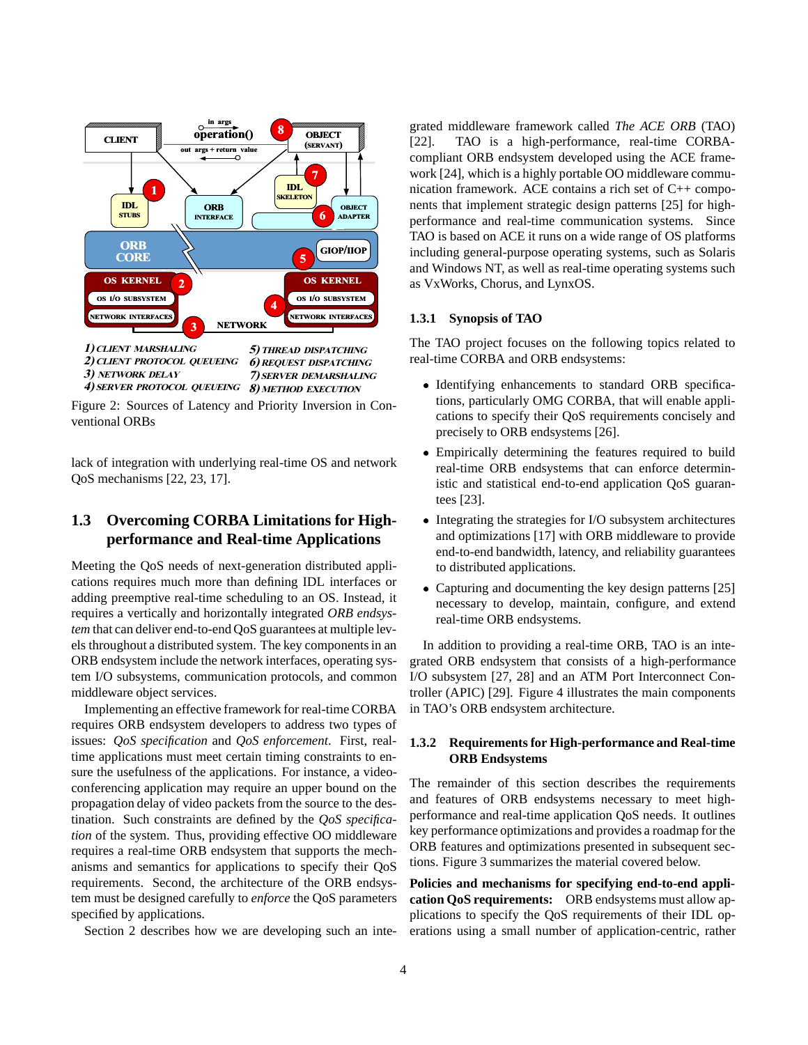Figure 2: Sources of Latency and Priority Inversion in Conventional ORBs

lack of integration with underlying real-time OS and network QoS mechanisms [22, 23, 17].

## 1.3 Overcoming CORBA Limitations for High-performance and Real-time Applications

Meeting the QoS needs of next-generation distributed applications requires much more than defining IDL interfaces or adding preemptive real-time scheduling to an OS. Instead, it requires a vertically and horizontally integrated *ORB endsystem* that can deliver end-to-end QoS guarantees at multiple levels throughout a distributed system. The key components in an ORB endsystem include the network interfaces, operating system I/O subsystems, communication protocols, and common middleware object services.

Implementing an effective framework for real-time CORBA requires ORB endsystem developers to address two types of issues: *QoS specification* and *QoS enforcement*. First, real-time applications must meet certain timing constraints to ensure the usefulness of the applications. For instance, a videoconferencing application may require an upper bound on the propagation delay of video packets from the source to the destination. Such constraints are defined by the *QoS specification* of the system. Thus, providing effective OO middleware requires a real-time ORB endsystem that supports the mechanisms and semantics for applications to specify their QoS requirements. Second, the architecture of the ORB endsystem must be designed carefully to *enforce* the QoS parameters specified by applications.

Section 2 describes how we are developing such an integrated middleware framework called *The ACE ORB* (TAO) [22]. TAO is a high-performance, real-time CORBA-compliant ORB endsystem developed using the ACE framework [24], which is a highly portable OO middleware communication framework. ACE contains a rich set of C++ components that implement strategic design patterns [25] for high-performance and real-time communication systems. Since TAO is based on ACE it runs on a wide range of OS platforms including general-purpose operating systems, such as Solaris and Windows NT, as well as real-time operating systems such as VxWorks, Chorus, and LynxOS.

### 1.3.1 Synopsis of TAO

The TAO project focuses on the following topics related to real-time CORBA and ORB endsystems:

- Identifying enhancements to standard ORB specifications, particularly OMG CORBA, that will enable applications to specify their QoS requirements concisely and precisely to ORB endsystems [26].
- Empirically determining the features required to build real-time ORB endsystems that can enforce deterministic and statistical end-to-end application QoS guarantees [23].
- Integrating the strategies for I/O subsystem architectures and optimizations [17] with ORB middleware to provide end-to-end bandwidth, latency, and reliability guarantees to distributed applications.
- Capturing and documenting the key design patterns [25] necessary to develop, maintain, configure, and extend real-time ORB endsystems.

In addition to providing a real-time ORB, TAO is an integrated ORB endsystem that consists of a high-performance I/O subsystem [27, 28] and an ATM Port Interconnect Controller (APIC) [29]. Figure 4 illustrates the main components in TAO's ORB endsystem architecture.

### 1.3.2 Requirements for High-performance and Real-time ORB Endsystems

The remainder of this section describes the requirements and features of ORB endsystems necessary to meet high-performance and real-time application QoS needs. It outlines key performance optimizations and provides a roadmap for the ORB features and optimizations presented in subsequent sections. Figure 3 summarizes the material covered below.

**Policies and mechanisms for specifying end-to-end application QoS requirements:** ORB endsystems must allow applications to specify the QoS requirements of their IDL operations using a small number of application-centric, rather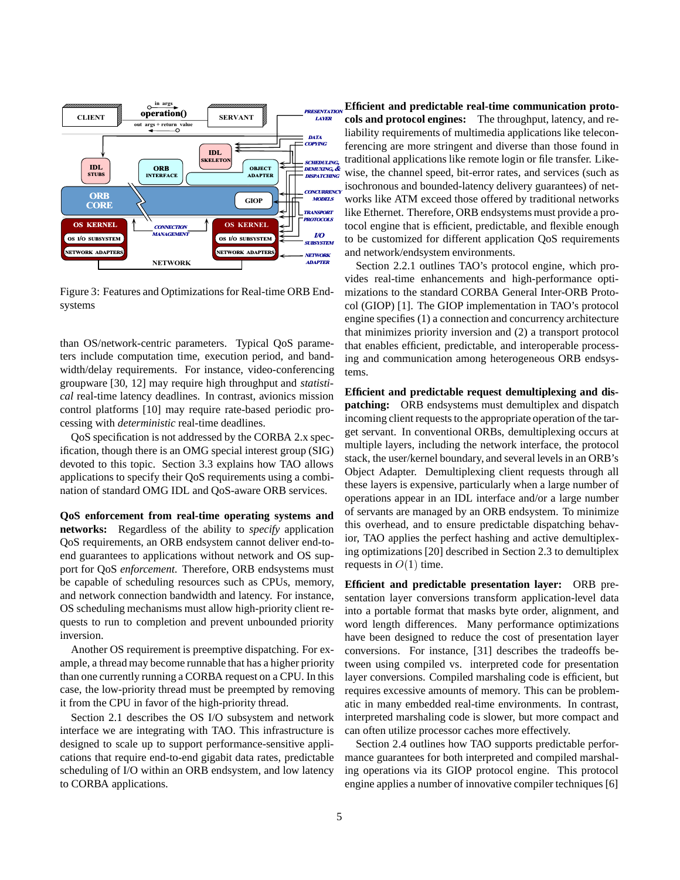Figure 3: Features and Optimizations for Real-time ORB Endsystems

than OS/network-centric parameters. Typical QoS parameters include computation time, execution period, and bandwidth/delay requirements. For instance, video-conferencing groupware [30, 12] may require high throughput and *statistical* real-time latency deadlines. In contrast, avionics mission control platforms [10] may require rate-based periodic processing with *deterministic* real-time deadlines.

QoS specification is not addressed by the CORBA 2.x specification, though there is an OMG special interest group (SIG) devoted to this topic. Section 3.3 explains how TAO allows applications to specify their QoS requirements using a combination of standard OMG IDL and QoS-aware ORB services.

**QoS enforcement from real-time operating systems and networks:** Regardless of the ability to *specify* application QoS requirements, an ORB endsystem cannot deliver end-to-end guarantees to applications without network and OS support for QoS *enforcement.* Therefore, ORB endsystems must be capable of scheduling resources such as CPUs, memory, and network connection bandwidth and latency. For instance, OS scheduling mechanisms must allow high-priority client requests to run to completion and prevent unbounded priority inversion.

Another OS requirement is preemptive dispatching. For example, a thread may become runnable that has a higher priority than one currently running a CORBA request on a CPU. In this case, the low-priority thread must be preempted by removing it from the CPU in favor of the high-priority thread.

Section 2.1 describes the OS I/O subsystem and network interface we are integrating with TAO. This infrastructure is designed to scale up to support performance-sensitive applications that require end-to-end gigabit data rates, predictable scheduling of I/O within an ORB endsystem, and low latency to CORBA applications.

**Efficient and predictable real-time communication protocols and protocol engines:** The throughput, latency, and reliability requirements of multimedia applications like teleconferencing are more stringent and diverse than those found in traditional applications like remote login or file transfer. Likewise, the channel speed, bit-error rates, and services (such as isochronous and bounded-latency delivery guarantees) of networks like ATM exceed those offered by traditional networks like Ethernet. Therefore, ORB endsystems must provide a protocol engine that is efficient, predictable, and flexible enough to be customized for different application QoS requirements and network/endsystem environments.

Section 2.2.1 outlines TAO's protocol engine, which provides real-time enhancements and high-performance optimizations to the standard CORBA General Inter-ORB Protocol (GIOP) [1]. The GIOP implementation in TAO's protocol engine specifies (1) a connection and concurrency architecture that minimizes priority inversion and (2) a transport protocol that enables efficient, predictable, and interoperable processing and communication among heterogeneous ORB endsystems.

**Efficient and predictable request demultiplexing and dispatching:** ORB endsystems must demultiplex and dispatch incoming client requests to the appropriate operation of the target servant. In conventional ORBs, demultiplexing occurs at multiple layers, including the network interface, the protocol stack, the user/kernel boundary, and several levels in an ORB's Object Adapter. Demultiplexing client requests through all these layers is expensive, particularly when a large number of operations appear in an IDL interface and/or a large number of servants are managed by an ORB endsystem. To minimize this overhead, and to ensure predictable dispatching behavior, TAO applies the perfect hashing and active demultiplexing optimizations [20] described in Section 2.3 to demultiplex requests in $O(1)$ time.

**Efficient and predictable presentation layer:** ORB presentation layer conversions transform application-level data into a portable format that masks byte order, alignment, and word length differences. Many performance optimizations have been designed to reduce the cost of presentation layer conversions. For instance, [31] describes the tradeoffs between using compiled vs. interpreted code for presentation layer conversions. Compiled marshaling code is efficient, but requires excessive amounts of memory. This can be problematic in many embedded real-time environments. In contrast, interpreted marshaling code is slower, but more compact and can often utilize processor caches more effectively.

Section 2.4 outlines how TAO supports predictable performance guarantees for both interpreted and compiled marshaling operations via its GIOP protocol engine. This protocol engine applies a number of innovative compiler techniques [6]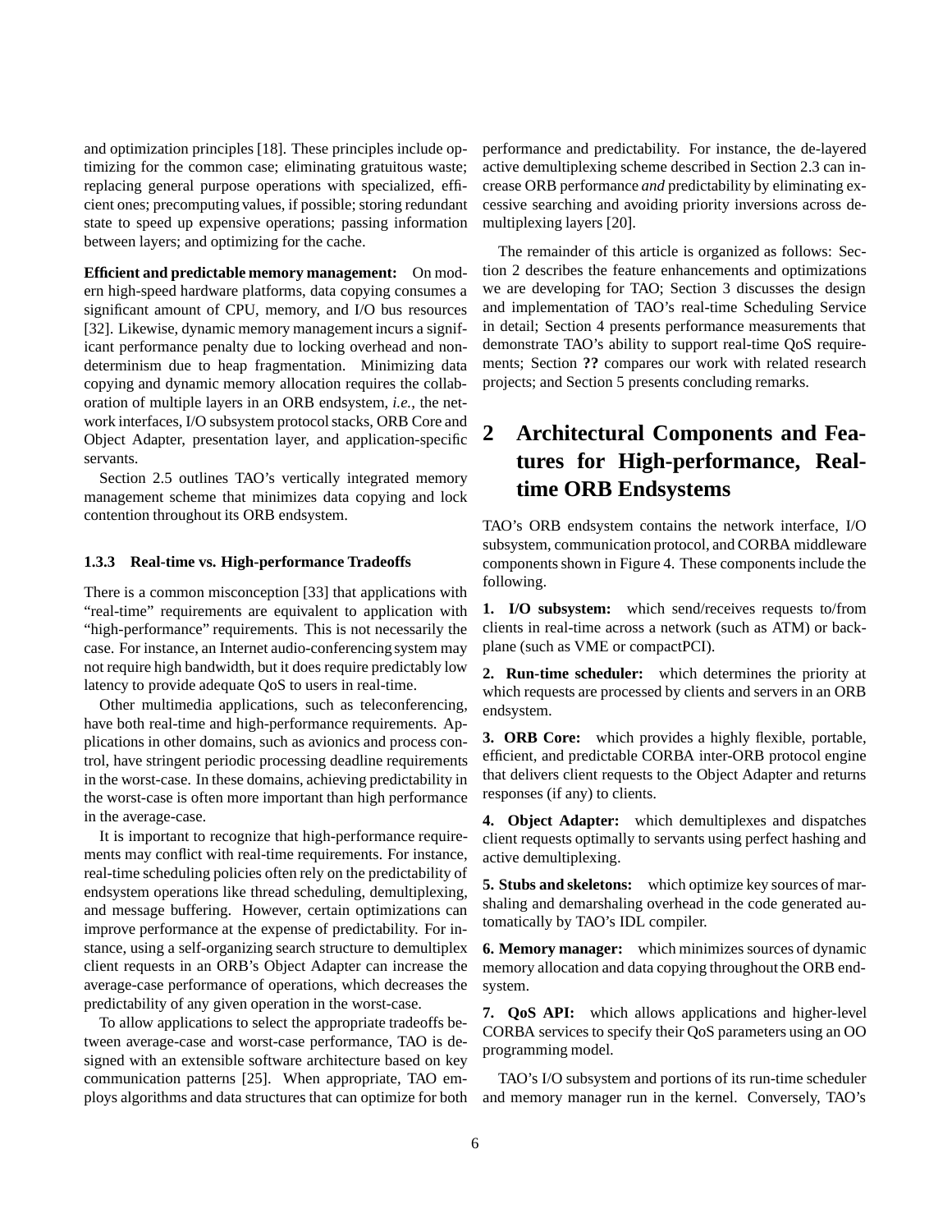and optimization principles [18]. These principles include optimizing for the common case; eliminating gratuitous waste; replacing general purpose operations with specialized, efficient ones; precomputing values, if possible; storing redundant state to speed up expensive operations; passing information between layers; and optimizing for the cache.

**Efficient and predictable memory management:** On modern high-speed hardware platforms, data copying consumes a significant amount of CPU, memory, and I/O bus resources [32]. Likewise, dynamic memory management incurs a significant performance penalty due to locking overhead and non-determinism due to heap fragmentation. Minimizing data copying and dynamic memory allocation requires the collaboration of multiple layers in an ORB endsystem, *i.e.,* the network interfaces, I/O subsystem protocol stacks, ORB Core and Object Adapter, presentation layer, and application-specific servants.

Section 2.5 outlines TAO's vertically integrated memory management scheme that minimizes data copying and lock contention throughout its ORB endsystem.

#### 1.3.3 Real-time vs. High-performance Tradeoffs

There is a common misconception [33] that applications with "real-time" requirements are equivalent to application with "high-performance" requirements. This is not necessarily the case. For instance, an Internet audio-conferencing system may not require high bandwidth, but it does require predictably low latency to provide adequate QoS to users in real-time.

Other multimedia applications, such as teleconferencing, have both real-time and high-performance requirements. Applications in other domains, such as avionics and process control, have stringent periodic processing deadline requirements in the worst-case. In these domains, achieving predictability in the worst-case is often more important than high performance in the average-case.

It is important to recognize that high-performance requirements may conflict with real-time requirements. For instance, real-time scheduling policies often rely on the predictability of endsystem operations like thread scheduling, demultiplexing, and message buffering. However, certain optimizations can improve performance at the expense of predictability. For instance, using a self-organizing search structure to demultiplex client requests in an ORB's Object Adapter can increase the average-case performance of operations, which decreases the predictability of any given operation in the worst-case.

To allow applications to select the appropriate tradeoffs between average-case and worst-case performance, TAO is designed with an extensible software architecture based on key communication patterns [25]. When appropriate, TAO employs algorithms and data structures that can optimize for both performance and predictability. For instance, the de-layered active demultiplexing scheme described in Section 2.3 can increase ORB performance *and* predictability by eliminating excessive searching and avoiding priority inversions across demultiplexing layers [20].

The remainder of this article is organized as follows: Section 2 describes the feature enhancements and optimizations we are developing for TAO; Section 3 discusses the design and implementation of TAO's real-time Scheduling Service in detail; Section 4 presents performance measurements that demonstrate TAO's ability to support real-time QoS requirements; Section **??** compares our work with related research projects; and Section 5 presents concluding remarks.

## 2 Architectural Components and Features for High-performance, Real-time ORB Endsystems

TAO's ORB endsystem contains the network interface, I/O subsystem, communication protocol, and CORBA middleware components shown in Figure 4. These components include the following.

**1. I/O subsystem:** which send/receives requests to/from clients in real-time across a network (such as ATM) or backplane (such as VME or compactPCI).

**2. Run-time scheduler:** which determines the priority at which requests are processed by clients and servers in an ORB endsystem.

**3. ORB Core:** which provides a highly flexible, portable, efficient, and predictable CORBA inter-ORB protocol engine that delivers client requests to the Object Adapter and returns responses (if any) to clients.

**4. Object Adapter:** which demultiplexes and dispatches client requests optimally to servants using perfect hashing and active demultiplexing.

**5. Stubs and skeletons:** which optimize key sources of marshaling and demarshaling overhead in the code generated automatically by TAO's IDL compiler.

**6. Memory manager:** which minimizes sources of dynamic memory allocation and data copying throughout the ORB endsystem.

**7. QoS API:** which allows applications and higher-level CORBA services to specify their QoS parameters using an OO programming model.

TAO's I/O subsystem and portions of its run-time scheduler and memory manager run in the kernel. Conversely, TAO's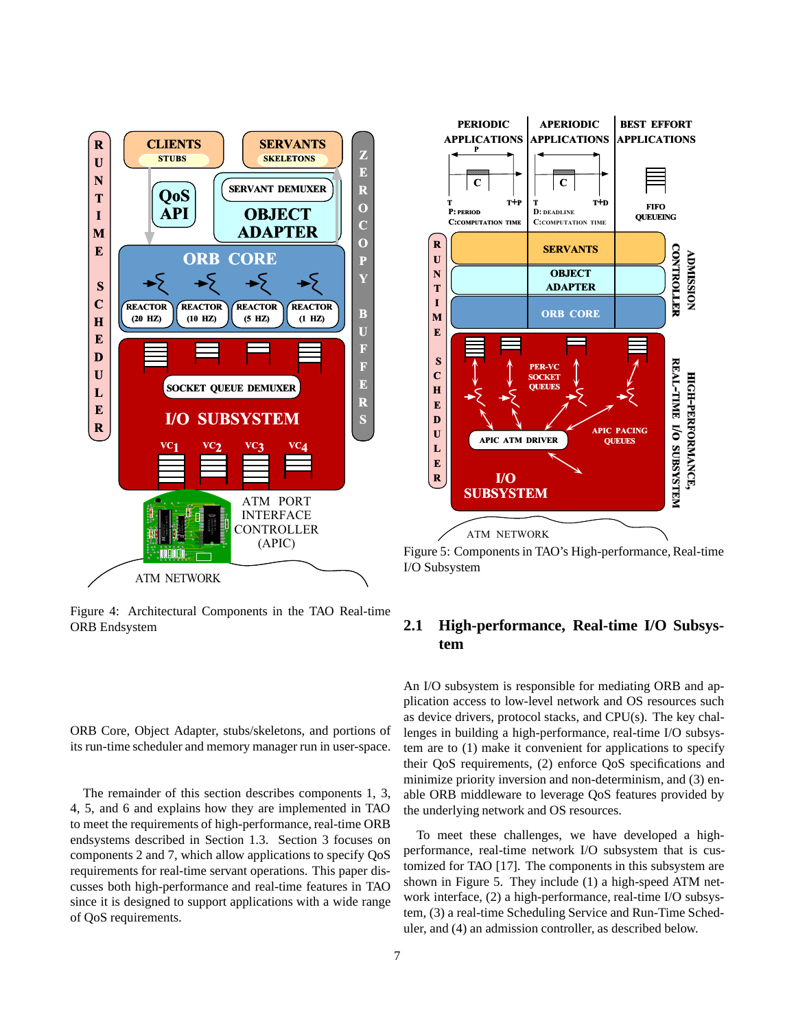Figure 4: Architectural Components in the TAO Real-time ORB Endsystem

ORB Core, Object Adapter, stubs/skeletons, and portions of its run-time scheduler and memory manager run in user-space.

The remainder of this section describes components 1, 3, 4, 5, and 6 and explains how they are implemented in TAO to meet the requirements of high-performance, real-time ORB endsystems described in Section 1.3. Section 3 focuses on components 2 and 7, which allow applications to specify QoS requirements for real-time servant operations. This paper discusses both high-performance and real-time features in TAO since it is designed to support applications with a wide range of QoS requirements.

Figure 5: Components in TAO's High-performance, Real-time I/O Subsystem

## 2.1 High-performance, Real-time I/O Subsystem

An I/O subsystem is responsible for mediating ORB and application access to low-level network and OS resources such as device drivers, protocol stacks, and CPU(s). The key challenges in building a high-performance, real-time I/O subsystem are to (1) make it convenient for applications to specify their QoS requirements, (2) enforce QoS specifications and minimize priority inversion and non-determinism, and (3) enable ORB middleware to leverage QoS features provided by the underlying network and OS resources.

To meet these challenges, we have developed a high-performance, real-time network I/O subsystem that is customized for TAO [17]. The components in this subsystem are shown in Figure 5. They include (1) a high-speed ATM network interface, (2) a high-performance, real-time I/O subsystem, (3) a real-time Scheduling Service and Run-Time Scheduler, and (4) an admission controller, as described below.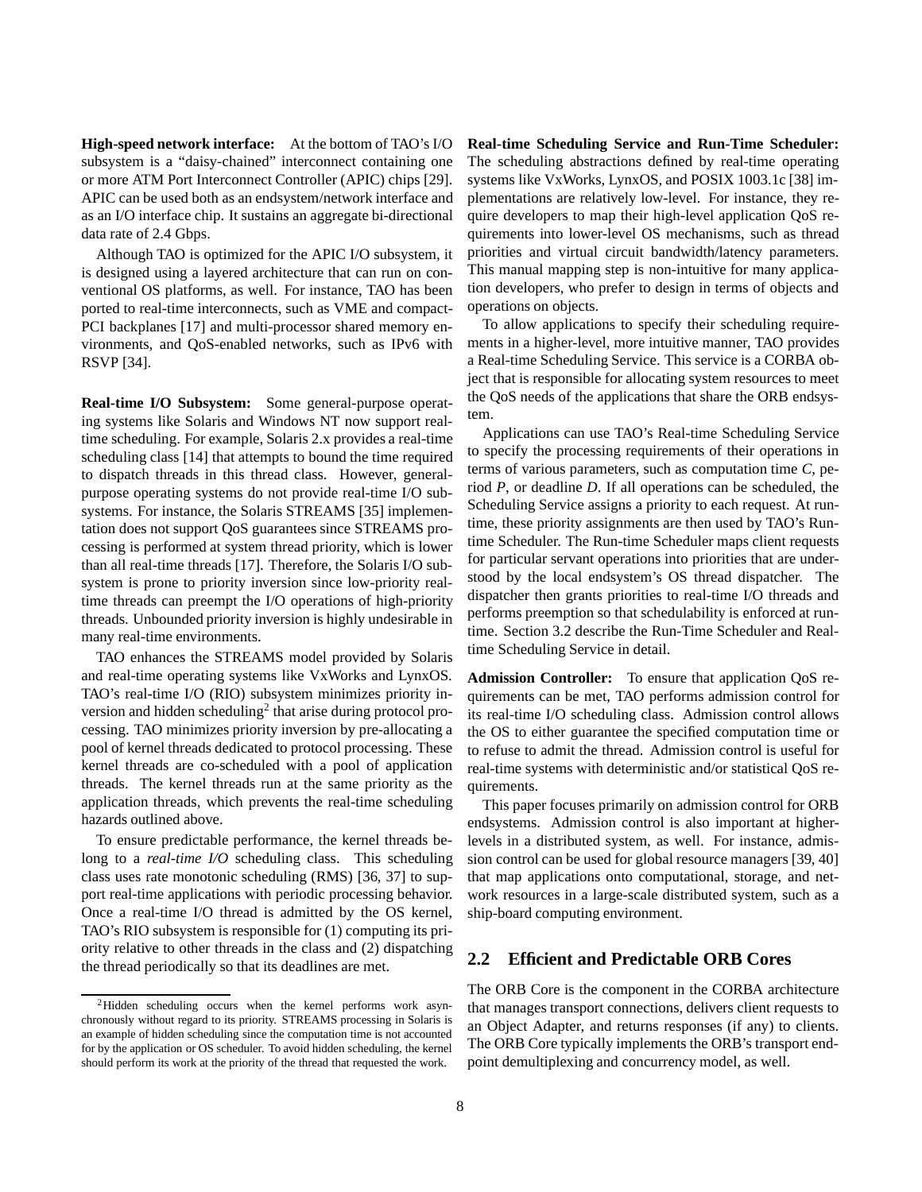**High-speed network interface:** At the bottom of TAO's I/O subsystem is a "daisy-chained" interconnect containing one or more ATM Port Interconnect Controller (APIC) chips [29]. APIC can be used both as an endsystem/network interface and as an I/O interface chip. It sustains an aggregate bi-directional data rate of 2.4 Gbps.

Although TAO is optimized for the APIC I/O subsystem, it is designed using a layered architecture that can run on conventional OS platforms, as well. For instance, TAO has been ported to real-time interconnects, such as VME and compactPCI backplanes [17] and multi-processor shared memory environments, and QoS-enabled networks, such as IPv6 with RSVP [34].

**Real-time I/O Subsystem:** Some general-purpose operating systems like Solaris and Windows NT now support real-time scheduling. For example, Solaris 2.x provides a real-time scheduling class [14] that attempts to bound the time required to dispatch threads in this thread class. However, general-purpose operating systems do not provide real-time I/O subsystems. For instance, the Solaris STREAMS [35] implementation does not support QoS guarantees since STREAMS processing is performed at system thread priority, which is lower than all real-time threads [17]. Therefore, the Solaris I/O subsystem is prone to priority inversion since low-priority real-time threads can preempt the I/O operations of high-priority threads. Unbounded priority inversion is highly undesirable in many real-time environments.

TAO enhances the STREAMS model provided by Solaris and real-time operating systems like VxWorks and LynxOS. TAO's real-time I/O (RIO) subsystem minimizes priority inversion and hidden scheduling[2] that arise during protocol processing. TAO minimizes priority inversion by pre-allocating a pool of kernel threads dedicated to protocol processing. These kernel threads are co-scheduled with a pool of application threads. The kernel threads run at the same priority as the application threads, which prevents the real-time scheduling hazards outlined above.

To ensure predictable performance, the kernel threads belong to a *real-time I/O* scheduling class. This scheduling class uses rate monotonic scheduling (RMS) [36, 37] to support real-time applications with periodic processing behavior. Once a real-time I/O thread is admitted by the OS kernel, TAO's RIO subsystem is responsible for (1) computing its priority relative to other threads in the class and (2) dispatching the thread periodically so that its deadlines are met.

[2] Hidden scheduling occurs when the kernel performs work asynchronously without regard to its priority. STREAMS processing in Solaris is an example of hidden scheduling since the computation time is not accounted for by the application or OS scheduler. To avoid hidden scheduling, the kernel should perform its work at the priority of the thread that requested the work.

**Real-time Scheduling Service and Run-Time Scheduler:** The scheduling abstractions defined by real-time operating systems like VxWorks, LynxOS, and POSIX 1003.1c [38] implementations are relatively low-level. For instance, they require developers to map their high-level application QoS requirements into lower-level OS mechanisms, such as thread priorities and virtual circuit bandwidth/latency parameters. This manual mapping step is non-intuitive for many application developers, who prefer to design in terms of objects and operations on objects.

To allow applications to specify their scheduling requirements in a higher-level, more intuitive manner, TAO provides a Real-time Scheduling Service. This service is a CORBA object that is responsible for allocating system resources to meet the QoS needs of the applications that share the ORB endsystem.

Applications can use TAO's Real-time Scheduling Service to specify the processing requirements of their operations in terms of various parameters, such as computation time $C$, period $P$, or deadline $D$. If all operations can be scheduled, the Scheduling Service assigns a priority to each request. At run-time, these priority assignments are then used by TAO's Run-time Scheduler. The Run-time Scheduler maps client requests for particular servant operations into priorities that are understood by the local endsystem's OS thread dispatcher. The dispatcher then grants priorities to real-time I/O threads and performs preemption so that schedulability is enforced at run-time. Section 3.2 describe the Run-Time Scheduler and Real-time Scheduling Service in detail.

**Admission Controller:** To ensure that application QoS requirements can be met, TAO performs admission control for its real-time I/O scheduling class. Admission control allows the OS to either guarantee the specified computation time or to refuse to admit the thread. Admission control is useful for real-time systems with deterministic and/or statistical QoS requirements.

This paper focuses primarily on admission control for ORB endsystems. Admission control is also important at higher-levels in a distributed system, as well. For instance, admission control can be used for global resource managers [39, 40] that map applications onto computational, storage, and network resources in a large-scale distributed system, such as a ship-board computing environment.

## 2.2 Efficient and Predictable ORB Cores

The ORB Core is the component in the CORBA architecture that manages transport connections, delivers client requests to an Object Adapter, and returns responses (if any) to clients. The ORB Core typically implements the ORB's transport endpoint demultiplexing and concurrency model, as well.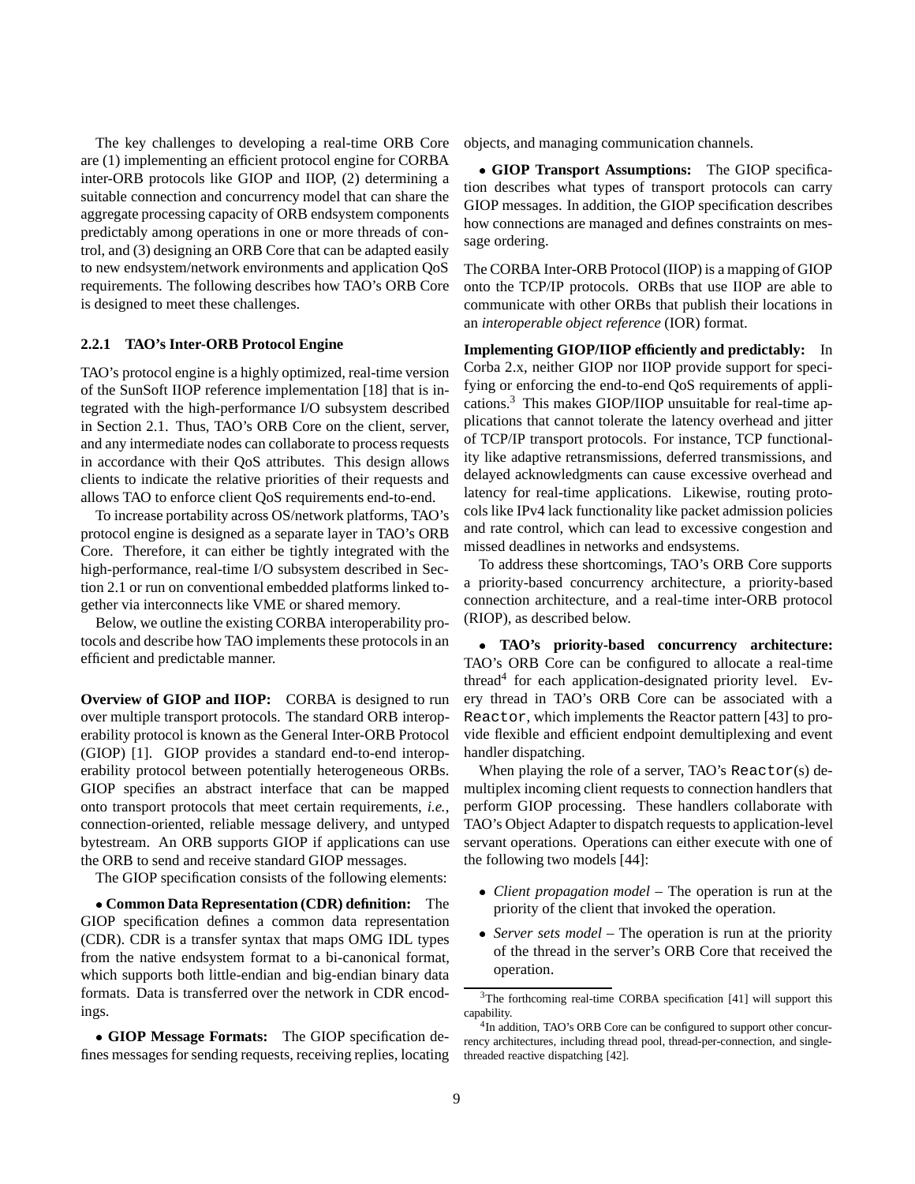The key challenges to developing a real-time ORB Core are (1) implementing an efficient protocol engine for CORBA inter-ORB protocols like GIOP and IIOP, (2) determining a suitable connection and concurrency model that can share the aggregate processing capacity of ORB endsystem components predictably among operations in one or more threads of control, and (3) designing an ORB Core that can be adapted easily to new endsystem/network environments and application QoS requirements. The following describes how TAO's ORB Core is designed to meet these challenges.

### 2.2.1 TAO's Inter-ORB Protocol Engine

TAO's protocol engine is a highly optimized, real-time version of the SunSoft IIOP reference implementation [18] that is integrated with the high-performance I/O subsystem described in Section 2.1. Thus, TAO's ORB Core on the client, server, and any intermediate nodes can collaborate to process requests in accordance with their QoS attributes. This design allows clients to indicate the relative priorities of their requests and allows TAO to enforce client QoS requirements end-to-end.

To increase portability across OS/network platforms, TAO's protocol engine is designed as a separate layer in TAO's ORB Core. Therefore, it can either be tightly integrated with the high-performance, real-time I/O subsystem described in Section 2.1 or run on conventional embedded platforms linked together via interconnects like VME or shared memory.

Below, we outline the existing CORBA interoperability protocols and describe how TAO implements these protocols in an efficient and predictable manner.

**Overview of GIOP and IIOP:** CORBA is designed to run over multiple transport protocols. The standard ORB interoperability protocol is known as the General Inter-ORB Protocol (GIOP) [1]. GIOP provides a standard end-to-end interoperability protocol between potentially heterogeneous ORBs. GIOP specifies an abstract interface that can be mapped onto transport protocols that meet certain requirements, *i.e.*, connection-oriented, reliable message delivery, and untyped bytestream. An ORB supports GIOP if applications can use the ORB to send and receive standard GIOP messages.

The GIOP specification consists of the following elements:

- **Common Data Representation (CDR) definition:** The GIOP specification defines a common data representation (CDR). CDR is a transfer syntax that maps OMG IDL types from the native endsystem format to a bi-canonical format, which supports both little-endian and big-endian binary data formats. Data is transferred over the network in CDR encodings.

- **GIOP Message Formats:** The GIOP specification defines messages for sending requests, receiving replies, locating objects, and managing communication channels.

- **GIOP Transport Assumptions:** The GIOP specification describes what types of transport protocols can carry GIOP messages. In addition, the GIOP specification describes how connections are managed and defines constraints on message ordering.

The CORBA Inter-ORB Protocol (IIOP) is a mapping of GIOP onto the TCP/IP protocols. ORBs that use IIOP are able to communicate with other ORBs that publish their locations in an *interoperable object reference* (IOR) format.

**Implementing GIOP/IIOP efficiently and predictably:** In Corba 2.x, neither GIOP nor IIOP provide support for specifying or enforcing the end-to-end QoS requirements of applications.[3] This makes GIOP/IIOP unsuitable for real-time applications that cannot tolerate the latency overhead and jitter of TCP/IP transport protocols. For instance, TCP functionality like adaptive retransmissions, deferred transmissions, and delayed acknowledgments can cause excessive overhead and latency for real-time applications. Likewise, routing protocols like IPv4 lack functionality like packet admission policies and rate control, which can lead to excessive congestion and missed deadlines in networks and endsystems.

To address these shortcomings, TAO's ORB Core supports a priority-based concurrency architecture, a priority-based connection architecture, and a real-time inter-ORB protocol (RIOP), as described below.

- **TAO's priority-based concurrency architecture:** TAO's ORB Core can be configured to allocate a real-time thread[4] for each application-designated priority level. Every thread in TAO's ORB Core can be associated with a `Reactor`, which implements the Reactor pattern [43] to provide flexible and efficient endpoint demultiplexing and event handler dispatching.

When playing the role of a server, TAO's `Reactor`(s) demultiplex incoming client requests to connection handlers that perform GIOP processing. These handlers collaborate with TAO's Object Adapter to dispatch requests to application-level servant operations. Operations can either execute with one of the following two models [44]:

- *Client propagation model* – The operation is run at the priority of the client that invoked the operation.
- *Server sets model* – The operation is run at the priority of the thread in the server's ORB Core that received the operation.

[3] The forthcoming real-time CORBA specification [41] will support this capability.

[4] In addition, TAO's ORB Core can be configured to support other concurrency architectures, including thread pool, thread-per-connection, and single-threaded reactive dispatching [42].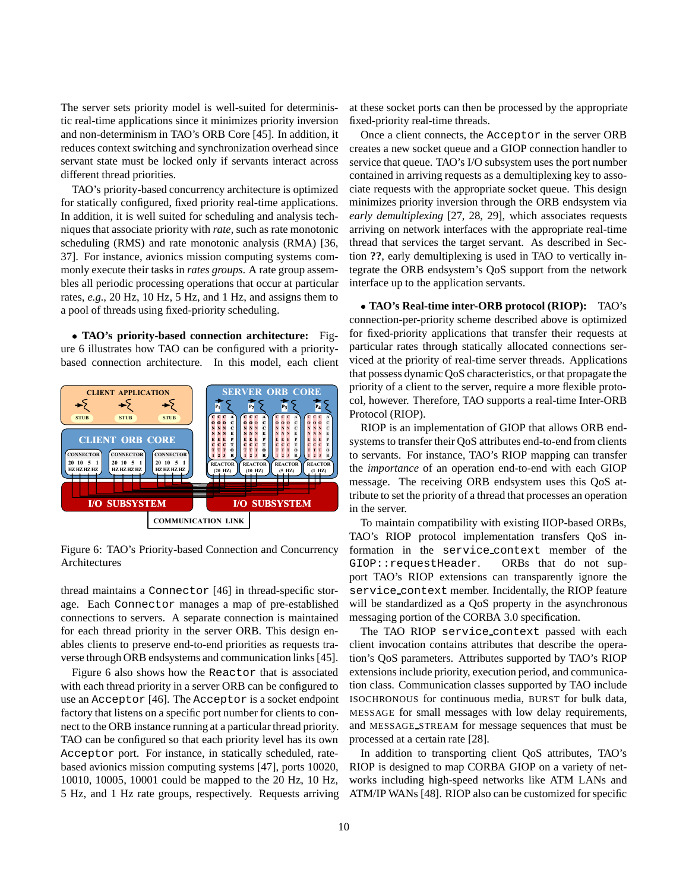The server sets priority model is well-suited for deterministic real-time applications since it minimizes priority inversion and non-determinism in TAO's ORB Core [45]. In addition, it reduces context switching and synchronization overhead since servant state must be locked only if servants interact across different thread priorities.

TAO's priority-based concurrency architecture is optimized for statically configured, fixed priority real-time applications. In addition, it is well suited for scheduling and analysis techniques that associate priority with *rate*, such as rate monotonic scheduling (RMS) and rate monotonic analysis (RMA) [36, 37]. For instance, avionics mission computing systems commonly execute their tasks in *rates groups*. A rate group assembles all periodic processing operations that occur at particular rates, *e.g.*, 20 Hz, 10 Hz, 5 Hz, and 1 Hz, and assigns them to a pool of threads using fixed-priority scheduling.

• **TAO's priority-based connection architecture:** Figure 6 illustrates how TAO can be configured with a priority-based connection architecture. In this model, each client thread maintains a `Connector` [46] in thread-specific storage. Each `Connector` manages a map of pre-established connections to servers. A separate connection is maintained for each thread priority in the server ORB. This design enables clients to preserve end-to-end priorities as requests traverse through ORB endsystems and communication links [45].

Figure 6: TAO's Priority-based Connection and Concurrency Architectures

Figure 6 also shows how the `Reactor` that is associated with each thread priority in a server ORB can be configured to use an `Acceptor` [46]. The `Acceptor` is a socket endpoint factory that listens on a specific port number for clients to connect to the ORB instance running at a particular thread priority. TAO can be configured so that each priority level has its own `Acceptor` port. For instance, in statically scheduled, rate-based avionics mission computing systems [47], ports 10020, 10010, 10005, 10001 could be mapped to the 20 Hz, 10 Hz, 5 Hz, and 1 Hz rate groups, respectively. Requests arriving at these socket ports can then be processed by the appropriate fixed-priority real-time threads.

Once a client connects, the `Acceptor` in the server ORB creates a new socket queue and a GIOP connection handler to service that queue. TAO's I/O subsystem uses the port number contained in arriving requests as a demultiplexing key to associate requests with the appropriate socket queue. This design minimizes priority inversion through the ORB endsystem via *early demultiplexing* [27, 28, 29], which associates requests arriving on network interfaces with the appropriate real-time thread that services the target servant. As described in Section **??**, early demultiplexing is used in TAO to vertically integrate the ORB endsystem's QoS support from the network interface up to the application servants.

• **TAO's Real-time inter-ORB protocol (RIOP):** TAO's connection-per-priority scheme described above is optimized for fixed-priority applications that transfer their requests at particular rates through statically allocated connections serviced at the priority of real-time server threads. Applications that possess dynamic QoS characteristics, or that propagate the priority of a client to the server, require a more flexible protocol, however. Therefore, TAO supports a real-time Inter-ORB Protocol (RIOP).

RIOP is an implementation of GIOP that allows ORB endsystems to transfer their QoS attributes end-to-end from clients to servants. For instance, TAO's RIOP mapping can transfer the *importance* of an operation end-to-end with each GIOP message. The receiving ORB endsystem uses this QoS attribute to set the priority of a thread that processes an operation in the server.

To maintain compatibility with existing IIOP-based ORBs, TAO's RIOP protocol implementation transfers QoS information in the `service_context` member of the `GIOP::requestHeader`. ORBs that do not support TAO's RIOP extensions can transparently ignore the `service_context` member. Incidentally, the RIOP feature will be standardized as a QoS property in the asynchronous messaging portion of the CORBA 3.0 specification.

The TAO RIOP `service_context` passed with each client invocation contains attributes that describe the operation's QoS parameters. Attributes supported by TAO's RIOP extensions include priority, execution period, and communication class. Communication classes supported by TAO include ISOCHRONOUS for continuous media, BURST for bulk data, MESSAGE for small messages with low delay requirements, and MESSAGE_STREAM for message sequences that must be processed at a certain rate [28].

In addition to transporting client QoS attributes, TAO's RIOP is designed to map CORBA GIOP on a variety of networks including high-speed networks like ATM LANs and ATM/IP WANs [48]. RIOP also can be customized for specific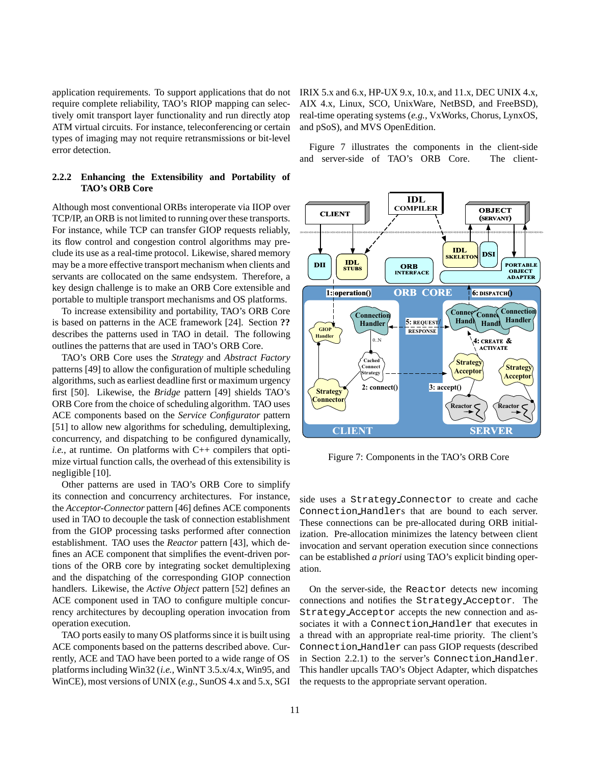application requirements. To support applications that do not require complete reliability, TAO's RIOP mapping can selectively omit transport layer functionality and run directly atop ATM virtual circuits. For instance, teleconferencing or certain types of imaging may not require retransmissions or bit-level error detection.

### 2.2.2 Enhancing the Extensibility and Portability of TAO's ORB Core

Although most conventional ORBs interoperate via IIOP over TCP/IP, an ORB is not limited to running over these transports. For instance, while TCP can transfer GIOP requests reliably, its flow control and congestion control algorithms may preclude its use as a real-time protocol. Likewise, shared memory may be a more effective transport mechanism when clients and servants are collocated on the same endsystem. Therefore, a key design challenge is to make an ORB Core extensible and portable to multiple transport mechanisms and OS platforms.

To increase extensibility and portability, TAO's ORB Core is based on patterns in the ACE framework [24]. Section **??** describes the patterns used in TAO in detail. The following outlines the patterns that are used in TAO's ORB Core.

TAO's ORB Core uses the *Strategy* and *Abstract Factory* patterns [49] to allow the configuration of multiple scheduling algorithms, such as earliest deadline first or maximum urgency first [50]. Likewise, the *Bridge* pattern [49] shields TAO's ORB Core from the choice of scheduling algorithm. TAO uses ACE components based on the *Service Configurator* pattern [51] to allow new algorithms for scheduling, demultiplexing, concurrency, and dispatching to be configured dynamically, *i.e.*, at runtime. On platforms with C++ compilers that optimize virtual function calls, the overhead of this extensibility is negligible [10].

Other patterns are used in TAO's ORB Core to simplify its connection and concurrency architectures. For instance, the *Acceptor-Connector* pattern [46] defines ACE components used in TAO to decouple the task of connection establishment from the GIOP processing tasks performed after connection establishment. TAO uses the *Reactor* pattern [43], which defines an ACE component that simplifies the event-driven portions of the ORB core by integrating socket demultiplexing and the dispatching of the corresponding GIOP connection handlers. Likewise, the *Active Object* pattern [52] defines an ACE component used in TAO to configure multiple concurrency architectures by decoupling operation invocation from operation execution.

TAO ports easily to many OS platforms since it is built using ACE components based on the patterns described above. Currently, ACE and TAO have been ported to a wide range of OS platforms including Win32 (*i.e.*, WinNT 3.5.x/4.x, Win95, and WinCE), most versions of UNIX (*e.g.*, SunOS 4.x and 5.x, SGI IRIX 5.x and 6.x, HP-UX 9.x, 10.x, and 11.x, DEC UNIX 4.x, AIX 4.x, Linux, SCO, UnixWare, NetBSD, and FreeBSD), real-time operating systems (*e.g.*, VxWorks, Chorus, LynxOS, and pSoS), and MVS OpenEdition.

Figure 7 illustrates the components in the client-side and server-side of TAO's ORB Core. The client-side uses a `Strategy_Connector` to create and cache `Connection_Handler`s that are bound to each server. These connections can be pre-allocated during ORB initialization. Pre-allocation minimizes the latency between client invocation and servant operation execution since connections can be established *a priori* using TAO's explicit binding operation.

Figure 7: Components in the TAO's ORB Core

On the server-side, the `Reactor` detects new incoming connections and notifies the `Strategy_Acceptor`. The `Strategy_Acceptor` accepts the new connection and associates it with a `Connection_Handler` that executes in a thread with an appropriate real-time priority. The client's `Connection_Handler` can pass GIOP requests (described in Section 2.2.1) to the server's `Connection_Handler`. This handler upcalls TAO's Object Adapter, which dispatches the requests to the appropriate servant operation.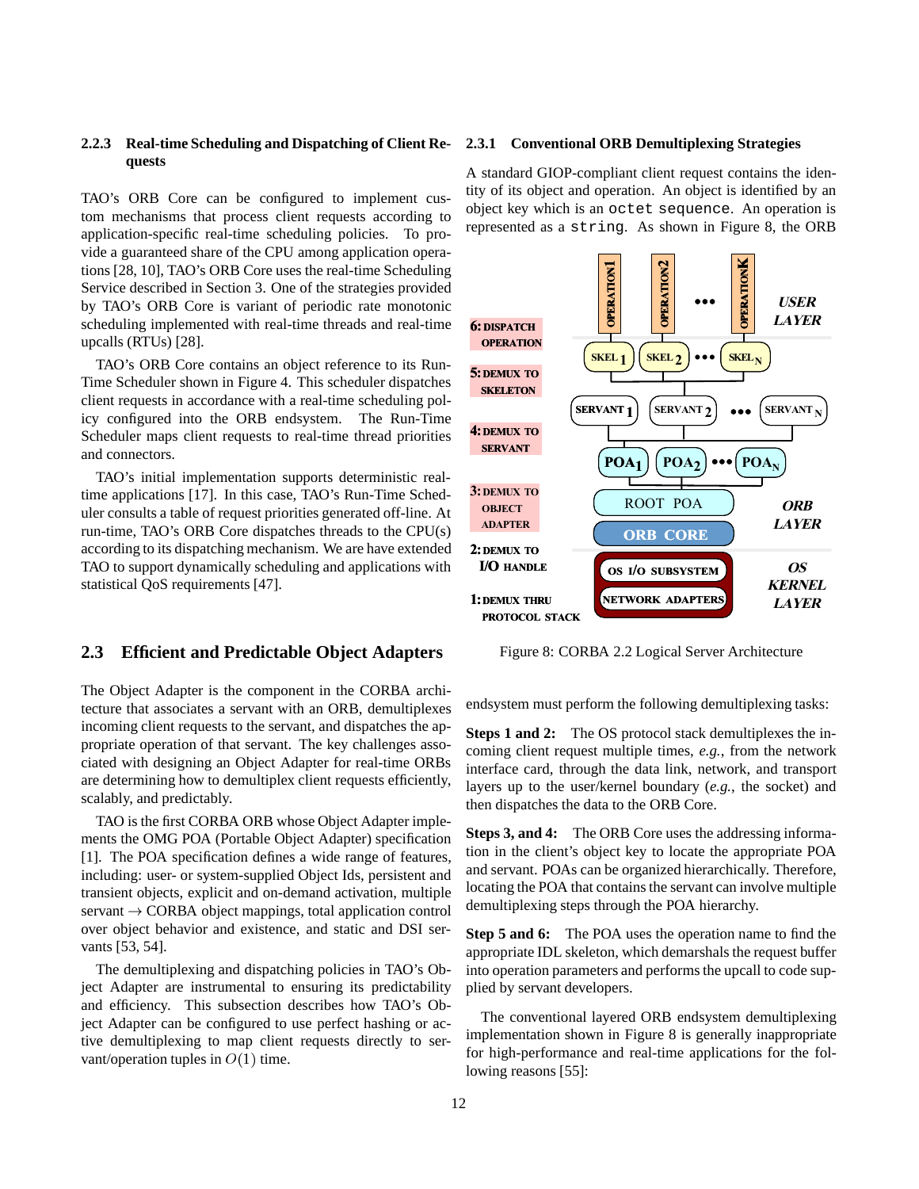### 2.2.3 Real-time Scheduling and Dispatching of Client Requests

TAO's ORB Core can be configured to implement custom mechanisms that process client requests according to application-specific real-time scheduling policies. To provide a guaranteed share of the CPU among application operations [28, 10], TAO's ORB Core uses the real-time Scheduling Service described in Section 3. One of the strategies provided by TAO's ORB Core is variant of periodic rate monotonic scheduling implemented with real-time threads and real-time upcalls (RTUs) [28].

TAO's ORB Core contains an object reference to its Run-Time Scheduler shown in Figure 4. This scheduler dispatches client requests in accordance with a real-time scheduling policy configured into the ORB endsystem. The Run-Time Scheduler maps client requests to real-time thread priorities and connectors.

TAO's initial implementation supports deterministic real-time applications [17]. In this case, TAO's Run-Time Scheduler consults a table of request priorities generated off-line. At run-time, TAO's ORB Core dispatches threads to the CPU(s) according to its dispatching mechanism. We are have extended TAO to support dynamically scheduling and applications with statistical QoS requirements [47].

## 2.3 Efficient and Predictable Object Adapters

The Object Adapter is the component in the CORBA architecture that associates a servant with an ORB, demultiplexes incoming client requests to the servant, and dispatches the appropriate operation of that servant. The key challenges associated with designing an Object Adapter for real-time ORBs are determining how to demultiplex client requests efficiently, scalably, and predictably.

TAO is the first CORBA ORB whose Object Adapter implements the OMG POA (Portable Object Adapter) specification [1]. The POA specification defines a wide range of features, including: user- or system-supplied Object Ids, persistent and transient objects, explicit and on-demand activation, multiple servant → CORBA object mappings, total application control over object behavior and existence, and static and DSI servants [53, 54].

The demultiplexing and dispatching policies in TAO's Object Adapter are instrumental to ensuring its predictability and efficiency. This subsection describes how TAO's Object Adapter can be configured to use perfect hashing or active demultiplexing to map client requests directly to servant/operation tuples in $O(1)$ time.

### 2.3.1 Conventional ORB Demultiplexing Strategies

A standard GIOP-compliant client request contains the identity of its object and operation. An object is identified by an object key which is an `octet sequence`. An operation is represented as a `string`. As shown in Figure 8, the ORB endsystem must perform the following demultiplexing tasks:

Figure 8: CORBA 2.2 Logical Server Architecture

**Steps 1 and 2:** The OS protocol stack demultiplexes the incoming client request multiple times, *e.g.*, from the network interface card, through the data link, network, and transport layers up to the user/kernel boundary (*e.g.*, the socket) and then dispatches the data to the ORB Core.

**Steps 3, and 4:** The ORB Core uses the addressing information in the client's object key to locate the appropriate POA and servant. POAs can be organized hierarchically. Therefore, locating the POA that contains the servant can involve multiple demultiplexing steps through the POA hierarchy.

**Step 5 and 6:** The POA uses the operation name to find the appropriate IDL skeleton, which demarshals the request buffer into operation parameters and performs the upcall to code supplied by servant developers.

The conventional layered ORB endsystem demultiplexing implementation shown in Figure 8 is generally inappropriate for high-performance and real-time applications for the following reasons [55]: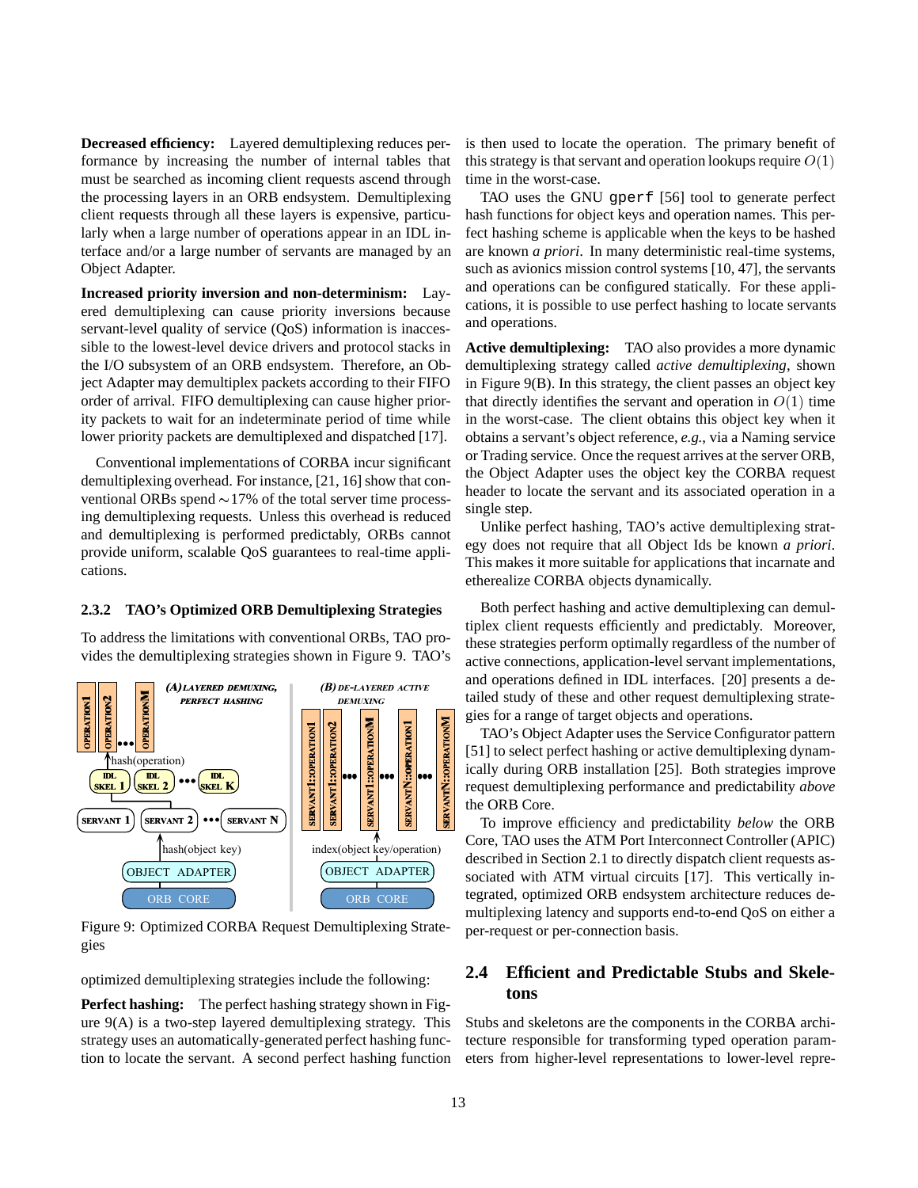**Decreased efficiency:** Layered demultiplexing reduces performance by increasing the number of internal tables that must be searched as incoming client requests ascend through the processing layers in an ORB endsystem. Demultiplexing client requests through all these layers is expensive, particularly when a large number of operations appear in an IDL interface and/or a large number of servants are managed by an Object Adapter.

**Increased priority inversion and non-determinism:** Layered demultiplexing can cause priority inversions because servant-level quality of service (QoS) information is inaccessible to the lowest-level device drivers and protocol stacks in the I/O subsystem of an ORB endsystem. Therefore, an Object Adapter may demultiplex packets according to their FIFO order of arrival. FIFO demultiplexing can cause higher priority packets to wait for an indeterminate period of time while lower priority packets are demultiplexed and dispatched [17].

Conventional implementations of CORBA incur significant demultiplexing overhead. For instance, [21, 16] show that conventional ORBs spend $\sim$17% of the total server time processing demultiplexing requests. Unless this overhead is reduced and demultiplexing is performed predictably, ORBs cannot provide uniform, scalable QoS guarantees to real-time applications.

#### 2.3.2 TAO's Optimized ORB Demultiplexing Strategies

To address the limitations with conventional ORBs, TAO provides the demultiplexing strategies shown in Figure 9. TAO's optimized demultiplexing strategies include the following:

Figure 9: Optimized CORBA Request Demultiplexing Strategies

**Perfect hashing:** The perfect hashing strategy shown in Figure 9(A) is a two-step layered demultiplexing strategy. This strategy uses an automatically-generated perfect hashing function to locate the servant. A second perfect hashing function is then used to locate the operation. The primary benefit of this strategy is that servant and operation lookups require $O(1)$ time in the worst-case.

TAO uses the GNU `gperf` [56] tool to generate perfect hash functions for object keys and operation names. This perfect hashing scheme is applicable when the keys to be hashed are known *a priori*. In many deterministic real-time systems, such as avionics mission control systems [10, 47], the servants and operations can be configured statically. For these applications, it is possible to use perfect hashing to locate servants and operations.

**Active demultiplexing:** TAO also provides a more dynamic demultiplexing strategy called *active demultiplexing*, shown in Figure 9(B). In this strategy, the client passes an object key that directly identifies the servant and operation in $O(1)$ time in the worst-case. The client obtains this object key when it obtains a servant's object reference, *e.g.*, via a Naming service or Trading service. Once the request arrives at the server ORB, the Object Adapter uses the object key the CORBA request header to locate the servant and its associated operation in a single step.

Unlike perfect hashing, TAO's active demultiplexing strategy does not require that all Object Ids be known *a priori*. This makes it more suitable for applications that incarnate and etherealize CORBA objects dynamically.

Both perfect hashing and active demultiplexing can demultiplex client requests efficiently and predictably. Moreover, these strategies perform optimally regardless of the number of active connections, application-level servant implementations, and operations defined in IDL interfaces. [20] presents a detailed study of these and other request demultiplexing strategies for a range of target objects and operations.

TAO's Object Adapter uses the Service Configurator pattern [51] to select perfect hashing or active demultiplexing dynamically during ORB installation [25]. Both strategies improve request demultiplexing performance and predictability *above* the ORB Core.

To improve efficiency and predictability *below* the ORB Core, TAO uses the ATM Port Interconnect Controller (APIC) described in Section 2.1 to directly dispatch client requests associated with ATM virtual circuits [17]. This vertically integrated, optimized ORB endsystem architecture reduces demultiplexing latency and supports end-to-end QoS on either a per-request or per-connection basis.

## 2.4 Efficient and Predictable Stubs and Skeletons

Stubs and skeletons are the components in the CORBA architecture responsible for transforming typed operation parameters from higher-level representations to lower-level repre-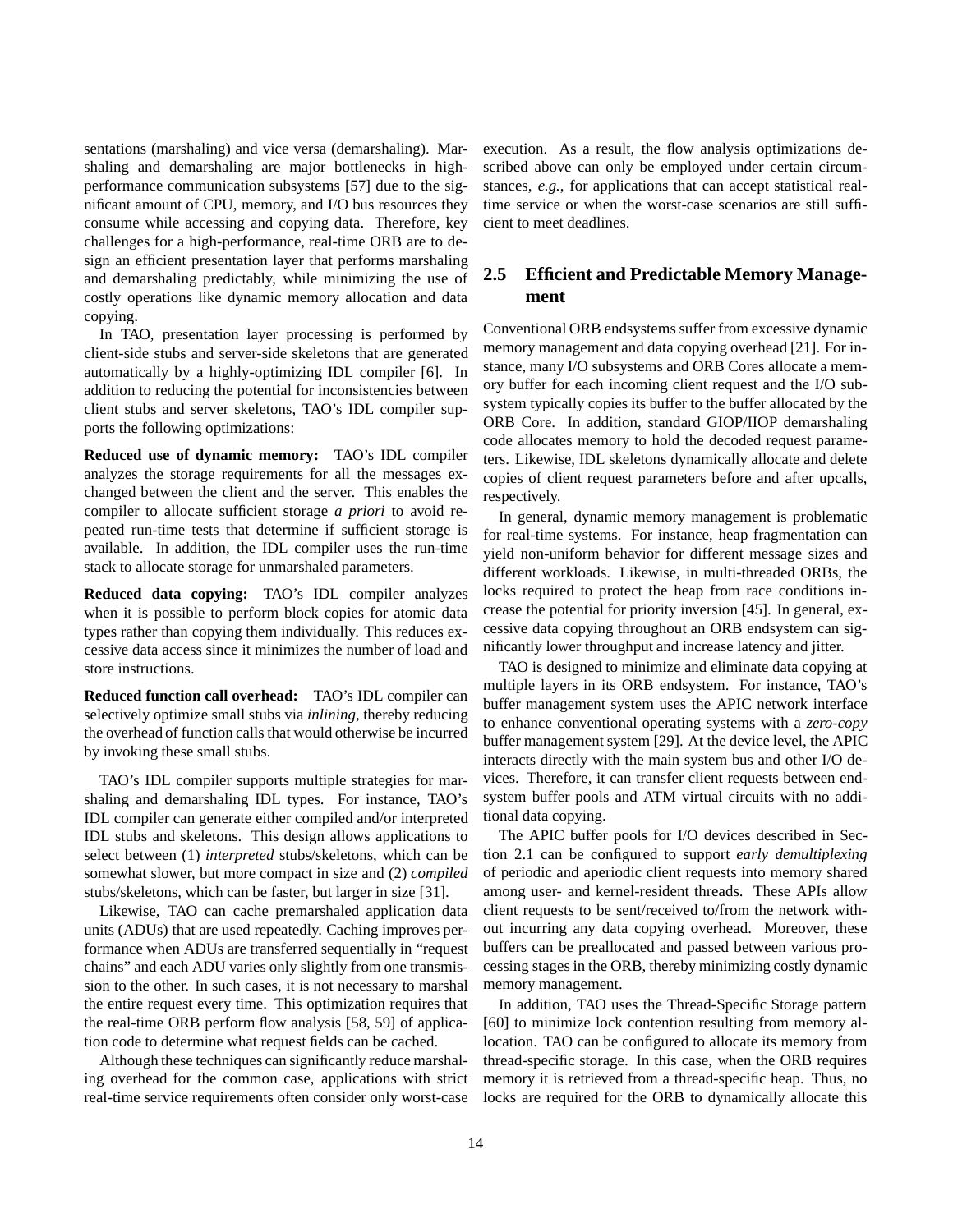sentations (marshaling) and vice versa (demarshaling). Marshaling and demarshaling are major bottlenecks in high-performance communication subsystems [57] due to the significant amount of CPU, memory, and I/O bus resources they consume while accessing and copying data. Therefore, key challenges for a high-performance, real-time ORB are to design an efficient presentation layer that performs marshaling and demarshaling predictably, while minimizing the use of costly operations like dynamic memory allocation and data copying.

In TAO, presentation layer processing is performed by client-side stubs and server-side skeletons that are generated automatically by a highly-optimizing IDL compiler [6]. In addition to reducing the potential for inconsistencies between client stubs and server skeletons, TAO's IDL compiler supports the following optimizations:

**Reduced use of dynamic memory:** TAO's IDL compiler analyzes the storage requirements for all the messages exchanged between the client and the server. This enables the compiler to allocate sufficient storage *a priori* to avoid repeated run-time tests that determine if sufficient storage is available. In addition, the IDL compiler uses the run-time stack to allocate storage for unmarshaled parameters.

**Reduced data copying:** TAO's IDL compiler analyzes when it is possible to perform block copies for atomic data types rather than copying them individually. This reduces excessive data access since it minimizes the number of load and store instructions.

**Reduced function call overhead:** TAO's IDL compiler can selectively optimize small stubs via *inlining*, thereby reducing the overhead of function calls that would otherwise be incurred by invoking these small stubs.

TAO's IDL compiler supports multiple strategies for marshaling and demarshaling IDL types. For instance, TAO's IDL compiler can generate either compiled and/or interpreted IDL stubs and skeletons. This design allows applications to select between (1) *interpreted* stubs/skeletons, which can be somewhat slower, but more compact in size and (2) *compiled* stubs/skeletons, which can be faster, but larger in size [31].

Likewise, TAO can cache premarshaled application data units (ADUs) that are used repeatedly. Caching improves performance when ADUs are transferred sequentially in "request chains" and each ADU varies only slightly from one transmission to the other. In such cases, it is not necessary to marshal the entire request every time. This optimization requires that the real-time ORB perform flow analysis [58, 59] of application code to determine what request fields can be cached.

Although these techniques can significantly reduce marshaling overhead for the common case, applications with strict real-time service requirements often consider only worst-case execution. As a result, the flow analysis optimizations described above can only be employed under certain circumstances, *e.g.*, for applications that can accept statistical real-time service or when the worst-case scenarios are still sufficient to meet deadlines.

## 2.5 Efficient and Predictable Memory Management

Conventional ORB endsystems suffer from excessive dynamic memory management and data copying overhead [21]. For instance, many I/O subsystems and ORB Cores allocate a memory buffer for each incoming client request and the I/O subsystem typically copies its buffer to the buffer allocated by the ORB Core. In addition, standard GIOP/IIOP demarshaling code allocates memory to hold the decoded request parameters. Likewise, IDL skeletons dynamically allocate and delete copies of client request parameters before and after upcalls, respectively.

In general, dynamic memory management is problematic for real-time systems. For instance, heap fragmentation can yield non-uniform behavior for different message sizes and different workloads. Likewise, in multi-threaded ORBs, the locks required to protect the heap from race conditions increase the potential for priority inversion [45]. In general, excessive data copying throughout an ORB endsystem can significantly lower throughput and increase latency and jitter.

TAO is designed to minimize and eliminate data copying at multiple layers in its ORB endsystem. For instance, TAO's buffer management system uses the APIC network interface to enhance conventional operating systems with a *zero-copy* buffer management system [29]. At the device level, the APIC interacts directly with the main system bus and other I/O devices. Therefore, it can transfer client requests between endsystem buffer pools and ATM virtual circuits with no additional data copying.

The APIC buffer pools for I/O devices described in Section 2.1 can be configured to support *early demultiplexing* of periodic and aperiodic client requests into memory shared among user- and kernel-resident threads. These APIs allow client requests to be sent/received to/from the network without incurring any data copying overhead. Moreover, these buffers can be preallocated and passed between various processing stages in the ORB, thereby minimizing costly dynamic memory management.

In addition, TAO uses the Thread-Specific Storage pattern [60] to minimize lock contention resulting from memory allocation. TAO can be configured to allocate its memory from thread-specific storage. In this case, when the ORB requires memory it is retrieved from a thread-specific heap. Thus, no locks are required for the ORB to dynamically allocate this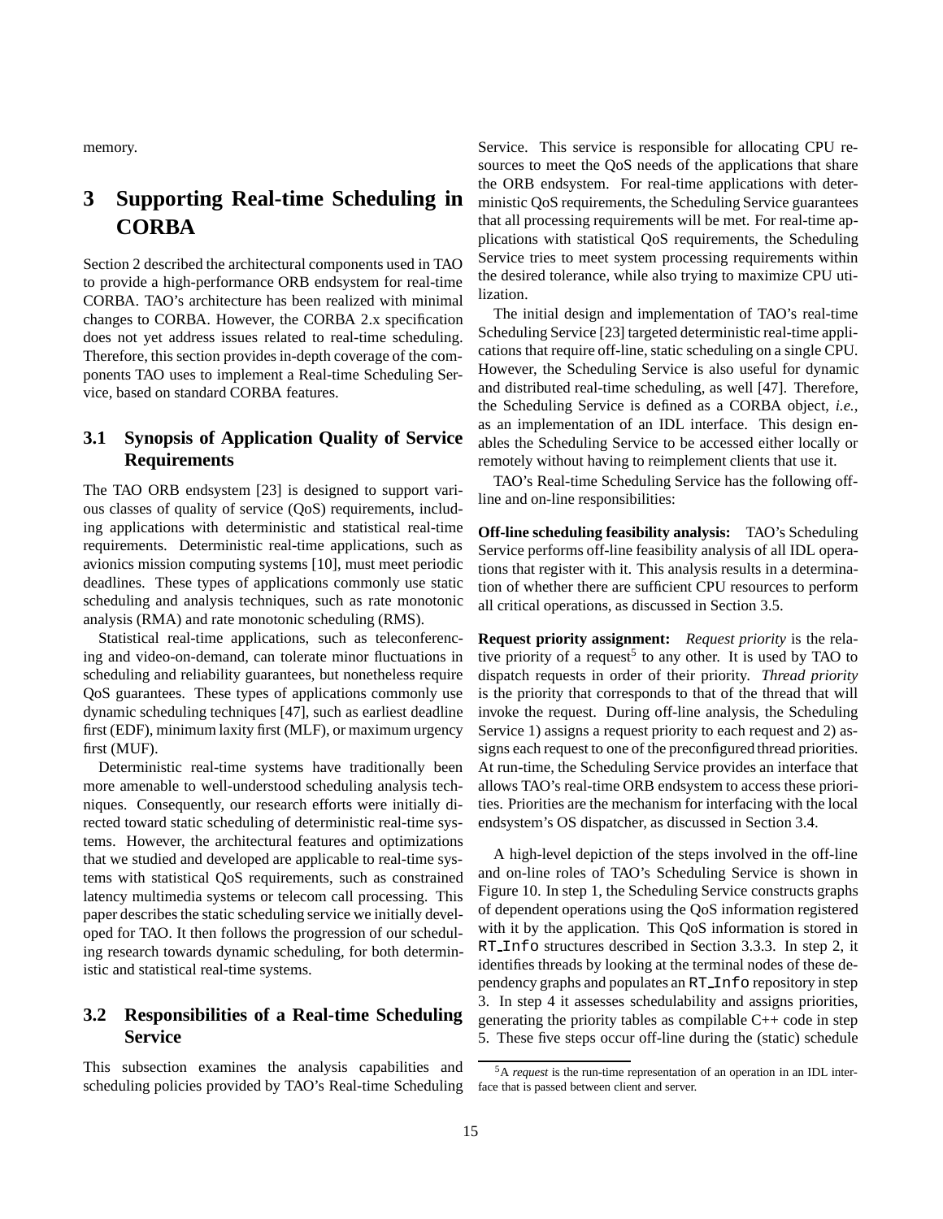memory.

# 3 Supporting Real-time Scheduling in CORBA

Section 2 described the architectural components used in TAO to provide a high-performance ORB endsystem for real-time CORBA. TAO's architecture has been realized with minimal changes to CORBA. However, the CORBA 2.x specification does not yet address issues related to real-time scheduling. Therefore, this section provides in-depth coverage of the components TAO uses to implement a Real-time Scheduling Service, based on standard CORBA features.

## 3.1 Synopsis of Application Quality of Service Requirements

The TAO ORB endsystem [23] is designed to support various classes of quality of service (QoS) requirements, including applications with deterministic and statistical real-time requirements. Deterministic real-time applications, such as avionics mission computing systems [10], must meet periodic deadlines. These types of applications commonly use static scheduling and analysis techniques, such as rate monotonic analysis (RMA) and rate monotonic scheduling (RMS).

Statistical real-time applications, such as teleconferencing and video-on-demand, can tolerate minor fluctuations in scheduling and reliability guarantees, but nonetheless require QoS guarantees. These types of applications commonly use dynamic scheduling techniques [47], such as earliest deadline first (EDF), minimum laxity first (MLF), or maximum urgency first (MUF).

Deterministic real-time systems have traditionally been more amenable to well-understood scheduling analysis techniques. Consequently, our research efforts were initially directed toward static scheduling of deterministic real-time systems. However, the architectural features and optimizations that we studied and developed are applicable to real-time systems with statistical QoS requirements, such as constrained latency multimedia systems or telecom call processing. This paper describes the static scheduling service we initially developed for TAO. It then follows the progression of our scheduling research towards dynamic scheduling, for both deterministic and statistical real-time systems.

## 3.2 Responsibilities of a Real-time Scheduling Service

This subsection examines the analysis capabilities and scheduling policies provided by TAO's Real-time Scheduling Service. This service is responsible for allocating CPU resources to meet the QoS needs of the applications that share the ORB endsystem. For real-time applications with deterministic QoS requirements, the Scheduling Service guarantees that all processing requirements will be met. For real-time applications with statistical QoS requirements, the Scheduling Service tries to meet system processing requirements within the desired tolerance, while also trying to maximize CPU utilization.

The initial design and implementation of TAO's real-time Scheduling Service [23] targeted deterministic real-time applications that require off-line, static scheduling on a single CPU. However, the Scheduling Service is also useful for dynamic and distributed real-time scheduling, as well [47]. Therefore, the Scheduling Service is defined as a CORBA object, *i.e.*, as an implementation of an IDL interface. This design enables the Scheduling Service to be accessed either locally or remotely without having to reimplement clients that use it.

TAO's Real-time Scheduling Service has the following off-line and on-line responsibilities:

**Off-line scheduling feasibility analysis:** TAO's Scheduling Service performs off-line feasibility analysis of all IDL operations that register with it. This analysis results in a determination of whether there are sufficient CPU resources to perform all critical operations, as discussed in Section 3.5.

**Request priority assignment:** *Request priority* is the relative priority of a request[5] to any other. It is used by TAO to dispatch requests in order of their priority. *Thread priority* is the priority that corresponds to that of the thread that will invoke the request. During off-line analysis, the Scheduling Service 1) assigns a request priority to each request and 2) assigns each request to one of the preconfigured thread priorities. At run-time, the Scheduling Service provides an interface that allows TAO's real-time ORB endsystem to access these priorities. Priorities are the mechanism for interfacing with the local endsystem's OS dispatcher, as discussed in Section 3.4.

A high-level depiction of the steps involved in the off-line and on-line roles of TAO's Scheduling Service is shown in Figure 10. In step 1, the Scheduling Service constructs graphs of dependent operations using the QoS information registered with it by the application. This QoS information is stored in `RT_Info` structures described in Section 3.3.3. In step 2, it identifies threads by looking at the terminal nodes of these dependency graphs and populates an `RT_Info` repository in step 3. In step 4 it assesses schedulability and assigns priorities, generating the priority tables as compilable C++ code in step 5. These five steps occur off-line during the (static) schedule

[5] A *request* is the run-time representation of an operation in an IDL interface that is passed between client and server.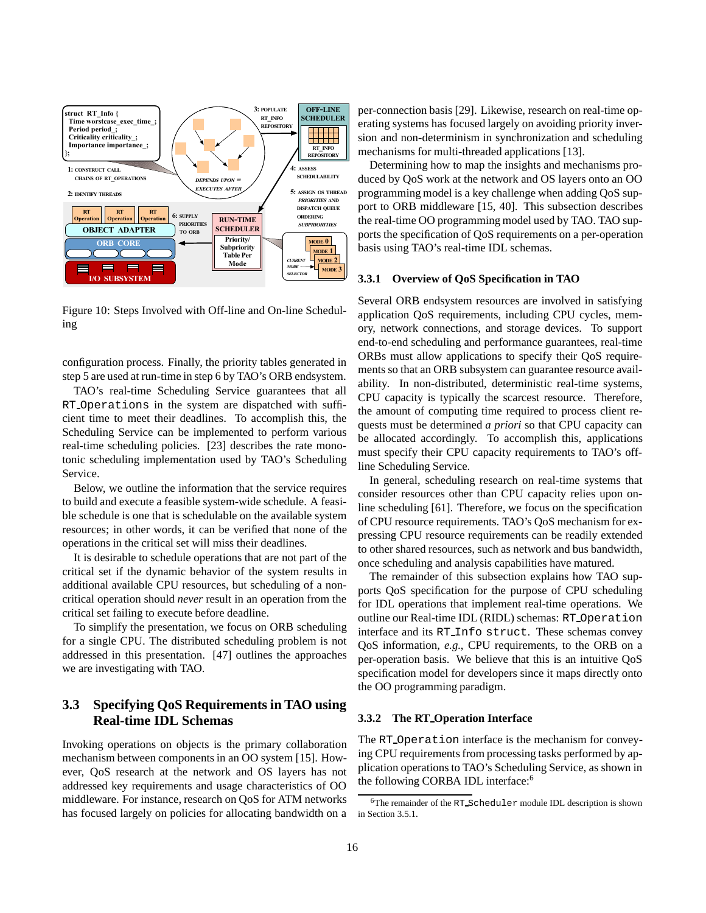Figure 10: Steps Involved with Off-line and On-line Scheduling

configuration process. Finally, the priority tables generated in step 5 are used at run-time in step 6 by TAO's ORB endsystem.

TAO's real-time Scheduling Service guarantees that all `RT_Operations` in the system are dispatched with sufficient time to meet their deadlines. To accomplish this, the Scheduling Service can be implemented to perform various real-time scheduling policies. [23] describes the rate monotonic scheduling implementation used by TAO's Scheduling Service.

Below, we outline the information that the service requires to build and execute a feasible system-wide schedule. A feasible schedule is one that is schedulable on the available system resources; in other words, it can be verified that none of the operations in the critical set will miss their deadlines.

It is desirable to schedule operations that are not part of the critical set if the dynamic behavior of the system results in additional available CPU resources, but scheduling of a non-critical operation should *never* result in an operation from the critical set failing to execute before deadline.

To simplify the presentation, we focus on ORB scheduling for a single CPU. The distributed scheduling problem is not addressed in this presentation. [47] outlines the approaches we are investigating with TAO.

## 3.3 Specifying QoS Requirements in TAO using Real-time IDL Schemas

Invoking operations on objects is the primary collaboration mechanism between components in an OO system [15]. However, QoS research at the network and OS layers has not addressed key requirements and usage characteristics of OO middleware. For instance, research on QoS for ATM networks has focused largely on policies for allocating bandwidth on a per-connection basis [29]. Likewise, research on real-time operating systems has focused largely on avoiding priority inversion and non-determinism in synchronization and scheduling mechanisms for multi-threaded applications [13].

Determining how to map the insights and mechanisms produced by QoS work at the network and OS layers onto an OO programming model is a key challenge when adding QoS support to ORB middleware [15, 40]. This subsection describes the real-time OO programming model used by TAO. TAO supports the specification of QoS requirements on a per-operation basis using TAO's real-time IDL schemas.

### 3.3.1 Overview of QoS Specification in TAO

Several ORB endsystem resources are involved in satisfying application QoS requirements, including CPU cycles, memory, network connections, and storage devices. To support end-to-end scheduling and performance guarantees, real-time ORBs must allow applications to specify their QoS requirements so that an ORB subsystem can guarantee resource availability. In non-distributed, deterministic real-time systems, CPU capacity is typically the scarcest resource. Therefore, the amount of computing time required to process client requests must be determined *a priori* so that CPU capacity can be allocated accordingly. To accomplish this, applications must specify their CPU capacity requirements to TAO's off-line Scheduling Service.

In general, scheduling research on real-time systems that consider resources other than CPU capacity relies upon on-line scheduling [61]. Therefore, we focus on the specification of CPU resource requirements. TAO's QoS mechanism for expressing CPU resource requirements can be readily extended to other shared resources, such as network and bus bandwidth, once scheduling and analysis capabilities have matured.

The remainder of this subsection explains how TAO supports QoS specification for the purpose of CPU scheduling for IDL operations that implement real-time operations. We outline our Real-time IDL (RIDL) schemas: `RT_Operation` interface and its `RT_Info struct`. These schemas convey QoS information, *e.g.*, CPU requirements, to the ORB on a per-operation basis. We believe that this is an intuitive QoS specification model for developers since it maps directly onto the OO programming paradigm.

### 3.3.2 The RT_Operation Interface

The `RT_Operation` interface is the mechanism for conveying CPU requirements from processing tasks performed by application operations to TAO's Scheduling Service, as shown in the following CORBA IDL interface:[6]

[6] The remainder of the `RT_Scheduler` module IDL description is shown in Section 3.5.1.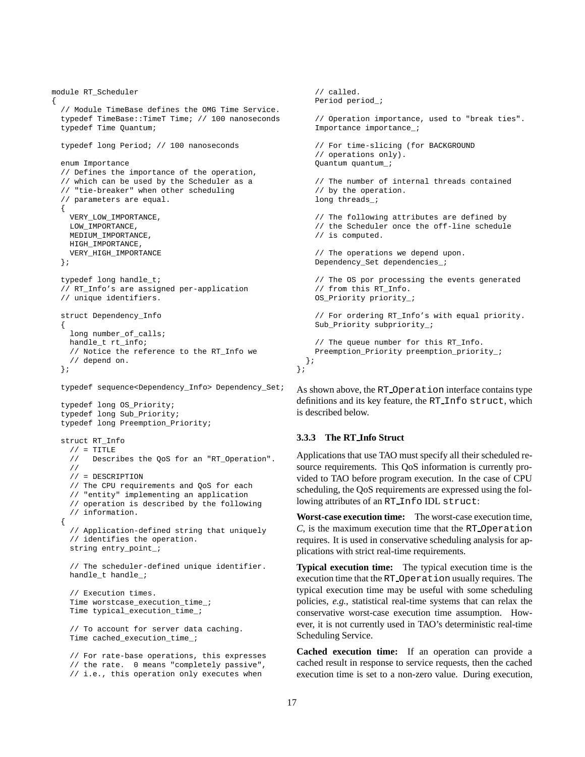```
module RT_Scheduler
{
  // Module TimeBase defines the OMG Time Service.
  typedef TimeBase::TimeT Time; // 100 nanoseconds
  typedef Time Quantum;

  typedef long Period; // 100 nanoseconds

  enum Importance
  // Defines the importance of the operation,
  // which can be used by the Scheduler as a
  // "tie-breaker" when other scheduling
  // parameters are equal.
  {
    VERY_LOW_IMPORTANCE,
    LOW_IMPORTANCE,
    MEDIUM_IMPORTANCE,
    HIGH_IMPORTANCE,
    VERY_HIGH_IMPORTANCE
  };

  typedef long handle_t;
  // RT_Info's are assigned per-application
  // unique identifiers.

  struct Dependency_Info
  {
    long number_of_calls;
    handle_t rt_info;
    // Notice the reference to the RT_Info we
    // depend on.
  };

  typedef sequence<Dependency_Info> Dependency_Set;

  typedef long OS_Priority;
  typedef long Sub_Priority;
  typedef long Preemption_Priority;

  struct RT_Info
    // = TITLE
    //   Describes the QoS for an "RT_Operation".
    //
    // = DESCRIPTION
    // The CPU requirements and QoS for each
    // "entity" implementing an application
    // operation is described by the following
    // information.
  {
    // Application-defined string that uniquely
    // identifies the operation.
    string entry_point_;

    // The scheduler-defined unique identifier.
    handle_t handle_;

    // Execution times.
    Time worstcase_execution_time_;
    Time typical_execution_time_;

    // To account for server data caching.
    Time cached_execution_time_;

    // For rate-base operations, this expresses
    // the rate.  0 means "completely passive",
    // i.e., this operation only executes when
    // called.
    Period period_;

    // Operation importance, used to "break ties".
    Importance importance_;

    // For time-slicing (for BACKGROUND
    // operations only).
    Quantum quantum_;

    // The number of internal threads contained
    // by the operation.
    long threads_;

    // The following attributes are defined by
    // the Scheduler once the off-line schedule
    // is computed.

    // The operations we depend upon.
    Dependency_Set dependencies_;

    // The OS por processing the events generated
    // from this RT_Info.
    OS_Priority priority_;

    // For ordering RT_Info's with equal priority.
    Sub_Priority subpriority_;

    // The queue number for this RT_Info.
    Preemption_Priority preemption_priority_;
  };
};
```

As shown above, the `RT_Operation` interface contains type definitions and its key feature, the `RT_Info` `struct`, which is described below.

### 3.3.3 The RT_Info Struct

Applications that use TAO must specify all their scheduled resource requirements. This QoS information is currently provided to TAO before program execution. In the case of CPU scheduling, the QoS requirements are expressed using the following attributes of an `RT_Info` IDL `struct`:

**Worst-case execution time:** The worst-case execution time, *C*, is the maximum execution time that the `RT_Operation` requires. It is used in conservative scheduling analysis for applications with strict real-time requirements.

**Typical execution time:** The typical execution time is the execution time that the `RT_Operation` usually requires. The typical execution time may be useful with some scheduling policies, *e.g.*, statistical real-time systems that can relax the conservative worst-case execution time assumption. However, it is not currently used in TAO's deterministic real-time Scheduling Service.

**Cached execution time:** If an operation can provide a cached result in response to service requests, then the cached execution time is set to a non-zero value. During execution,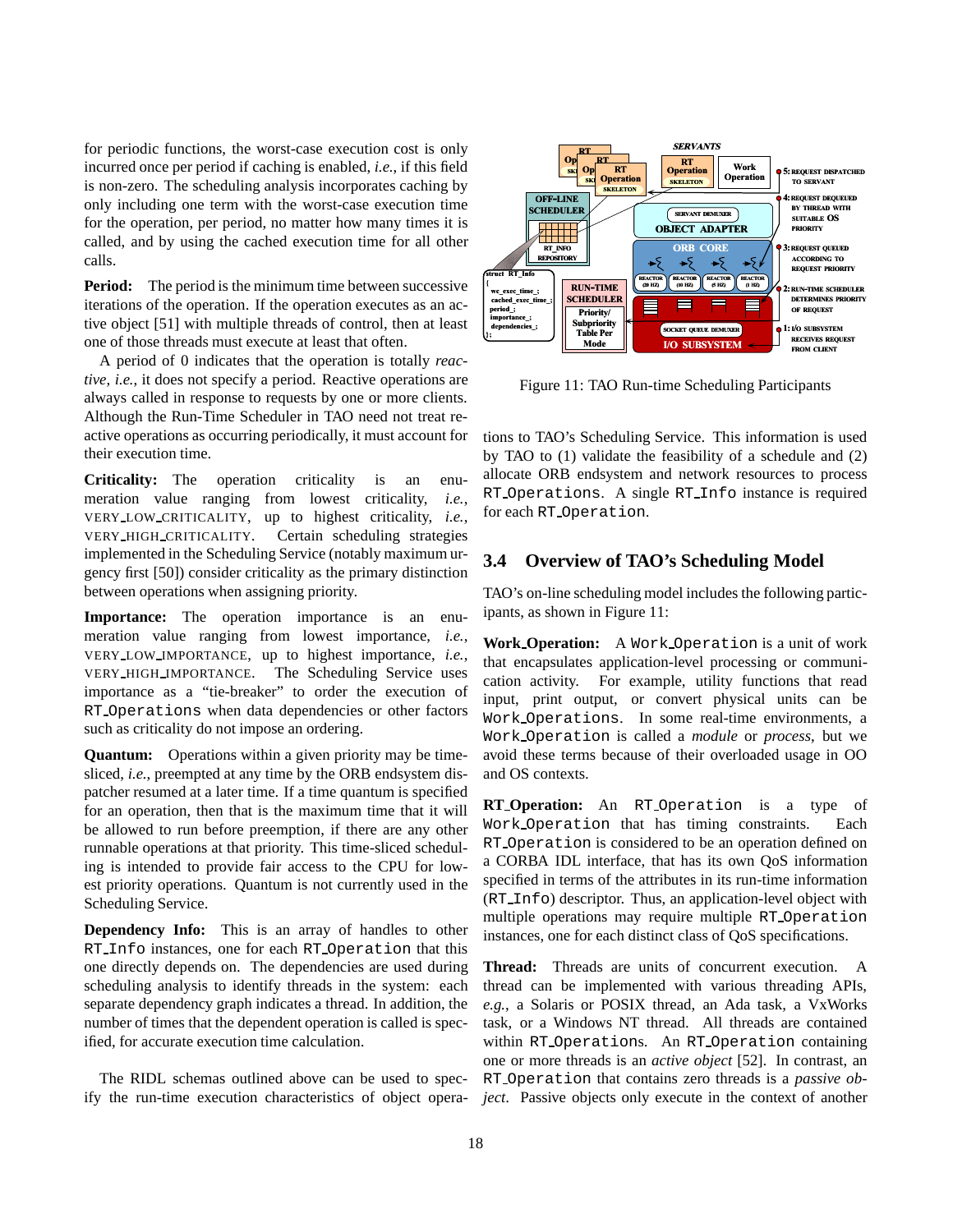for periodic functions, the worst-case execution cost is only incurred once per period if caching is enabled, *i.e.*, if this field is non-zero. The scheduling analysis incorporates caching by only including one term with the worst-case execution time for the operation, per period, no matter how many times it is called, and by using the cached execution time for all other calls.

**Period:** The period is the minimum time between successive iterations of the operation. If the operation executes as an active object [51] with multiple threads of control, then at least one of those threads must execute at least that often.

A period of 0 indicates that the operation is totally *reactive*, *i.e.*, it does not specify a period. Reactive operations are always called in response to requests by one or more clients. Although the Run-Time Scheduler in TAO need not treat reactive operations as occurring periodically, it must account for their execution time.

**Criticality:** The operation criticality is an enumeration value ranging from lowest criticality, *i.e.*, VERY_LOW_CRITICALITY, up to highest criticality, *i.e.*, VERY_HIGH_CRITICALITY. Certain scheduling strategies implemented in the Scheduling Service (notably maximum urgency first [50]) consider criticality as the primary distinction between operations when assigning priority.

**Importance:** The operation importance is an enumeration value ranging from lowest importance, *i.e.*, VERY_LOW_IMPORTANCE, up to highest importance, *i.e.*, VERY_HIGH_IMPORTANCE. The Scheduling Service uses importance as a "tie-breaker" to order the execution of `RT_Operations` when data dependencies or other factors such as criticality do not impose an ordering.

**Quantum:** Operations within a given priority may be time-sliced, *i.e.*, preempted at any time by the ORB endsystem dispatcher resumed at a later time. If a time quantum is specified for an operation, then that is the maximum time that it will be allowed to run before preemption, if there are any other runnable operations at that priority. This time-sliced scheduling is intended to provide fair access to the CPU for lowest priority operations. Quantum is not currently used in the Scheduling Service.

**Dependency Info:** This is an array of handles to other `RT_Info` instances, one for each `RT_Operation` that this one directly depends on. The dependencies are used during scheduling analysis to identify threads in the system: each separate dependency graph indicates a thread. In addition, the number of times that the dependent operation is called is specified, for accurate execution time calculation.

The RIDL schemas outlined above can be used to specify the run-time execution characteristics of object operations to TAO's Scheduling Service. This information is used by TAO to (1) validate the feasibility of a schedule and (2) allocate ORB endsystem and network resources to process `RT_Operations`. A single `RT_Info` instance is required for each `RT_Operation`.

Figure 11: TAO Run-time Scheduling Participants

## 3.4 Overview of TAO's Scheduling Model

TAO's on-line scheduling model includes the following participants, as shown in Figure 11:

**Work_Operation:** A `Work_Operation` is a unit of work that encapsulates application-level processing or communication activity. For example, utility functions that read input, print output, or convert physical units can be `Work_Operations`. In some real-time environments, a `Work_Operation` is called a *module* or *process*, but we avoid these terms because of their overloaded usage in OO and OS contexts.

**RT_Operation:** An `RT_Operation` is a type of `Work_Operation` that has timing constraints. Each `RT_Operation` is considered to be an operation defined on a CORBA IDL interface, that has its own QoS information specified in terms of the attributes in its run-time information (`RT_Info`) descriptor. Thus, an application-level object with multiple operations may require multiple `RT_Operation` instances, one for each distinct class of QoS specifications.

**Thread:** Threads are units of concurrent execution. A thread can be implemented with various threading APIs, *e.g.*, a Solaris or POSIX thread, an Ada task, a VxWorks task, or a Windows NT thread. All threads are contained within `RT_Operations`. An `RT_Operation` containing one or more threads is an *active object* [52]. In contrast, an `RT_Operation` that contains zero threads is a *passive object*. Passive objects only execute in the context of another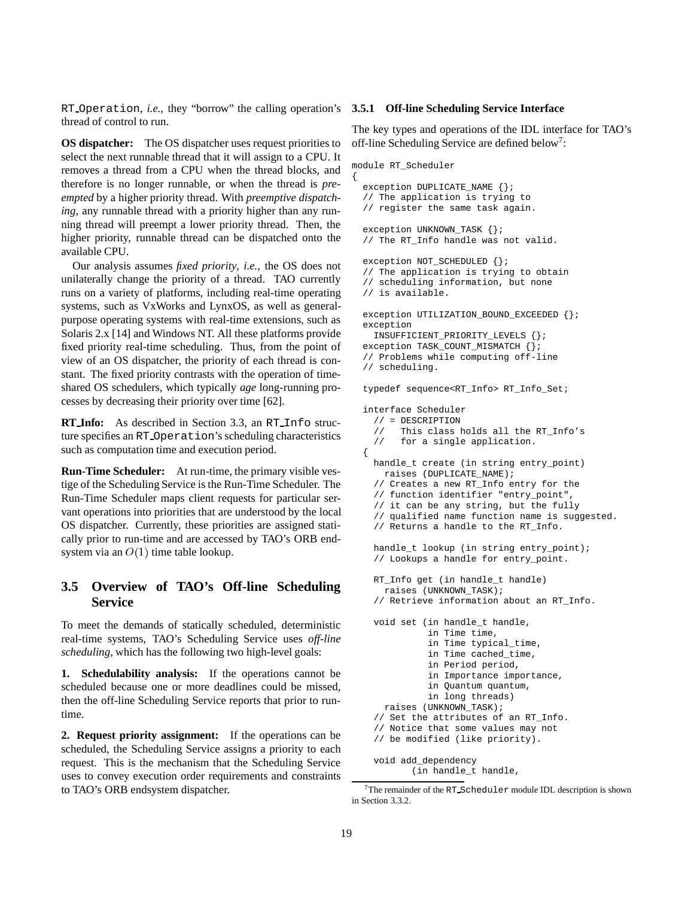RT_Operation, *i.e.*, they "borrow" the calling operation's thread of control to run.

**OS dispatcher:** The OS dispatcher uses request priorities to select the next runnable thread that it will assign to a CPU. It removes a thread from a CPU when the thread blocks, and therefore is no longer runnable, or when the thread is *preempted* by a higher priority thread. With *preemptive dispatching*, any runnable thread with a priority higher than any running thread will preempt a lower priority thread. Then, the higher priority, runnable thread can be dispatched onto the available CPU.

Our analysis assumes *fixed priority*, *i.e.*, the OS does not unilaterally change the priority of a thread. TAO currently runs on a variety of platforms, including real-time operating systems, such as VxWorks and LynxOS, as well as general-purpose operating systems with real-time extensions, such as Solaris 2.x [14] and Windows NT. All these platforms provide fixed priority real-time scheduling. Thus, from the point of view of an OS dispatcher, the priority of each thread is constant. The fixed priority contrasts with the operation of time-shared OS schedulers, which typically *age* long-running processes by decreasing their priority over time [62].

**RT_Info:** As described in Section 3.3, an RT_Info structure specifies an RT_Operation's scheduling characteristics such as computation time and execution period.

**Run-Time Scheduler:** At run-time, the primary visible vestige of the Scheduling Service is the Run-Time Scheduler. The Run-Time Scheduler maps client requests for particular servant operations into priorities that are understood by the local OS dispatcher. Currently, these priorities are assigned statically prior to run-time and are accessed by TAO's ORB endsystem via an $O(1)$ time table lookup.

## 3.5 Overview of TAO's Off-line Scheduling Service

To meet the demands of statically scheduled, deterministic real-time systems, TAO's Scheduling Service uses *off-line scheduling*, which has the following two high-level goals:

**1. Schedulability analysis:** If the operations cannot be scheduled because one or more deadlines could be missed, then the off-line Scheduling Service reports that prior to run-time.

**2. Request priority assignment:** If the operations can be scheduled, the Scheduling Service assigns a priority to each request. This is the mechanism that the Scheduling Service uses to convey execution order requirements and constraints to TAO's ORB endsystem dispatcher.

### 3.5.1 Off-line Scheduling Service Interface

The key types and operations of the IDL interface for TAO's off-line Scheduling Service are defined below[7]:

```
module RT_Scheduler
{
  exception DUPLICATE_NAME {};
  // The application is trying to
  // register the same task again.

  exception UNKNOWN_TASK {};
  // The RT_Info handle was not valid.

  exception NOT_SCHEDULED {};
  // The application is trying to obtain
  // scheduling information, but none
  // is available.

  exception UTILIZATION_BOUND_EXCEEDED {};
  exception
    INSUFFICIENT_PRIORITY_LEVELS {};
  exception TASK_COUNT_MISMATCH {};
  // Problems while computing off-line
  // scheduling.

  typedef sequence<RT_Info> RT_Info_Set;

  interface Scheduler
    // = DESCRIPTION
    //   This class holds all the RT_Info's
    //   for a single application.
  {
    handle_t create (in string entry_point)
      raises (DUPLICATE_NAME);
    // Creates a new RT_Info entry for the
    // function identifier "entry_point",
    // it can be any string, but the fully
    // qualified name function name is suggested.
    // Returns a handle to the RT_Info.

    handle_t lookup (in string entry_point);
    // Lookups a handle for entry_point.

    RT_Info get (in handle_t handle)
      raises (UNKNOWN_TASK);
    // Retrieve information about an RT_Info.

    void set (in handle_t handle,
              in Time time,
              in Time typical_time,
              in Time cached_time,
              in Period period,
              in Importance importance,
              in Quantum quantum,
              in long threads)
      raises (UNKNOWN_TASK);
    // Set the attributes of an RT_Info.
    // Notice that some values may not
    // be modified (like priority).

    void add_dependency
          (in handle_t handle,
```

[7] The remainder of the RT_Scheduler module IDL description is shown in Section 3.3.2.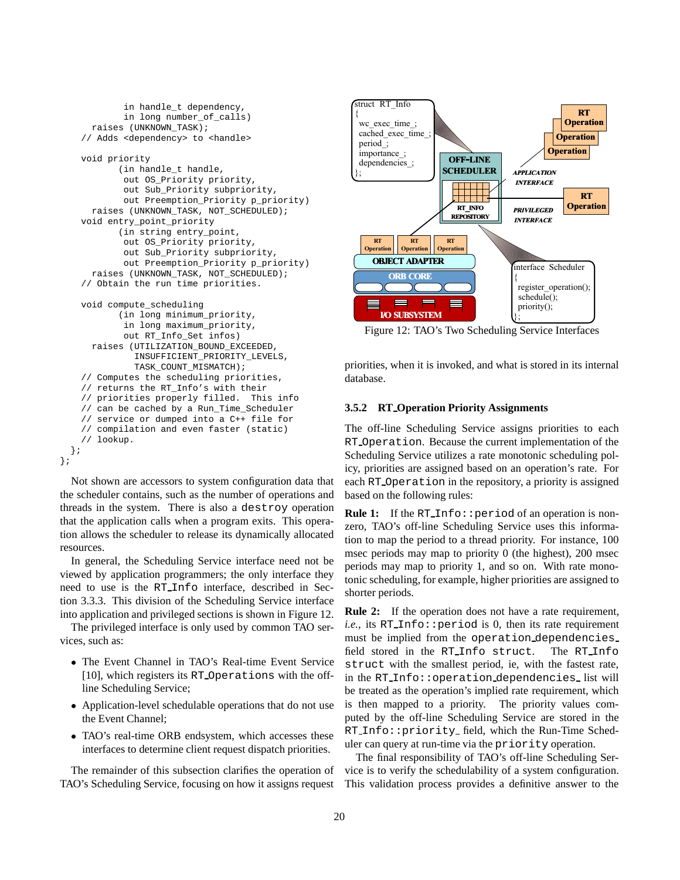```
          in handle_t dependency,
          in long number_of_calls)
      raises (UNKNOWN_TASK);
    // Adds <dependency> to <handle>

    void priority
          (in handle_t handle,
           out OS_Priority priority,
           out Sub_Priority subpriority,
           out Preemption_Priority p_priority)
      raises (UNKNOWN_TASK, NOT_SCHEDULED);
    void entry_point_priority
          (in string entry_point,
           out OS_Priority priority,
           out Sub_Priority subpriority,
           out Preemption_Priority p_priority)
      raises (UNKNOWN_TASK, NOT_SCHEDULED);
    // Obtain the run time priorities.

    void compute_scheduling
          (in long minimum_priority,
           in long maximum_priority,
           out RT_Info_Set infos)
      raises (UTILIZATION_BOUND_EXCEEDED,
              INSUFFICIENT_PRIORITY_LEVELS,
              TASK_COUNT_MISMATCH);
    // Computes the scheduling priorities,
    // returns the RT_Info's with their
    // priorities properly filled.  This info
    // can be cached by a Run_Time_Scheduler
    // service or dumped into a C++ file for
    // compilation and even faster (static)
    // lookup.
  };
};
```

Not shown are accessors to system configuration data that the scheduler contains, such as the number of operations and threads in the system. There is also a `destroy` operation that the application calls when a program exits. This operation allows the scheduler to release its dynamically allocated resources.

In general, the Scheduling Service interface need not be viewed by application programmers; the only interface they need to use is the `RT_Info` interface, described in Section 3.3.3. This division of the Scheduling Service interface into application and privileged sections is shown in Figure 12.

The privileged interface is only used by common TAO services, such as:

- The Event Channel in TAO's Real-time Event Service [10], which registers its `RT_Operations` with the off-line Scheduling Service;
- Application-level schedulable operations that do not use the Event Channel;
- TAO's real-time ORB endsystem, which accesses these interfaces to determine client request dispatch priorities.

The remainder of this subsection clarifies the operation of TAO's Scheduling Service, focusing on how it assigns request priorities, when it is invoked, and what is stored in its internal database.

Figure 12: TAO's Two Scheduling Service Interfaces

### 3.5.2 RT_Operation Priority Assignments

The off-line Scheduling Service assigns priorities to each `RT_Operation`. Because the current implementation of the Scheduling Service utilizes a rate monotonic scheduling policy, priorities are assigned based on an operation's rate. For each `RT_Operation` in the repository, a priority is assigned based on the following rules:

**Rule 1:** If the `RT_Info::period` of an operation is non-zero, TAO's off-line Scheduling Service uses this information to map the period to a thread priority. For instance, 100 msec periods may map to priority 0 (the highest), 200 msec periods may map to priority 1, and so on. With rate monotonic scheduling, for example, higher priorities are assigned to shorter periods.

**Rule 2:** If the operation does not have a rate requirement, *i.e.*, its `RT_Info::period` is 0, then its rate requirement must be implied from the `operation_dependencies_` field stored in the `RT_Info struct`. The `RT_Info struct` with the smallest period, ie, with the fastest rate, in the `RT_Info::operation_dependencies_` list will be treated as the operation's implied rate requirement, which is then mapped to a priority. The priority values computed by the off-line Scheduling Service are stored in the `RT_Info::priority_` field, which the Run-Time Scheduler can query at run-time via the `priority` operation.

The final responsibility of TAO's off-line Scheduling Service is to verify the schedulability of a system configuration. This validation process provides a definitive answer to the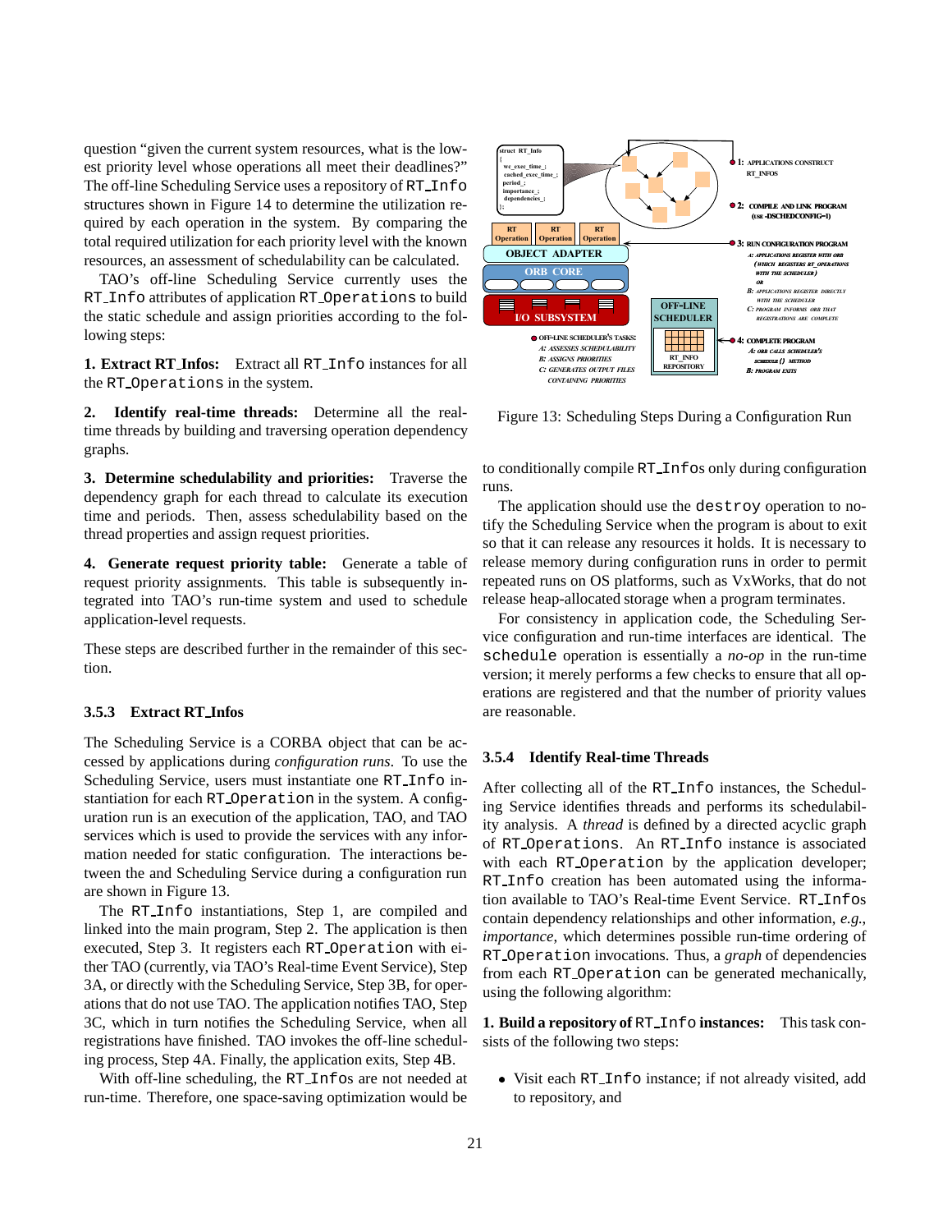question "given the current system resources, what is the lowest priority level whose operations all meet their deadlines?" The off-line Scheduling Service uses a repository of RT_Info structures shown in Figure 14 to determine the utilization required by each operation in the system. By comparing the total required utilization for each priority level with the known resources, an assessment of schedulability can be calculated.

TAO's off-line Scheduling Service currently uses the RT_Info attributes of application RT_Operations to build the static schedule and assign priorities according to the following steps:

**1. Extract RT_Infos:** Extract all RT_Info instances for all the RT_Operations in the system.

**2. Identify real-time threads:** Determine all the real-time threads by building and traversing operation dependency graphs.

**3. Determine schedulability and priorities:** Traverse the dependency graph for each thread to calculate its execution time and periods. Then, assess schedulability based on the thread properties and assign request priorities.

**4. Generate request priority table:** Generate a table of request priority assignments. This table is subsequently integrated into TAO's run-time system and used to schedule application-level requests.

These steps are described further in the remainder of this section.

### 3.5.3 Extract RT_Infos

The Scheduling Service is a CORBA object that can be accessed by applications during *configuration runs*. To use the Scheduling Service, users must instantiate one RT_Info instantiation for each RT_Operation in the system. A configuration run is an execution of the application, TAO, and TAO services which is used to provide the services with any information needed for static configuration. The interactions between the and Scheduling Service during a configuration run are shown in Figure 13.

The RT_Info instantiations, Step 1, are compiled and linked into the main program, Step 2. The application is then executed, Step 3. It registers each RT_Operation with either TAO (currently, via TAO's Real-time Event Service), Step 3A, or directly with the Scheduling Service, Step 3B, for operations that do not use TAO. The application notifies TAO, Step 3C, which in turn notifies the Scheduling Service, when all registrations have finished. TAO invokes the off-line scheduling process, Step 4A. Finally, the application exits, Step 4B.

With off-line scheduling, the RT_Infos are not needed at run-time. Therefore, one space-saving optimization would be

Figure 13: Scheduling Steps During a Configuration Run

to conditionally compile RT_Infos only during configuration runs.

The application should use the destroy operation to notify the Scheduling Service when the program is about to exit so that it can release any resources it holds. It is necessary to release memory during configuration runs in order to permit repeated runs on OS platforms, such as VxWorks, that do not release heap-allocated storage when a program terminates.

For consistency in application code, the Scheduling Service configuration and run-time interfaces are identical. The schedule operation is essentially a *no-op* in the run-time version; it merely performs a few checks to ensure that all operations are registered and that the number of priority values are reasonable.

### 3.5.4 Identify Real-time Threads

After collecting all of the RT_Info instances, the Scheduling Service identifies threads and performs its schedulability analysis. A *thread* is defined by a directed acyclic graph of RT_Operations. An RT_Info instance is associated with each RT_Operation by the application developer; RT_Info creation has been automated using the information available to TAO's Real-time Event Service. RT_Infos contain dependency relationships and other information, *e.g.*, *importance*, which determines possible run-time ordering of RT_Operation invocations. Thus, a *graph* of dependencies from each RT_Operation can be generated mechanically, using the following algorithm:

**1. Build a repository of RT_Info instances:** This task consists of the following two steps:

- Visit each RT_Info instance; if not already visited, add to repository, and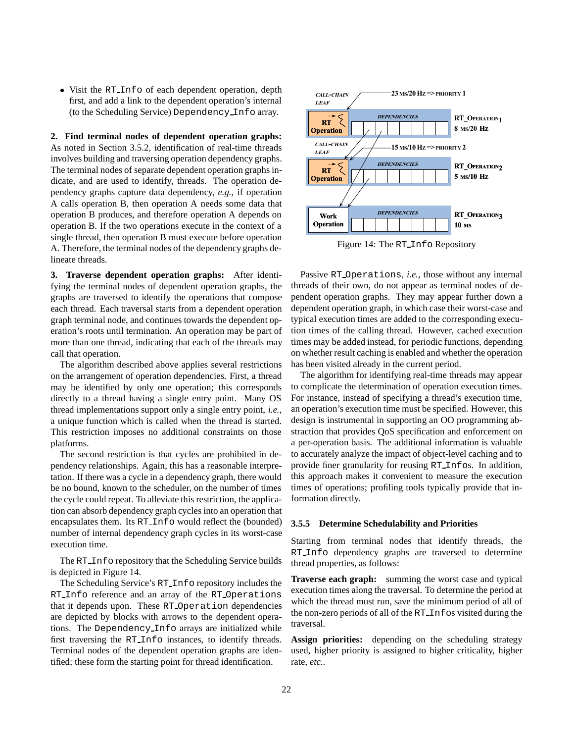- Visit the RT_Info of each dependent operation, depth first, and add a link to the dependent operation's internal (to the Scheduling Service) Dependency_Info array.

**2. Find terminal nodes of dependent operation graphs:** As noted in Section 3.5.2, identification of real-time threads involves building and traversing operation dependency graphs. The terminal nodes of separate dependent operation graphs indicate, and are used to identify, threads. The operation dependency graphs capture data dependency, *e.g.*, if operation A calls operation B, then operation A needs some data that operation B produces, and therefore operation A depends on operation B. If the two operations execute in the context of a single thread, then operation B must execute before operation A. Therefore, the terminal nodes of the dependency graphs delineate threads.

**3. Traverse dependent operation graphs:** After identifying the terminal nodes of dependent operation graphs, the graphs are traversed to identify the operations that compose each thread. Each traversal starts from a dependent operation graph terminal node, and continues towards the dependent operation's roots until termination. An operation may be part of more than one thread, indicating that each of the threads may call that operation.

The algorithm described above applies several restrictions on the arrangement of operation dependencies. First, a thread may be identified by only one operation; this corresponds directly to a thread having a single entry point. Many OS thread implementations support only a single entry point, *i.e.*, a unique function which is called when the thread is started. This restriction imposes no additional constraints on those platforms.

The second restriction is that cycles are prohibited in dependency relationships. Again, this has a reasonable interpretation. If there was a cycle in a dependency graph, there would be no bound, known to the scheduler, on the number of times the cycle could repeat. To alleviate this restriction, the application can absorb dependency graph cycles into an operation that encapsulates them. Its RT_Info would reflect the (bounded) number of internal dependency graph cycles in its worst-case execution time.

The RT_Info repository that the Scheduling Service builds is depicted in Figure 14.

The Scheduling Service's RT_Info repository includes the RT_Info reference and an array of the RT_Operations that it depends upon. These RT_Operation dependencies are depicted by blocks with arrows to the dependent operations. The Dependency_Info arrays are initialized while first traversing the RT_Info instances, to identify threads. Terminal nodes of the dependent operation graphs are identified; these form the starting point for thread identification.

Figure 14: The RT_Info Repository

Passive RT_Operations, *i.e.*, those without any internal threads of their own, do not appear as terminal nodes of dependent operation graphs. They may appear further down a dependent operation graph, in which case their worst-case and typical execution times are added to the corresponding execution times of the calling thread. However, cached execution times may be added instead, for periodic functions, depending on whether result caching is enabled and whether the operation has been visited already in the current period.

The algorithm for identifying real-time threads may appear to complicate the determination of operation execution times. For instance, instead of specifying a thread's execution time, an operation's execution time must be specified. However, this design is instrumental in supporting an OO programming abstraction that provides QoS specification and enforcement on a per-operation basis. The additional information is valuable to accurately analyze the impact of object-level caching and to provide finer granularity for reusing RT_Infos. In addition, this approach makes it convenient to measure the execution times of operations; profiling tools typically provide that information directly.

### 3.5.5 Determine Schedulability and Priorities

Starting from terminal nodes that identify threads, the RT_Info dependency graphs are traversed to determine thread properties, as follows:

**Traverse each graph:** summing the worst case and typical execution times along the traversal. To determine the period at which the thread must run, save the minimum period of all of the non-zero periods of all of the RT_Infos visited during the traversal.

**Assign priorities:** depending on the scheduling strategy used, higher priority is assigned to higher criticality, higher rate, *etc.*.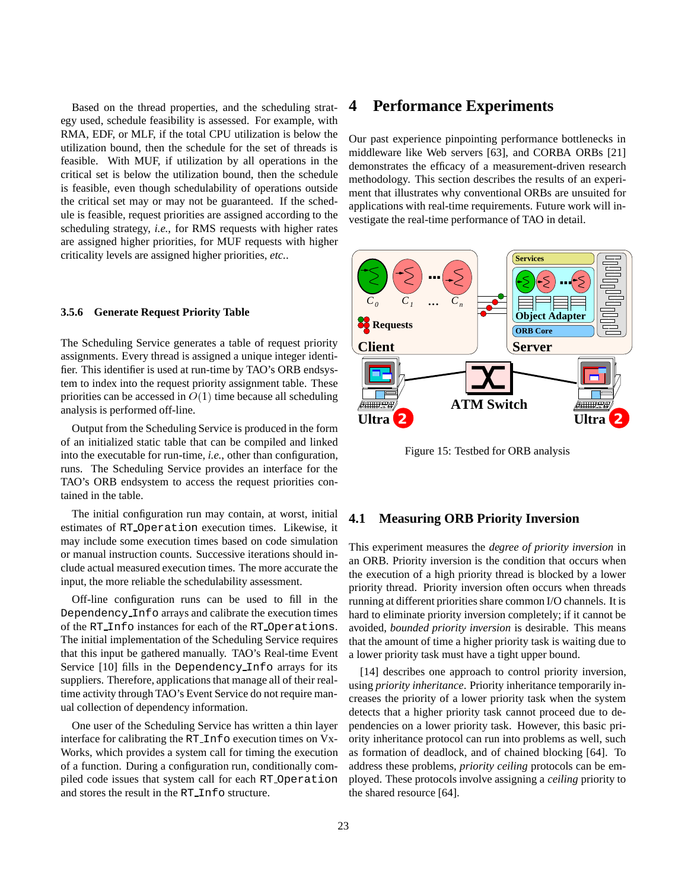Based on the thread properties, and the scheduling strategy used, schedule feasibility is assessed. For example, with RMA, EDF, or MLF, if the total CPU utilization is below the utilization bound, then the schedule for the set of threads is feasible. With MUF, if utilization by all operations in the critical set is below the utilization bound, then the schedule is feasible, even though schedulability of operations outside the critical set may or may not be guaranteed. If the schedule is feasible, request priorities are assigned according to the scheduling strategy, *i.e.*, for RMS requests with higher rates are assigned higher priorities, for MUF requests with higher criticality levels are assigned higher priorities, *etc.*.

#### 3.5.6 Generate Request Priority Table

The Scheduling Service generates a table of request priority assignments. Every thread is assigned a unique integer identifier. This identifier is used at run-time by TAO's ORB endsystem to index into the request priority assignment table. These priorities can be accessed in $O(1)$ time because all scheduling analysis is performed off-line.

Output from the Scheduling Service is produced in the form of an initialized static table that can be compiled and linked into the executable for run-time, *i.e.*, other than configuration, runs. The Scheduling Service provides an interface for the TAO's ORB endsystem to access the request priorities contained in the table.

The initial configuration run may contain, at worst, initial estimates of `RT_Operation` execution times. Likewise, it may include some execution times based on code simulation or manual instruction counts. Successive iterations should include actual measured execution times. The more accurate the input, the more reliable the schedulability assessment.

Off-line configuration runs can be used to fill in the `Dependency_Info` arrays and calibrate the execution times of the `RT_Info` instances for each of the `RT_Operations`. The initial implementation of the Scheduling Service requires that this input be gathered manually. TAO's Real-time Event Service [10] fills in the `Dependency_Info` arrays for its suppliers. Therefore, applications that manage all of their real-time activity through TAO's Event Service do not require manual collection of dependency information.

One user of the Scheduling Service has written a thin layer interface for calibrating the `RT_Info` execution times on VxWorks, which provides a system call for timing the execution of a function. During a configuration run, conditionally compiled code issues that system call for each `RT_Operation` and stores the result in the `RT_Info` structure.

## 4 Performance Experiments

Our past experience pinpointing performance bottlenecks in middleware like Web servers [63], and CORBA ORBs [21] demonstrates the efficacy of a measurement-driven research methodology. This section describes the results of an experiment that illustrates why conventional ORBs are unsuited for applications with real-time requirements. Future work will investigate the real-time performance of TAO in detail.

Figure 15: Testbed for ORB analysis

### 4.1 Measuring ORB Priority Inversion

This experiment measures the *degree of priority inversion* in an ORB. Priority inversion is the condition that occurs when the execution of a high priority thread is blocked by a lower priority thread. Priority inversion often occurs when threads running at different priorities share common I/O channels. It is hard to eliminate priority inversion completely; if it cannot be avoided, *bounded priority inversion* is desirable. This means that the amount of time a higher priority task is waiting due to a lower priority task must have a tight upper bound.

[14] describes one approach to control priority inversion, using *priority inheritance*. Priority inheritance temporarily increases the priority of a lower priority task when the system detects that a higher priority task cannot proceed due to dependencies on a lower priority task. However, this basic priority inheritance protocol can run into problems as well, such as formation of deadlock, and of chained blocking [64]. To address these problems, *priority ceiling* protocols can be employed. These protocols involve assigning a *ceiling* priority to the shared resource [64].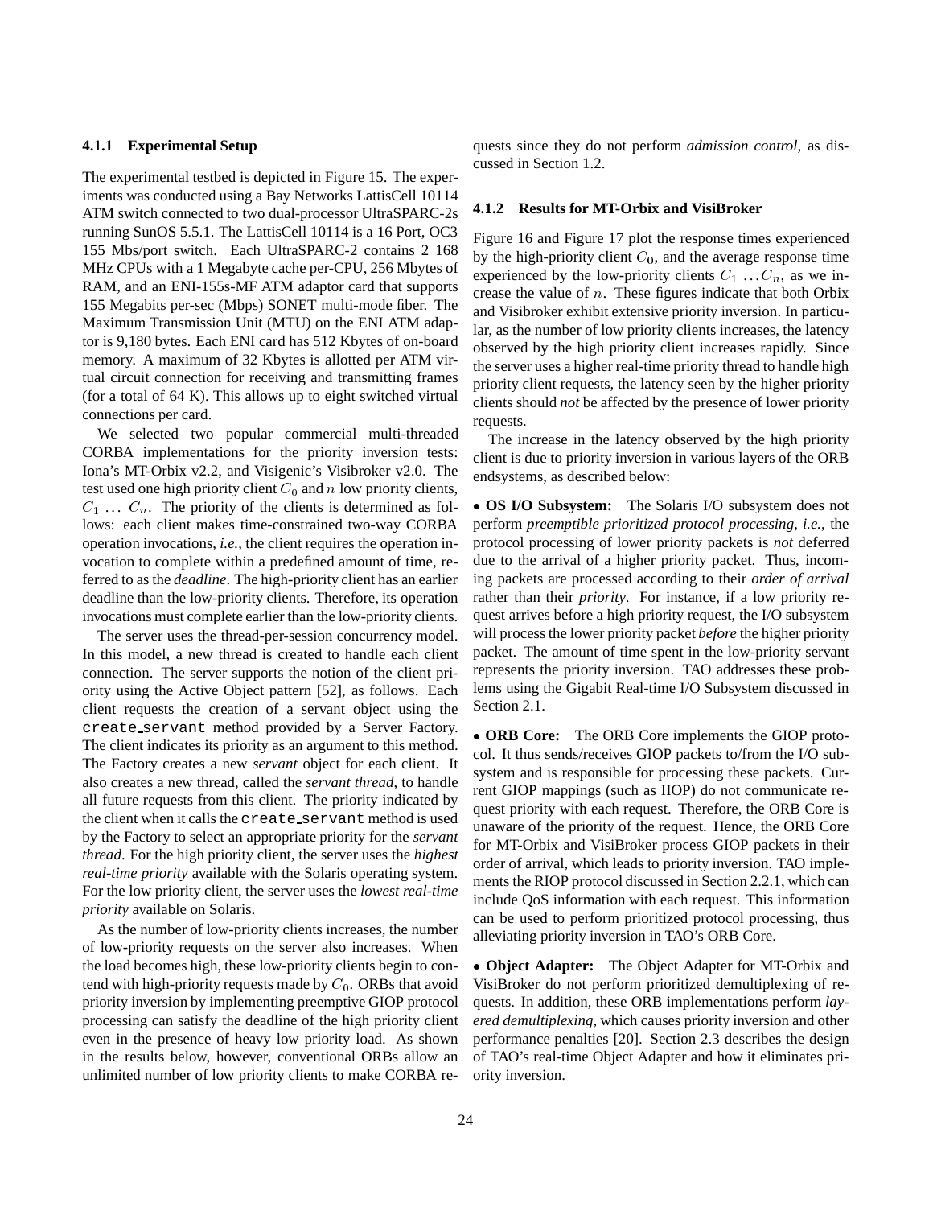#### 4.1.1 Experimental Setup

The experimental testbed is depicted in Figure 15. The experiments was conducted using a Bay Networks LattisCell 10114 ATM switch connected to two dual-processor UltraSPARC-2s running SunOS 5.5.1. The LattisCell 10114 is a 16 Port, OC3 155 Mbs/port switch. Each UltraSPARC-2 contains 2 168 MHz CPUs with a 1 Megabyte cache per-CPU, 256 Mbytes of RAM, and an ENI-155s-MF ATM adaptor card that supports 155 Megabits per-sec (Mbps) SONET multi-mode fiber. The Maximum Transmission Unit (MTU) on the ENI ATM adaptor is 9,180 bytes. Each ENI card has 512 Kbytes of on-board memory. A maximum of 32 Kbytes is allotted per ATM virtual circuit connection for receiving and transmitting frames (for a total of 64 K). This allows up to eight switched virtual connections per card.

We selected two popular commercial multi-threaded CORBA implementations for the priority inversion tests: Iona's MT-Orbix v2.2, and Visigenic's Visibroker v2.0. The test used one high priority client $C_0$ and $n$ low priority clients, $C_1 \ldots C_n$. The priority of the clients is determined as follows: each client makes time-constrained two-way CORBA operation invocations, *i.e.*, the client requires the operation invocation to complete within a predefined amount of time, referred to as the *deadline*. The high-priority client has an earlier deadline than the low-priority clients. Therefore, its operation invocations must complete earlier than the low-priority clients.

The server uses the thread-per-session concurrency model. In this model, a new thread is created to handle each client connection. The server supports the notion of the client priority using the Active Object pattern [52], as follows. Each client requests the creation of a servant object using the `create_servant` method provided by a Server Factory. The client indicates its priority as an argument to this method. The Factory creates a new *servant* object for each client. It also creates a new thread, called the *servant thread*, to handle all future requests from this client. The priority indicated by the client when it calls the `create_servant` method is used by the Factory to select an appropriate priority for the *servant thread*. For the high priority client, the server uses the *highest real-time priority* available with the Solaris operating system. For the low priority client, the server uses the *lowest real-time priority* available on Solaris.

As the number of low-priority clients increases, the number of low-priority requests on the server also increases. When the load becomes high, these low-priority clients begin to contend with high-priority requests made by $C_0$. ORBs that avoid priority inversion by implementing preemptive GIOP protocol processing can satisfy the deadline of the high priority client even in the presence of heavy low priority load. As shown in the results below, however, conventional ORBs allow an unlimited number of low priority clients to make CORBA requests since they do not perform *admission control*, as discussed in Section 1.2.

#### 4.1.2 Results for MT-Orbix and VisiBroker

Figure 16 and Figure 17 plot the response times experienced by the high-priority client $C_0$, and the average response time experienced by the low-priority clients $C_1 \ldots C_n$, as we increase the value of $n$. These figures indicate that both Orbix and Visibroker exhibit extensive priority inversion. In particular, as the number of low priority clients increases, the latency observed by the high priority client increases rapidly. Since the server uses a higher real-time priority thread to handle high priority client requests, the latency seen by the higher priority clients should *not* be affected by the presence of lower priority requests.

The increase in the latency observed by the high priority client is due to priority inversion in various layers of the ORB endsystems, as described below:

- **OS I/O Subsystem:** The Solaris I/O subsystem does not perform *preemptible prioritized protocol processing*, *i.e.*, the protocol processing of lower priority packets is *not* deferred due to the arrival of a higher priority packet. Thus, incoming packets are processed according to their *order of arrival* rather than their *priority*. For instance, if a low priority request arrives before a high priority request, the I/O subsystem will process the lower priority packet *before* the higher priority packet. The amount of time spent in the low-priority servant represents the priority inversion. TAO addresses these problems using the Gigabit Real-time I/O Subsystem discussed in Section 2.1.

- **ORB Core:** The ORB Core implements the GIOP protocol. It thus sends/receives GIOP packets to/from the I/O subsystem and is responsible for processing these packets. Current GIOP mappings (such as IIOP) do not communicate request priority with each request. Therefore, the ORB Core is unaware of the priority of the request. Hence, the ORB Core for MT-Orbix and VisiBroker process GIOP packets in their order of arrival, which leads to priority inversion. TAO implements the RIOP protocol discussed in Section 2.2.1, which can include QoS information with each request. This information can be used to perform prioritized protocol processing, thus alleviating priority inversion in TAO's ORB Core.

- **Object Adapter:** The Object Adapter for MT-Orbix and VisiBroker do not perform prioritized demultiplexing of requests. In addition, these ORB implementations perform *layered demultiplexing*, which causes priority inversion and other performance penalties [20]. Section 2.3 describes the design of TAO's real-time Object Adapter and how it eliminates priority inversion.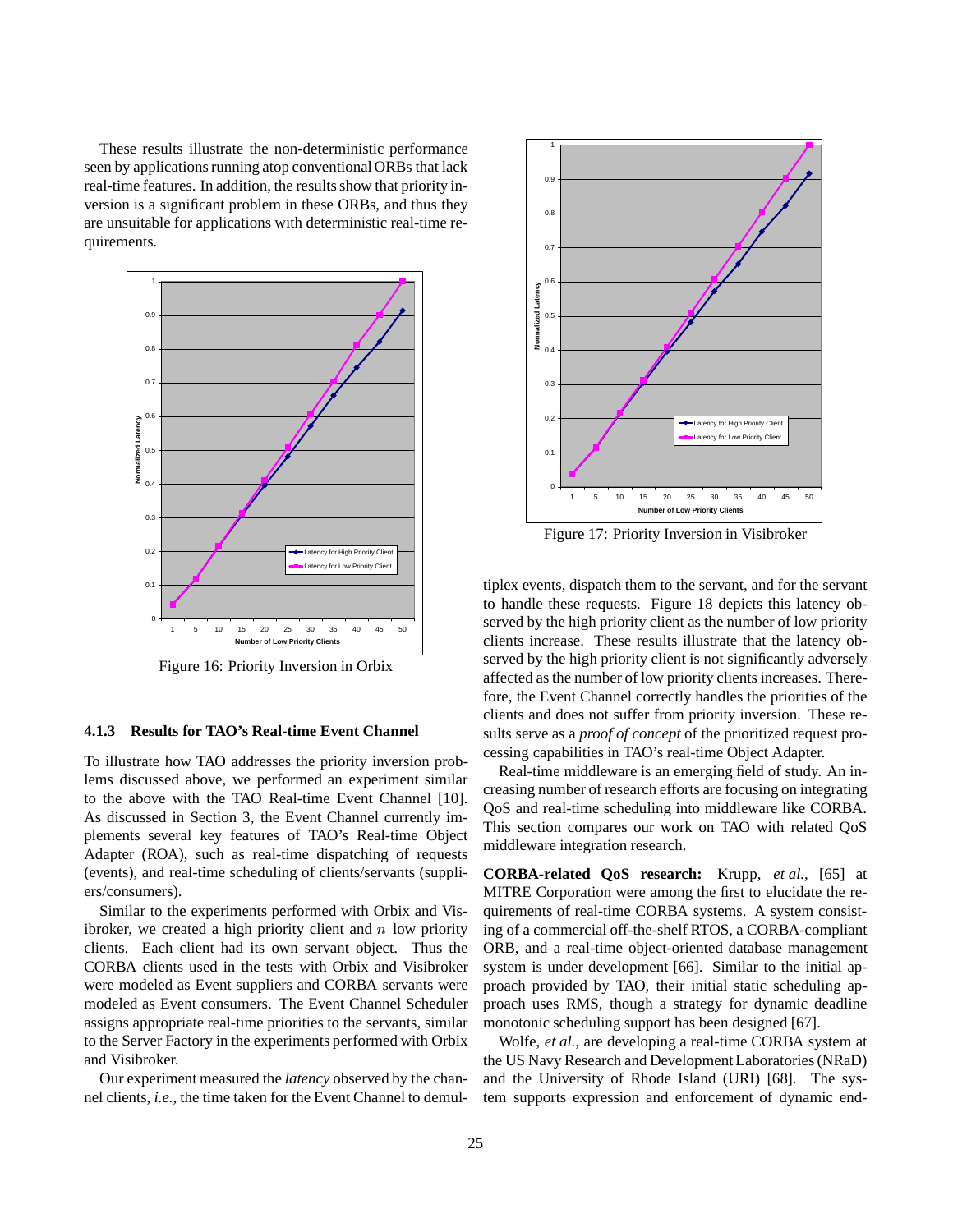These results illustrate the non-deterministic performance seen by applications running atop conventional ORBs that lack real-time features. In addition, the results show that priority inversion is a significant problem in these ORBs, and thus they are unsuitable for applications with deterministic real-time requirements.

Figure 16: Priority Inversion in Orbix

Figure 17: Priority Inversion in Visibroker

### 4.1.3 Results for TAO's Real-time Event Channel

To illustrate how TAO addresses the priority inversion problems discussed above, we performed an experiment similar to the above with the TAO Real-time Event Channel [10]. As discussed in Section 3, the Event Channel currently implements several key features of TAO's Real-time Object Adapter (ROA), such as real-time dispatching of requests (events), and real-time scheduling of clients/servants (suppliers/consumers).

Similar to the experiments performed with Orbix and Visibroker, we created a high priority client and $n$ low priority clients. Each client had its own servant object. Thus the CORBA clients used in the tests with Orbix and Visibroker were modeled as Event suppliers and CORBA servants were modeled as Event consumers. The Event Channel Scheduler assigns appropriate real-time priorities to the servants, similar to the Server Factory in the experiments performed with Orbix and Visibroker.

Our experiment measured the *latency* observed by the channel clients, *i.e.*, the time taken for the Event Channel to demultiplex events, dispatch them to the servant, and for the servant to handle these requests. Figure 18 depicts this latency observed by the high priority client as the number of low priority clients increase. These results illustrate that the latency observed by the high priority client is not significantly adversely affected as the number of low priority clients increases. Therefore, the Event Channel correctly handles the priorities of the clients and does not suffer from priority inversion. These results serve as a *proof of concept* of the prioritized request processing capabilities in TAO's real-time Object Adapter.

Real-time middleware is an emerging field of study. An increasing number of research efforts are focusing on integrating QoS and real-time scheduling into middleware like CORBA. This section compares our work on TAO with related QoS middleware integration research.

**CORBA-related QoS research:** Krupp, *et al.*, [65] at MITRE Corporation were among the first to elucidate the requirements of real-time CORBA systems. A system consisting of a commercial off-the-shelf RTOS, a CORBA-compliant ORB, and a real-time object-oriented database management system is under development [66]. Similar to the initial approach provided by TAO, their initial static scheduling approach uses RMS, though a strategy for dynamic deadline monotonic scheduling support has been designed [67].

Wolfe, *et al.*, are developing a real-time CORBA system at the US Navy Research and Development Laboratories (NRaD) and the University of Rhode Island (URI) [68]. The system supports expression and enforcement of dynamic end-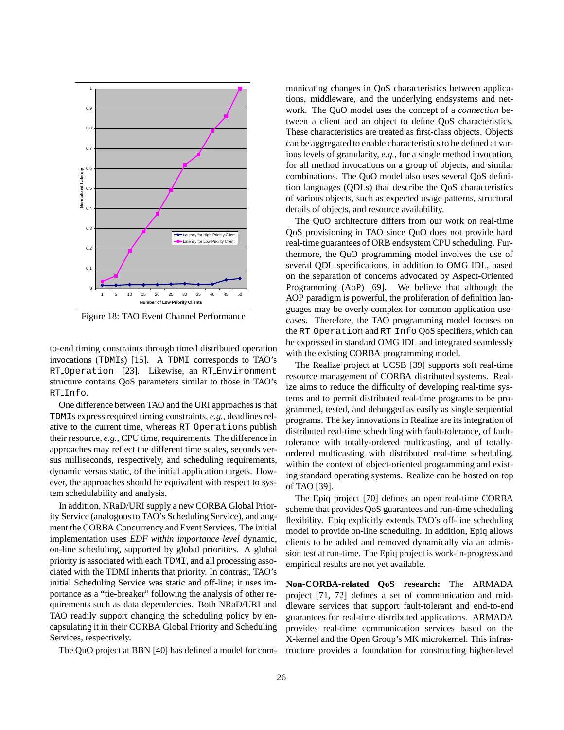Figure 18: TAO Event Channel Performance

to-end timing constraints through timed distributed operation invocations (TDMIs) [15]. A TDMI corresponds to TAO's RT_Operation [23]. Likewise, an RT_Environment structure contains QoS parameters similar to those in TAO's RT_Info.

One difference between TAO and the URI approaches is that TDMIs express required timing constraints, *e.g.*, deadlines relative to the current time, whereas RT_Operations publish their resource, *e.g.*, CPU time, requirements. The difference in approaches may reflect the different time scales, seconds versus milliseconds, respectively, and scheduling requirements, dynamic versus static, of the initial application targets. However, the approaches should be equivalent with respect to system schedulability and analysis.

In addition, NRaD/URI supply a new CORBA Global Priority Service (analogous to TAO's Scheduling Service), and augment the CORBA Concurrency and Event Services. The initial implementation uses *EDF within importance level* dynamic, on-line scheduling, supported by global priorities. A global priority is associated with each TDMI, and all processing associated with the TDMI inherits that priority. In contrast, TAO's initial Scheduling Service was static and off-line; it uses importance as a "tie-breaker" following the analysis of other requirements such as data dependencies. Both NRaD/URI and TAO readily support changing the scheduling policy by encapsulating it in their CORBA Global Priority and Scheduling Services, respectively.

The QuO project at BBN [40] has defined a model for communicating changes in QoS characteristics between applications, middleware, and the underlying endsystems and network. The QuO model uses the concept of a *connection* between a client and an object to define QoS characteristics. These characteristics are treated as first-class objects. Objects can be aggregated to enable characteristics to be defined at various levels of granularity, *e.g.*, for a single method invocation, for all method invocations on a group of objects, and similar combinations. The QuO model also uses several QoS definition languages (QDLs) that describe the QoS characteristics of various objects, such as expected usage patterns, structural details of objects, and resource availability.

The QuO architecture differs from our work on real-time QoS provisioning in TAO since QuO does not provide hard real-time guarantees of ORB endsystem CPU scheduling. Furthermore, the QuO programming model involves the use of several QDL specifications, in addition to OMG IDL, based on the separation of concerns advocated by Aspect-Oriented Programming (AoP) [69]. We believe that although the AOP paradigm is powerful, the proliferation of definition languages may be overly complex for common application use-cases. Therefore, the TAO programming model focuses on the RT_Operation and RT_Info QoS specifiers, which can be expressed in standard OMG IDL and integrated seamlessly with the existing CORBA programming model.

The Realize project at UCSB [39] supports soft real-time resource management of CORBA distributed systems. Realize aims to reduce the difficulty of developing real-time systems and to permit distributed real-time programs to be programmed, tested, and debugged as easily as single sequential programs. The key innovations in Realize are its integration of distributed real-time scheduling with fault-tolerance, of fault-tolerance with totally-ordered multicasting, and of totally-ordered multicasting with distributed real-time scheduling, within the context of object-oriented programming and existing standard operating systems. Realize can be hosted on top of TAO [39].

The Epiq project [70] defines an open real-time CORBA scheme that provides QoS guarantees and run-time scheduling flexibility. Epiq explicitly extends TAO's off-line scheduling model to provide on-line scheduling. In addition, Epiq allows clients to be added and removed dynamically via an admission test at run-time. The Epiq project is work-in-progress and empirical results are not yet available.

**Non-CORBA-related QoS research:** The ARMADA project [71, 72] defines a set of communication and middleware services that support fault-tolerant and end-to-end guarantees for real-time distributed applications. ARMADA provides real-time communication services based on the X-kernel and the Open Group's MK microkernel. This infrastructure provides a foundation for constructing higher-level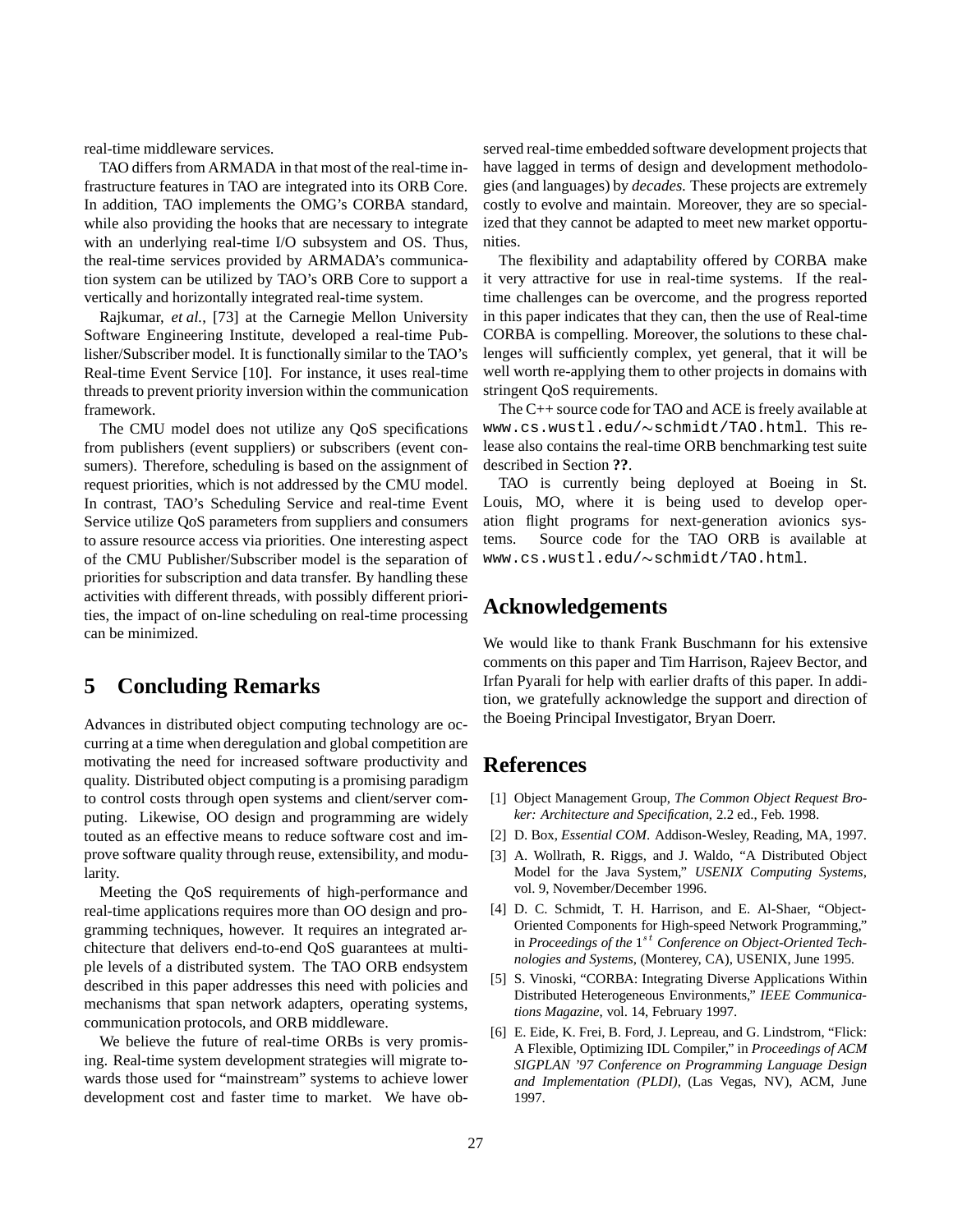real-time middleware services.

TAO differs from ARMADA in that most of the real-time infrastructure features in TAO are integrated into its ORB Core. In addition, TAO implements the OMG's CORBA standard, while also providing the hooks that are necessary to integrate with an underlying real-time I/O subsystem and OS. Thus, the real-time services provided by ARMADA's communication system can be utilized by TAO's ORB Core to support a vertically and horizontally integrated real-time system.

Rajkumar, *et al.*, [73] at the Carnegie Mellon University Software Engineering Institute, developed a real-time Publisher/Subscriber model. It is functionally similar to the TAO's Real-time Event Service [10]. For instance, it uses real-time threads to prevent priority inversion within the communication framework.

The CMU model does not utilize any QoS specifications from publishers (event suppliers) or subscribers (event consumers). Therefore, scheduling is based on the assignment of request priorities, which is not addressed by the CMU model. In contrast, TAO's Scheduling Service and real-time Event Service utilize QoS parameters from suppliers and consumers to assure resource access via priorities. One interesting aspect of the CMU Publisher/Subscriber model is the separation of priorities for subscription and data transfer. By handling these activities with different threads, with possibly different priorities, the impact of on-line scheduling on real-time processing can be minimized.

# 5 Concluding Remarks

Advances in distributed object computing technology are occurring at a time when deregulation and global competition are motivating the need for increased software productivity and quality. Distributed object computing is a promising paradigm to control costs through open systems and client/server computing. Likewise, OO design and programming are widely touted as an effective means to reduce software cost and improve software quality through reuse, extensibility, and modularity.

Meeting the QoS requirements of high-performance and real-time applications requires more than OO design and programming techniques, however. It requires an integrated architecture that delivers end-to-end QoS guarantees at multiple levels of a distributed system. The TAO ORB endsystem described in this paper addresses this need with policies and mechanisms that span network adapters, operating systems, communication protocols, and ORB middleware.

We believe the future of real-time ORBs is very promising. Real-time system development strategies will migrate towards those used for "mainstream" systems to achieve lower development cost and faster time to market. We have observed real-time embedded software development projects that have lagged in terms of design and development methodologies (and languages) by *decades.* These projects are extremely costly to evolve and maintain. Moreover, they are so specialized that they cannot be adapted to meet new market opportunities.

The flexibility and adaptability offered by CORBA make it very attractive for use in real-time systems. If the real-time challenges can be overcome, and the progress reported in this paper indicates that they can, then the use of Real-time CORBA is compelling. Moreover, the solutions to these challenges will sufficiently complex, yet general, that it will be well worth re-applying them to other projects in domains with stringent QoS requirements.

The C++ source code for TAO and ACE is freely available at `www.cs.wustl.edu/~schmidt/TAO.html`. This release also contains the real-time ORB benchmarking test suite described in Section **??**.

TAO is currently being deployed at Boeing in St. Louis, MO, where it is being used to develop operation flight programs for next-generation avionics systems. Source code for the TAO ORB is available at `www.cs.wustl.edu/~schmidt/TAO.html`.

# Acknowledgements

We would like to thank Frank Buschmann for his extensive comments on this paper and Tim Harrison, Rajeev Bector, and Irfan Pyarali for help with earlier drafts of this paper. In addition, we gratefully acknowledge the support and direction of the Boeing Principal Investigator, Bryan Doerr.

# References

[1] Object Management Group, *The Common Object Request Broker: Architecture and Specification*, 2.2 ed., Feb. 1998.

[2] D. Box, *Essential COM*. Addison-Wesley, Reading, MA, 1997.

[3] A. Wollrath, R. Riggs, and J. Waldo, "A Distributed Object Model for the Java System," *USENIX Computing Systems*, vol. 9, November/December 1996.

[4] D. C. Schmidt, T. H. Harrison, and E. Al-Shaer, "Object-Oriented Components for High-speed Network Programming," in *Proceedings of the 1st Conference on Object-Oriented Technologies and Systems*, (Monterey, CA), USENIX, June 1995.

[5] S. Vinoski, "CORBA: Integrating Diverse Applications Within Distributed Heterogeneous Environments," *IEEE Communications Magazine*, vol. 14, February 1997.

[6] E. Eide, K. Frei, B. Ford, J. Lepreau, and G. Lindstrom, "Flick: A Flexible, Optimizing IDL Compiler," in *Proceedings of ACM SIGPLAN '97 Conference on Programming Language Design and Implementation (PLDI)*, (Las Vegas, NV), ACM, June 1997.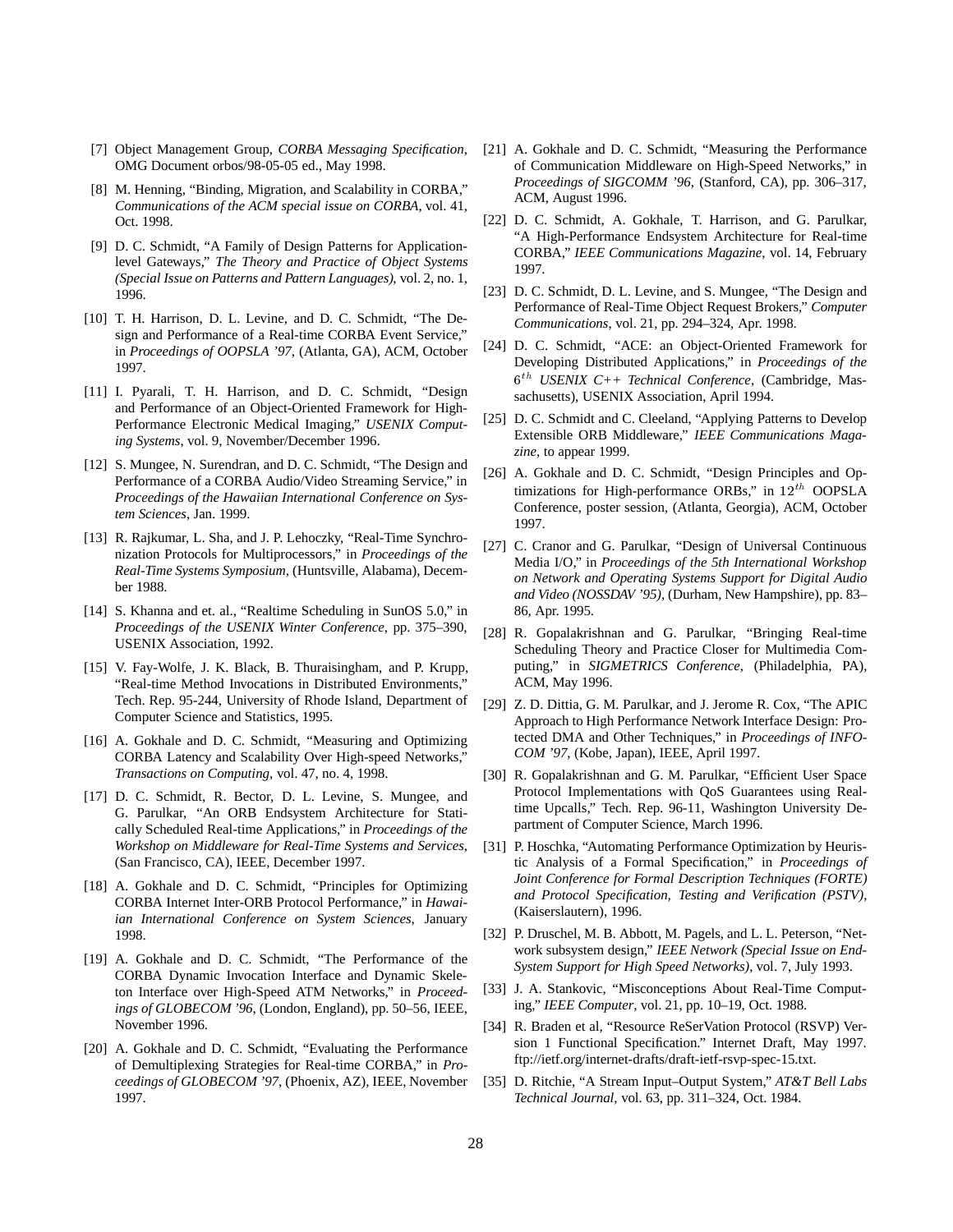[7] Object Management Group, *CORBA Messaging Specification*, OMG Document orbos/98-05-05 ed., May 1998.

[8] M. Henning, "Binding, Migration, and Scalability in CORBA," *Communications of the ACM special issue on CORBA*, vol. 41, Oct. 1998.

[9] D. C. Schmidt, "A Family of Design Patterns for Application-level Gateways," *The Theory and Practice of Object Systems (Special Issue on Patterns and Pattern Languages)*, vol. 2, no. 1, 1996.

[10] T. H. Harrison, D. L. Levine, and D. C. Schmidt, "The Design and Performance of a Real-time CORBA Event Service," in *Proceedings of OOPSLA '97*, (Atlanta, GA), ACM, October 1997.

[11] I. Pyarali, T. H. Harrison, and D. C. Schmidt, "Design and Performance of an Object-Oriented Framework for High-Performance Electronic Medical Imaging," *USENIX Computing Systems*, vol. 9, November/December 1996.

[12] S. Mungee, N. Surendran, and D. C. Schmidt, "The Design and Performance of a CORBA Audio/Video Streaming Service," in *Proceedings of the Hawaiian International Conference on System Sciences*, Jan. 1999.

[13] R. Rajkumar, L. Sha, and J. P. Lehoczky, "Real-Time Synchronization Protocols for Multiprocessors," in *Proceedings of the Real-Time Systems Symposium*, (Huntsville, Alabama), December 1988.

[14] S. Khanna and et. al., "Realtime Scheduling in SunOS 5.0," in *Proceedings of the USENIX Winter Conference*, pp. 375–390, USENIX Association, 1992.

[15] V. Fay-Wolfe, J. K. Black, B. Thuraisingham, and P. Krupp, "Real-time Method Invocations in Distributed Environments," Tech. Rep. 95-244, University of Rhode Island, Department of Computer Science and Statistics, 1995.

[16] A. Gokhale and D. C. Schmidt, "Measuring and Optimizing CORBA Latency and Scalability Over High-speed Networks," *Transactions on Computing*, vol. 47, no. 4, 1998.

[17] D. C. Schmidt, R. Bector, D. L. Levine, S. Mungee, and G. Parulkar, "An ORB Endsystem Architecture for Statically Scheduled Real-time Applications," in *Proceedings of the Workshop on Middleware for Real-Time Systems and Services*, (San Francisco, CA), IEEE, December 1997.

[18] A. Gokhale and D. C. Schmidt, "Principles for Optimizing CORBA Internet Inter-ORB Protocol Performance," in *Hawaiian International Conference on System Sciences*, January 1998.

[19] A. Gokhale and D. C. Schmidt, "The Performance of the CORBA Dynamic Invocation Interface and Dynamic Skeleton Interface over High-Speed ATM Networks," in *Proceedings of GLOBECOM '96*, (London, England), pp. 50–56, IEEE, November 1996.

[20] A. Gokhale and D. C. Schmidt, "Evaluating the Performance of Demultiplexing Strategies for Real-time CORBA," in *Proceedings of GLOBECOM '97*, (Phoenix, AZ), IEEE, November 1997.

[21] A. Gokhale and D. C. Schmidt, "Measuring the Performance of Communication Middleware on High-Speed Networks," in *Proceedings of SIGCOMM '96*, (Stanford, CA), pp. 306–317, ACM, August 1996.

[22] D. C. Schmidt, A. Gokhale, T. Harrison, and G. Parulkar, "A High-Performance Endsystem Architecture for Real-time CORBA," *IEEE Communications Magazine*, vol. 14, February 1997.

[23] D. C. Schmidt, D. L. Levine, and S. Mungee, "The Design and Performance of Real-Time Object Request Brokers," *Computer Communications*, vol. 21, pp. 294–324, Apr. 1998.

[24] D. C. Schmidt, "ACE: an Object-Oriented Framework for Developing Distributed Applications," in *Proceedings of the $6^{th}$ USENIX C++ Technical Conference*, (Cambridge, Massachusetts), USENIX Association, April 1994.

[25] D. C. Schmidt and C. Cleeland, "Applying Patterns to Develop Extensible ORB Middleware," *IEEE Communications Magazine*, to appear 1999.

[26] A. Gokhale and D. C. Schmidt, "Design Principles and Optimizations for High-performance ORBs," in $12^{th}$ OOPSLA Conference, poster session, (Atlanta, Georgia), ACM, October 1997.

[27] C. Cranor and G. Parulkar, "Design of Universal Continuous Media I/O," in *Proceedings of the 5th International Workshop on Network and Operating Systems Support for Digital Audio and Video (NOSSDAV '95)*, (Durham, New Hampshire), pp. 83–86, Apr. 1995.

[28] R. Gopalakrishnan and G. Parulkar, "Bringing Real-time Scheduling Theory and Practice Closer for Multimedia Computing," in *SIGMETRICS Conference*, (Philadelphia, PA), ACM, May 1996.

[29] Z. D. Dittia, G. M. Parulkar, and J. Jerome R. Cox, "The APIC Approach to High Performance Network Interface Design: Protected DMA and Other Techniques," in *Proceedings of INFOCOM '97*, (Kobe, Japan), IEEE, April 1997.

[30] R. Gopalakrishnan and G. M. Parulkar, "Efficient User Space Protocol Implementations with QoS Guarantees using Real-time Upcalls," Tech. Rep. 96-11, Washington University Department of Computer Science, March 1996.

[31] P. Hoschka, "Automating Performance Optimization by Heuristic Analysis of a Formal Specification," in *Proceedings of Joint Conference for Formal Description Techniques (FORTE) and Protocol Specification, Testing and Verification (PSTV)*, (Kaiserslautern), 1996.

[32] P. Druschel, M. B. Abbott, M. Pagels, and L. L. Peterson, "Network subsystem design," *IEEE Network (Special Issue on End-System Support for High Speed Networks)*, vol. 7, July 1993.

[33] J. A. Stankovic, "Misconceptions About Real-Time Computing," *IEEE Computer*, vol. 21, pp. 10–19, Oct. 1988.

[34] R. Braden et al, "Resource ReSerVation Protocol (RSVP) Version 1 Functional Specification." Internet Draft, May 1997. ftp://ietf.org/internet-drafts/draft-ietf-rsvp-spec-15.txt.

[35] D. Ritchie, "A Stream Input–Output System," *AT&T Bell Labs Technical Journal*, vol. 63, pp. 311–324, Oct. 1984.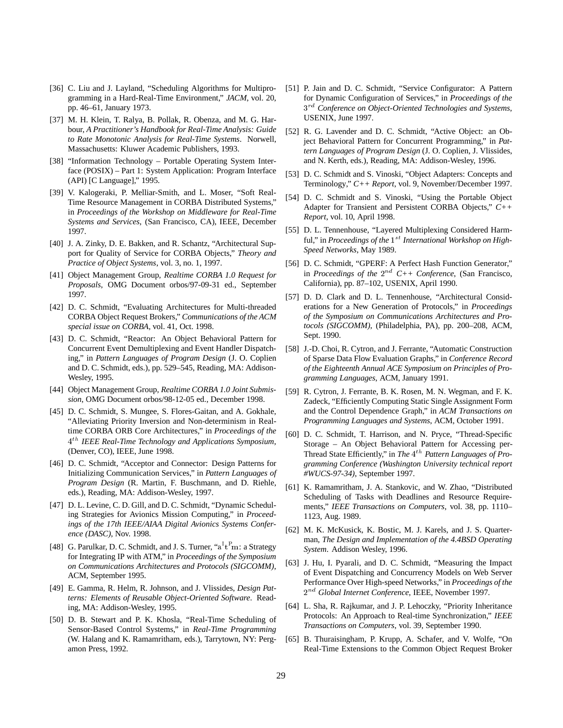[36] C. Liu and J. Layland, "Scheduling Algorithms for Multiprogramming in a Hard-Real-Time Environment," *JACM*, vol. 20, pp. 46–61, January 1973.

[37] M. H. Klein, T. Ralya, B. Pollak, R. Obenza, and M. G. Harbour, *A Practitioner's Handbook for Real-Time Analysis: Guide to Rate Monotonic Analysis for Real-Time Systems*. Norwell, Massachusetts: Kluwer Academic Publishers, 1993.

[38] "Information Technology – Portable Operating System Interface (POSIX) – Part 1: System Application: Program Interface (API) [C Language]," 1995.

[39] V. Kalogeraki, P. Melliar-Smith, and L. Moser, "Soft Real-Time Resource Management in CORBA Distributed Systems," in *Proceedings of the Workshop on Middleware for Real-Time Systems and Services*, (San Francisco, CA), IEEE, December 1997.

[40] J. A. Zinky, D. E. Bakken, and R. Schantz, "Architectural Support for Quality of Service for CORBA Objects," *Theory and Practice of Object Systems*, vol. 3, no. 1, 1997.

[41] Object Management Group, *Realtime CORBA 1.0 Request for Proposals*, OMG Document orbos/97-09-31 ed., September 1997.

[42] D. C. Schmidt, "Evaluating Architectures for Multi-threaded CORBA Object Request Brokers," *Communications of the ACM special issue on CORBA*, vol. 41, Oct. 1998.

[43] D. C. Schmidt, "Reactor: An Object Behavioral Pattern for Concurrent Event Demultiplexing and Event Handler Dispatching," in *Pattern Languages of Program Design* (J. O. Coplien and D. C. Schmidt, eds.), pp. 529–545, Reading, MA: Addison-Wesley, 1995.

[44] Object Management Group, *Realtime CORBA 1.0 Joint Submission*, OMG Document orbos/98-12-05 ed., December 1998.

[45] D. C. Schmidt, S. Mungee, S. Flores-Gaitan, and A. Gokhale, "Alleviating Priority Inversion and Non-determinism in Real-time CORBA ORB Core Architectures," in *Proceedings of the $4^{th}$ IEEE Real-Time Technology and Applications Symposium*, (Denver, CO), IEEE, June 1998.

[46] D. C. Schmidt, "Acceptor and Connector: Design Patterns for Initializing Communication Services," in *Pattern Languages of Program Design* (R. Martin, F. Buschmann, and D. Riehle, eds.), Reading, MA: Addison-Wesley, 1997.

[47] D. L. Levine, C. D. Gill, and D. C. Schmidt, "Dynamic Scheduling Strategies for Avionics Mission Computing," in *Proceedings of the 17th IEEE/AIAA Digital Avionics Systems Conference (DASC)*, Nov. 1998.

[48] G. Parulkar, D. C. Schmidt, and J. S. Turner, "$a^It^Pm$: a Strategy for Integrating IP with ATM," in *Proceedings of the Symposium on Communications Architectures and Protocols (SIGCOMM)*, ACM, September 1995.

[49] E. Gamma, R. Helm, R. Johnson, and J. Vlissides, *Design Patterns: Elements of Reusable Object-Oriented Software*. Reading, MA: Addison-Wesley, 1995.

[50] D. B. Stewart and P. K. Khosla, "Real-Time Scheduling of Sensor-Based Control Systems," in *Real-Time Programming* (W. Halang and K. Ramamritham, eds.), Tarrytown, NY: Pergamon Press, 1992.

[51] P. Jain and D. C. Schmidt, "Service Configurator: A Pattern for Dynamic Configuration of Services," in *Proceedings of the $3^{rd}$ Conference on Object-Oriented Technologies and Systems*, USENIX, June 1997.

[52] R. G. Lavender and D. C. Schmidt, "Active Object: an Object Behavioral Pattern for Concurrent Programming," in *Pattern Languages of Program Design* (J. O. Coplien, J. Vlissides, and N. Kerth, eds.), Reading, MA: Addison-Wesley, 1996.

[53] D. C. Schmidt and S. Vinoski, "Object Adapters: Concepts and Terminology," *C++ Report*, vol. 9, November/December 1997.

[54] D. C. Schmidt and S. Vinoski, "Using the Portable Object Adapter for Transient and Persistent CORBA Objects," *C++ Report*, vol. 10, April 1998.

[55] D. L. Tennenhouse, "Layered Multiplexing Considered Harmful," in *Proceedings of the $1^{st}$ International Workshop on High-Speed Networks*, May 1989.

[56] D. C. Schmidt, "GPERF: A Perfect Hash Function Generator," in *Proceedings of the $2^{nd}$ C++ Conference*, (San Francisco, California), pp. 87–102, USENIX, April 1990.

[57] D. D. Clark and D. L. Tennenhouse, "Architectural Considerations for a New Generation of Protocols," in *Proceedings of the Symposium on Communications Architectures and Protocols (SIGCOMM)*, (Philadelphia, PA), pp. 200–208, ACM, Sept. 1990.

[58] J.-D. Choi, R. Cytron, and J. Ferrante, "Automatic Construction of Sparse Data Flow Evaluation Graphs," in *Conference Record of the Eighteenth Annual ACE Symposium on Principles of Programming Languages*, ACM, January 1991.

[59] R. Cytron, J. Ferrante, B. K. Rosen, M. N. Wegman, and F. K. Zadeck, "Efficiently Computing Static Single Assignment Form and the Control Dependence Graph," in *ACM Transactions on Programming Languages and Systems*, ACM, October 1991.

[60] D. C. Schmidt, T. Harrison, and N. Pryce, "Thread-Specific Storage – An Object Behavioral Pattern for Accessing per-Thread State Efficiently," in *The $4^{th}$ Pattern Languages of Programming Conference (Washington University technical report #WUCS-97-34)*, September 1997.

[61] K. Ramamritham, J. A. Stankovic, and W. Zhao, "Distributed Scheduling of Tasks with Deadlines and Resource Requirements," *IEEE Transactions on Computers*, vol. 38, pp. 1110–1123, Aug. 1989.

[62] M. K. McKusick, K. Bostic, M. J. Karels, and J. S. Quarterman, *The Design and Implementation of the 4.4BSD Operating System*. Addison Wesley, 1996.

[63] J. Hu, I. Pyarali, and D. C. Schmidt, "Measuring the Impact of Event Dispatching and Concurrency Models on Web Server Performance Over High-speed Networks," in *Proceedings of the $2^{nd}$ Global Internet Conference*, IEEE, November 1997.

[64] L. Sha, R. Rajkumar, and J. P. Lehoczky, "Priority Inheritance Protocols: An Approach to Real-time Synchronization," *IEEE Transactions on Computers*, vol. 39, September 1990.

[65] B. Thuraisingham, P. Krupp, A. Schafer, and V. Wolfe, "On Real-Time Extensions to the Common Object Request Broker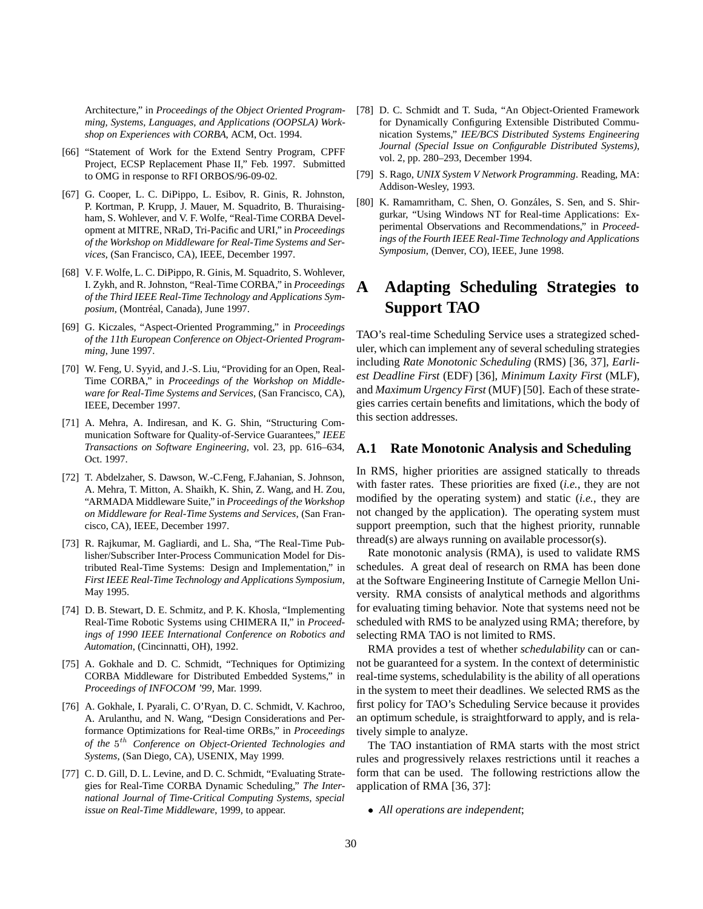Architecture," in *Proceedings of the Object Oriented Programming, Systems, Languages, and Applications (OOPSLA) Workshop on Experiences with CORBA*, ACM, Oct. 1994.

[66] "Statement of Work for the Extend Sentry Program, CPFF Project, ECSP Replacement Phase II," Feb. 1997. Submitted to OMG in response to RFI ORBOS/96-09-02.

[67] G. Cooper, L. C. DiPippo, L. Esibov, R. Ginis, R. Johnston, P. Kortman, P. Krupp, J. Mauer, M. Squadrito, B. Thuraisingham, S. Wohlever, and V. F. Wolfe, "Real-Time CORBA Development at MITRE, NRaD, Tri-Pacific and URI," in *Proceedings of the Workshop on Middleware for Real-Time Systems and Services*, (San Francisco, CA), IEEE, December 1997.

[68] V. F. Wolfe, L. C. DiPippo, R. Ginis, M. Squadrito, S. Wohlever, I. Zykh, and R. Johnston, "Real-Time CORBA," in *Proceedings of the Third IEEE Real-Time Technology and Applications Symposium*, (Montréal, Canada), June 1997.

[69] G. Kiczales, "Aspect-Oriented Programming," in *Proceedings of the 11th European Conference on Object-Oriented Programming*, June 1997.

[70] W. Feng, U. Syyid, and J.-S. Liu, "Providing for an Open, Real-Time CORBA," in *Proceedings of the Workshop on Middleware for Real-Time Systems and Services*, (San Francisco, CA), IEEE, December 1997.

[71] A. Mehra, A. Indiresan, and K. G. Shin, "Structuring Communication Software for Quality-of-Service Guarantees," *IEEE Transactions on Software Engineering*, vol. 23, pp. 616–634, Oct. 1997.

[72] T. Abdelzaher, S. Dawson, W.-C.Feng, F.Jahanian, S. Johnson, A. Mehra, T. Mitton, A. Shaikh, K. Shin, Z. Wang, and H. Zou, "ARMADA Middleware Suite," in *Proceedings of the Workshop on Middleware for Real-Time Systems and Services*, (San Francisco, CA), IEEE, December 1997.

[73] R. Rajkumar, M. Gagliardi, and L. Sha, "The Real-Time Publisher/Subscriber Inter-Process Communication Model for Distributed Real-Time Systems: Design and Implementation," in *First IEEE Real-Time Technology and Applications Symposium*, May 1995.

[74] D. B. Stewart, D. E. Schmitz, and P. K. Khosla, "Implementing Real-Time Robotic Systems using CHIMERA II," in *Proceedings of 1990 IEEE International Conference on Robotics and Automation*, (Cincinnatti, OH), 1992.

[75] A. Gokhale and D. C. Schmidt, "Techniques for Optimizing CORBA Middleware for Distributed Embedded Systems," in *Proceedings of INFOCOM '99*, Mar. 1999.

[76] A. Gokhale, I. Pyarali, C. O'Ryan, D. C. Schmidt, V. Kachroo, A. Arulanthu, and N. Wang, "Design Considerations and Performance Optimizations for Real-time ORBs," in *Proceedings of the* $5^{th}$ *Conference on Object-Oriented Technologies and Systems*, (San Diego, CA), USENIX, May 1999.

[77] C. D. Gill, D. L. Levine, and D. C. Schmidt, "Evaluating Strategies for Real-Time CORBA Dynamic Scheduling," *The International Journal of Time-Critical Computing Systems, special issue on Real-Time Middleware*, 1999, to appear.

[78] D. C. Schmidt and T. Suda, "An Object-Oriented Framework for Dynamically Configuring Extensible Distributed Communication Systems," *IEE/BCS Distributed Systems Engineering Journal (Special Issue on Configurable Distributed Systems)*, vol. 2, pp. 280–293, December 1994.

[79] S. Rago, *UNIX System V Network Programming*. Reading, MA: Addison-Wesley, 1993.

[80] K. Ramamritham, C. Shen, O. Gonzáles, S. Sen, and S. Shirgurkar, "Using Windows NT for Real-time Applications: Experimental Observations and Recommendations," in *Proceedings of the Fourth IEEE Real-Time Technology and Applications Symposium*, (Denver, CO), IEEE, June 1998.

# A Adapting Scheduling Strategies to Support TAO

TAO's real-time Scheduling Service uses a strategized scheduler, which can implement any of several scheduling strategies including *Rate Monotonic Scheduling* (RMS) [36, 37], *Earliest Deadline First* (EDF) [36], *Minimum Laxity First* (MLF), and *Maximum Urgency First* (MUF) [50]. Each of these strategies carries certain benefits and limitations, which the body of this section addresses.

## A.1 Rate Monotonic Analysis and Scheduling

In RMS, higher priorities are assigned statically to threads with faster rates. These priorities are fixed (*i.e.*, they are not modified by the operating system) and static (*i.e.*, they are not changed by the application). The operating system must support preemption, such that the highest priority, runnable thread(s) are always running on available processor(s).

Rate monotonic analysis (RMA), is used to validate RMS schedules. A great deal of research on RMA has been done at the Software Engineering Institute of Carnegie Mellon University. RMA consists of analytical methods and algorithms for evaluating timing behavior. Note that systems need not be scheduled with RMS to be analyzed using RMA; therefore, by selecting RMA TAO is not limited to RMS.

RMA provides a test of whether *schedulability* can or cannot be guaranteed for a system. In the context of deterministic real-time systems, schedulability is the ability of all operations in the system to meet their deadlines. We selected RMS as the first policy for TAO's Scheduling Service because it provides an optimum schedule, is straightforward to apply, and is relatively simple to analyze.

The TAO instantiation of RMA starts with the most strict rules and progressively relaxes restrictions until it reaches a form that can be used. The following restrictions allow the application of RMA [36, 37]:

- *All operations are independent*;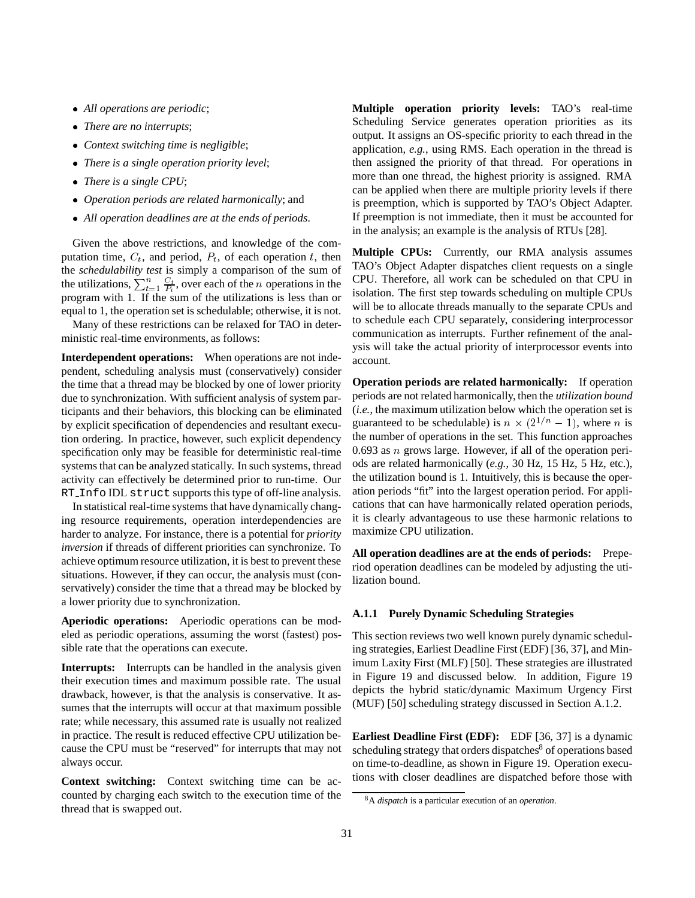- *All operations are periodic*;
- *There are no interrupts*;
- *Context switching time is negligible*;
- *There is a single operation priority level*;
- *There is a single CPU*;
- *Operation periods are related harmonically*; and
- *All operation deadlines are at the ends of periods*.

Given the above restrictions, and knowledge of the computation time, $C_t$, and period, $P_t$, of each operation $t$, then the *schedulability test* is simply a comparison of the sum of the utilizations, $\sum_{t=1}^{n} \frac{C_t}{P_t}$, over each of the $n$ operations in the program with 1. If the sum of the utilizations is less than or equal to 1, the operation set is schedulable; otherwise, it is not.

Many of these restrictions can be relaxed for TAO in deterministic real-time environments, as follows:

**Interdependent operations:** When operations are not independent, scheduling analysis must (conservatively) consider the time that a thread may be blocked by one of lower priority due to synchronization. With sufficient analysis of system participants and their behaviors, this blocking can be eliminated by explicit specification of dependencies and resultant execution ordering. In practice, however, such explicit dependency specification only may be feasible for deterministic real-time systems that can be analyzed statically. In such systems, thread activity can effectively be determined prior to run-time. Our `RT_Info` IDL `struct` supports this type of off-line analysis.

In statistical real-time systems that have dynamically changing resource requirements, operation interdependencies are harder to analyze. For instance, there is a potential for *priority inversion* if threads of different priorities can synchronize. To achieve optimum resource utilization, it is best to prevent these situations. However, if they can occur, the analysis must (conservatively) consider the time that a thread may be blocked by a lower priority due to synchronization.

**Aperiodic operations:** Aperiodic operations can be modeled as periodic operations, assuming the worst (fastest) possible rate that the operations can execute.

**Interrupts:** Interrupts can be handled in the analysis given their execution times and maximum possible rate. The usual drawback, however, is that the analysis is conservative. It assumes that the interrupts will occur at that maximum possible rate; while necessary, this assumed rate is usually not realized in practice. The result is reduced effective CPU utilization because the CPU must be "reserved" for interrupts that may not always occur.

**Context switching:** Context switching time can be accounted by charging each switch to the execution time of the thread that is swapped out.

**Multiple operation priority levels:** TAO's real-time Scheduling Service generates operation priorities as its output. It assigns an OS-specific priority to each thread in the application, *e.g.*, using RMS. Each operation in the thread is then assigned the priority of that thread. For operations in more than one thread, the highest priority is assigned. RMA can be applied when there are multiple priority levels if there is preemption, which is supported by TAO's Object Adapter. If preemption is not immediate, then it must be accounted for in the analysis; an example is the analysis of RTUs [28].

**Multiple CPUs:** Currently, our RMA analysis assumes TAO's Object Adapter dispatches client requests on a single CPU. Therefore, all work can be scheduled on that CPU in isolation. The first step towards scheduling on multiple CPUs will be to allocate threads manually to the separate CPUs and to schedule each CPU separately, considering interprocessor communication as interrupts. Further refinement of the analysis will take the actual priority of interprocessor events into account.

**Operation periods are related harmonically:** If operation periods are not related harmonically, then the *utilization bound* (*i.e.*, the maximum utilization below which the operation set is guaranteed to be schedulable) is $n \times (2^{1/n} - 1)$, where $n$ is the number of operations in the set. This function approaches 0.693 as $n$ grows large. However, if all of the operation periods are related harmonically (*e.g.*, 30 Hz, 15 Hz, 5 Hz, etc.), the utilization bound is 1. Intuitively, this is because the operation periods "fit" into the largest operation period. For applications that can have harmonically related operation periods, it is clearly advantageous to use these harmonic relations to maximize CPU utilization.

**All operation deadlines are at the ends of periods:** Preperiod operation deadlines can be modeled by adjusting the utilization bound.

#### A.1.1 Purely Dynamic Scheduling Strategies

This section reviews two well known purely dynamic scheduling strategies, Earliest Deadline First (EDF) [36, 37], and Minimum Laxity First (MLF) [50]. These strategies are illustrated in Figure 19 and discussed below. In addition, Figure 19 depicts the hybrid static/dynamic Maximum Urgency First (MUF) [50] scheduling strategy discussed in Section A.1.2.

**Earliest Deadline First (EDF):** EDF [36, 37] is a dynamic scheduling strategy that orders dispatches[8] of operations based on time-to-deadline, as shown in Figure 19. Operation executions with closer deadlines are dispatched before those with

[8] A *dispatch* is a particular execution of an *operation*.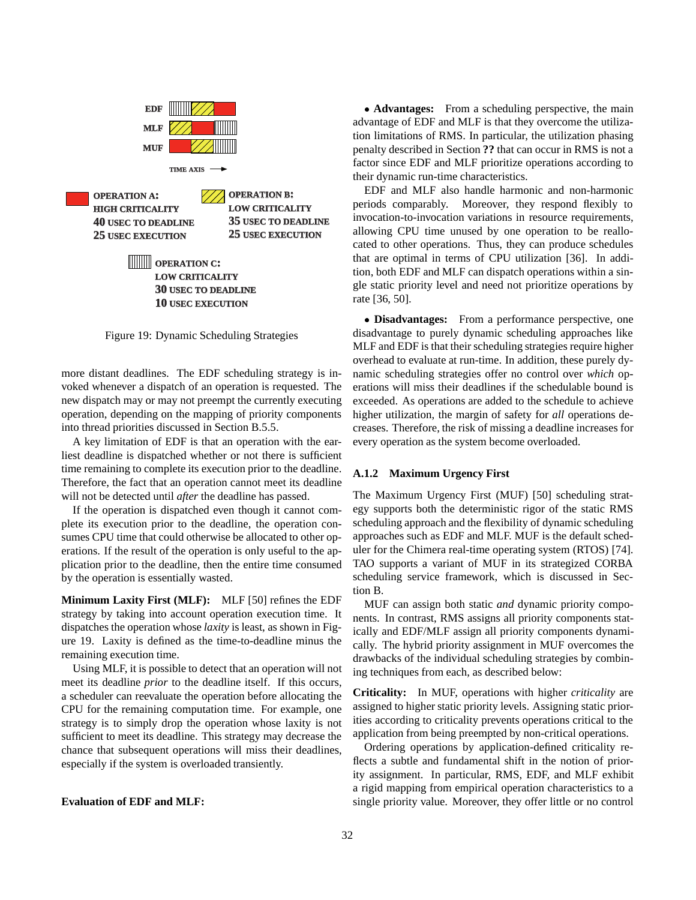EDF

MLF

MUF

TIME AXIS

OPERATION A:
HIGH CRITICALITY
40 USEC TO DEADLINE
25 USEC EXECUTION

OPERATION B:
LOW CRITICALITY
35 USEC TO DEADLINE
25 USEC EXECUTION

OPERATION C:
LOW CRITICALITY
30 USEC TO DEADLINE
10 USEC EXECUTION

Figure 19: Dynamic Scheduling Strategies

more distant deadlines. The EDF scheduling strategy is invoked whenever a dispatch of an operation is requested. The new dispatch may or may not preempt the currently executing operation, depending on the mapping of priority components into thread priorities discussed in Section B.5.5.

A key limitation of EDF is that an operation with the earliest deadline is dispatched whether or not there is sufficient time remaining to complete its execution prior to the deadline. Therefore, the fact that an operation cannot meet its deadline will not be detected until *after* the deadline has passed.

If the operation is dispatched even though it cannot complete its execution prior to the deadline, the operation consumes CPU time that could otherwise be allocated to other operations. If the result of the operation is only useful to the application prior to the deadline, then the entire time consumed by the operation is essentially wasted.

**Minimum Laxity First (MLF):** MLF [50] refines the EDF strategy by taking into account operation execution time. It dispatches the operation whose *laxity* is least, as shown in Figure 19. Laxity is defined as the time-to-deadline minus the remaining execution time.

Using MLF, it is possible to detect that an operation will not meet its deadline *prior* to the deadline itself. If this occurs, a scheduler can reevaluate the operation before allocating the CPU for the remaining computation time. For example, one strategy is to simply drop the operation whose laxity is not sufficient to meet its deadline. This strategy may decrease the chance that subsequent operations will miss their deadlines, especially if the system is overloaded transiently.

**Evaluation of EDF and MLF:**

- **Advantages:** From a scheduling perspective, the main advantage of EDF and MLF is that they overcome the utilization limitations of RMS. In particular, the utilization phasing penalty described in Section **??** that can occur in RMS is not a factor since EDF and MLF prioritize operations according to their dynamic run-time characteristics.

EDF and MLF also handle harmonic and non-harmonic periods comparably. Moreover, they respond flexibly to invocation-to-invocation variations in resource requirements, allowing CPU time unused by one operation to be reallocated to other operations. Thus, they can produce schedules that are optimal in terms of CPU utilization [36]. In addition, both EDF and MLF can dispatch operations within a single static priority level and need not prioritize operations by rate [36, 50].

- **Disadvantages:** From a performance perspective, one disadvantage to purely dynamic scheduling approaches like MLF and EDF is that their scheduling strategies require higher overhead to evaluate at run-time. In addition, these purely dynamic scheduling strategies offer no control over *which* operations will miss their deadlines if the schedulable bound is exceeded. As operations are added to the schedule to achieve higher utilization, the margin of safety for *all* operations decreases. Therefore, the risk of missing a deadline increases for every operation as the system become overloaded.

### A.1.2 Maximum Urgency First

The Maximum Urgency First (MUF) [50] scheduling strategy supports both the deterministic rigor of the static RMS scheduling approach and the flexibility of dynamic scheduling approaches such as EDF and MLF. MUF is the default scheduler for the Chimera real-time operating system (RTOS) [74]. TAO supports a variant of MUF in its strategized CORBA scheduling service framework, which is discussed in Section B.

MUF can assign both static *and* dynamic priority components. In contrast, RMS assigns all priority components statically and EDF/MLF assign all priority components dynamically. The hybrid priority assignment in MUF overcomes the drawbacks of the individual scheduling strategies by combining techniques from each, as described below:

**Criticality:** In MUF, operations with higher *criticality* are assigned to higher static priority levels. Assigning static priorities according to criticality prevents operations critical to the application from being preempted by non-critical operations.

Ordering operations by application-defined criticality reflects a subtle and fundamental shift in the notion of priority assignment. In particular, RMS, EDF, and MLF exhibit a rigid mapping from empirical operation characteristics to a single priority value. Moreover, they offer little or no control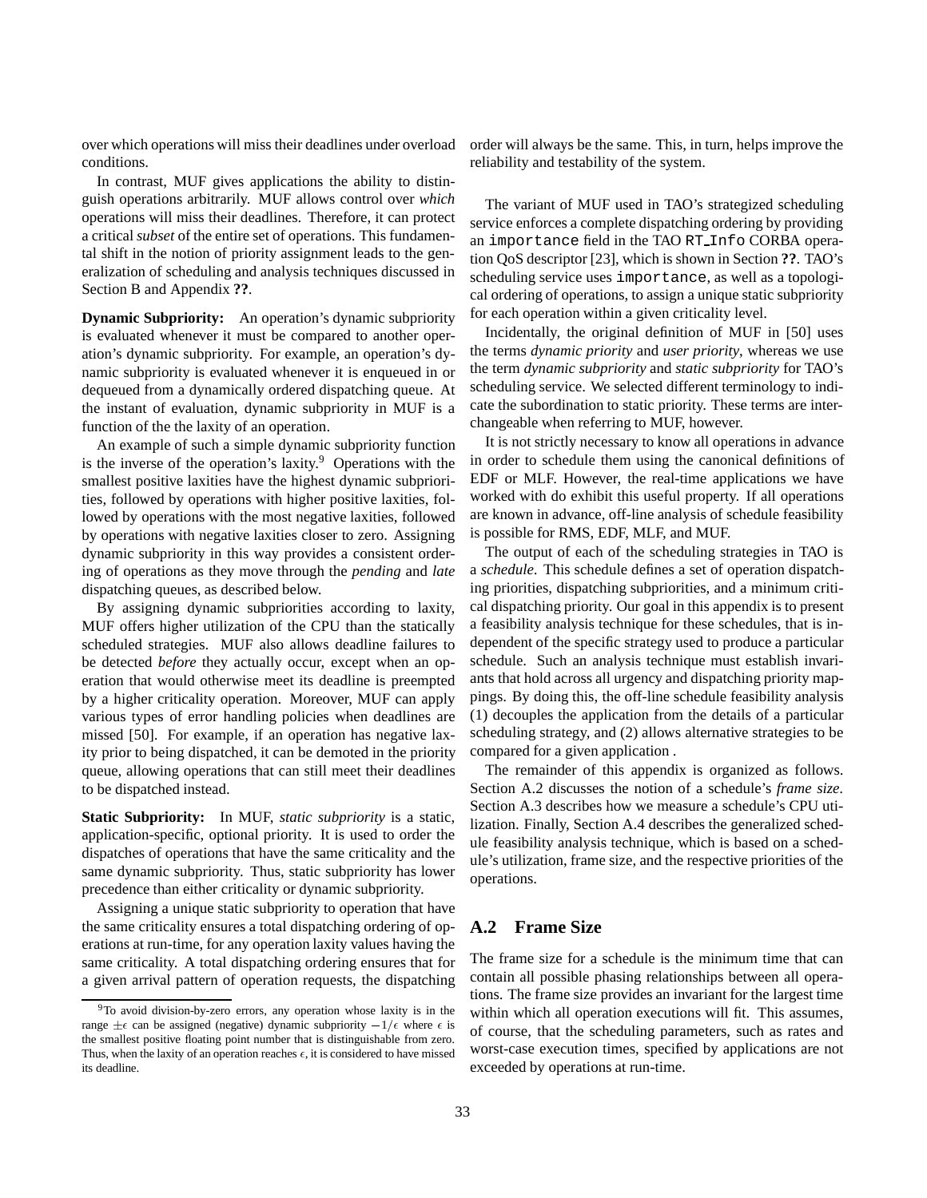over which operations will miss their deadlines under overload conditions.

In contrast, MUF gives applications the ability to distinguish operations arbitrarily. MUF allows control over *which* operations will miss their deadlines. Therefore, it can protect a critical *subset* of the entire set of operations. This fundamental shift in the notion of priority assignment leads to the generalization of scheduling and analysis techniques discussed in Section B and Appendix **??**.

**Dynamic Subpriority:** An operation's dynamic subpriority is evaluated whenever it must be compared to another operation's dynamic subpriority. For example, an operation's dynamic subpriority is evaluated whenever it is enqueued in or dequeued from a dynamically ordered dispatching queue. At the instant of evaluation, dynamic subpriority in MUF is a function of the the laxity of an operation.

An example of such a simple dynamic subpriority function is the inverse of the operation's laxity.[9] Operations with the smallest positive laxities have the highest dynamic subpriorities, followed by operations with higher positive laxities, followed by operations with the most negative laxities, followed by operations with negative laxities closer to zero. Assigning dynamic subpriority in this way provides a consistent ordering of operations as they move through the *pending* and *late* dispatching queues, as described below.

By assigning dynamic subpriorities according to laxity, MUF offers higher utilization of the CPU than the statically scheduled strategies. MUF also allows deadline failures to be detected *before* they actually occur, except when an operation that would otherwise meet its deadline is preempted by a higher criticality operation. Moreover, MUF can apply various types of error handling policies when deadlines are missed [50]. For example, if an operation has negative laxity prior to being dispatched, it can be demoted in the priority queue, allowing operations that can still meet their deadlines to be dispatched instead.

**Static Subpriority:** In MUF, *static subpriority* is a static, application-specific, optional priority. It is used to order the dispatches of operations that have the same criticality and the same dynamic subpriority. Thus, static subpriority has lower precedence than either criticality or dynamic subpriority.

Assigning a unique static subpriority to operation that have the same criticality ensures a total dispatching ordering of operations at run-time, for any operation laxity values having the same criticality. A total dispatching ordering ensures that for a given arrival pattern of operation requests, the dispatching order will always be the same. This, in turn, helps improve the reliability and testability of the system.

The variant of MUF used in TAO's strategized scheduling service enforces a complete dispatching ordering by providing an `importance` field in the TAO `RT_Info` CORBA operation QoS descriptor [23], which is shown in Section **??**. TAO's scheduling service uses `importance`, as well as a topological ordering of operations, to assign a unique static subpriority for each operation within a given criticality level.

Incidentally, the original definition of MUF in [50] uses the terms *dynamic priority* and *user priority*, whereas we use the term *dynamic subpriority* and *static subpriority* for TAO's scheduling service. We selected different terminology to indicate the subordination to static priority. These terms are interchangeable when referring to MUF, however.

It is not strictly necessary to know all operations in advance in order to schedule them using the canonical definitions of EDF or MLF. However, the real-time applications we have worked with do exhibit this useful property. If all operations are known in advance, off-line analysis of schedule feasibility is possible for RMS, EDF, MLF, and MUF.

The output of each of the scheduling strategies in TAO is a *schedule*. This schedule defines a set of operation dispatching priorities, dispatching subpriorities, and a minimum critical dispatching priority. Our goal in this appendix is to present a feasibility analysis technique for these schedules, that is independent of the specific strategy used to produce a particular schedule. Such an analysis technique must establish invariants that hold across all urgency and dispatching priority mappings. By doing this, the off-line schedule feasibility analysis (1) decouples the application from the details of a particular scheduling strategy, and (2) allows alternative strategies to be compared for a given application .

The remainder of this appendix is organized as follows. Section A.2 discusses the notion of a schedule's *frame size*. Section A.3 describes how we measure a schedule's CPU utilization. Finally, Section A.4 describes the generalized schedule feasibility analysis technique, which is based on a schedule's utilization, frame size, and the respective priorities of the operations.

## A.2 Frame Size

The frame size for a schedule is the minimum time that can contain all possible phasing relationships between all operations. The frame size provides an invariant for the largest time within which all operation executions will fit. This assumes, of course, that the scheduling parameters, such as rates and worst-case execution times, specified by applications are not exceeded by operations at run-time.

[9] To avoid division-by-zero errors, any operation whose laxity is in the range $\pm\epsilon$ can be assigned (negative) dynamic subpriority $-1/\epsilon$ where $\epsilon$ is the smallest positive floating point number that is distinguishable from zero. Thus, when the laxity of an operation reaches $\epsilon$, it is considered to have missed its deadline.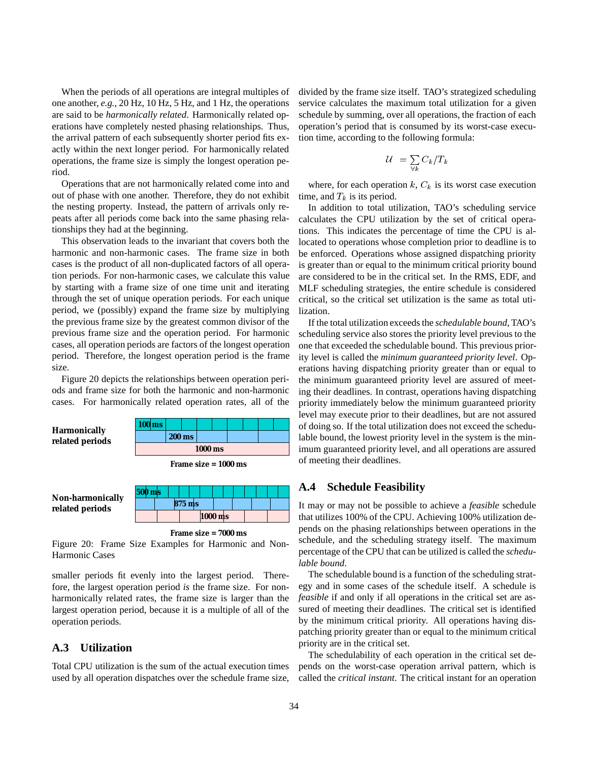When the periods of all operations are integral multiples of one another, *e.g.*, 20 Hz, 10 Hz, 5 Hz, and 1 Hz, the operations are said to be *harmonically related*. Harmonically related operations have completely nested phasing relationships. Thus, the arrival pattern of each subsequently shorter period fits exactly within the next longer period. For harmonically related operations, the frame size is simply the longest operation period.

Operations that are not harmonically related come into and out of phase with one another. Therefore, they do not exhibit the nesting property. Instead, the pattern of arrivals only repeats after all periods come back into the same phasing relationships they had at the beginning.

This observation leads to the invariant that covers both the harmonic and non-harmonic cases. The frame size in both cases is the product of all non-duplicated factors of all operation periods. For non-harmonic cases, we calculate this value by starting with a frame size of one time unit and iterating through the set of unique operation periods. For each unique period, we (possibly) expand the frame size by multiplying the previous frame size by the greatest common divisor of the previous frame size and the operation period. For harmonic cases, all operation periods are factors of the longest operation period. Therefore, the longest operation period is the frame size.

Figure 20 depicts the relationships between operation periods and frame size for both the harmonic and non-harmonic cases. For harmonically related operation rates, all of the smaller periods fit evenly into the largest period. Therefore, the largest operation period *is* the frame size. For non-harmonically related rates, the frame size is larger than the largest operation period, because it is a multiple of all of the operation periods.

**Harmonically related periods**: 100 ms, 200 ms, 1000 ms — **Frame size = 1000 ms**

**Non-harmonically related periods**: 500 ms, 875 ms, 1000 ms — **Frame size = 7000 ms**

Figure 20: Frame Size Examples for Harmonic and Non-Harmonic Cases

## A.3 Utilization

Total CPU utilization is the sum of the actual execution times used by all operation dispatches over the schedule frame size, divided by the frame size itself. TAO's strategized scheduling service calculates the maximum total utilization for a given schedule by summing, over all operations, the fraction of each operation's period that is consumed by its worst-case execution time, according to the following formula:

$$\mathcal{U} = \sum_{\forall k} C_k / T_k$$

where, for each operation $k$, $C_k$ is its worst case execution time, and $T_k$ is its period.

In addition to total utilization, TAO's scheduling service calculates the CPU utilization by the set of critical operations. This indicates the percentage of time the CPU is allocated to operations whose completion prior to deadline is to be enforced. Operations whose assigned dispatching priority is greater than or equal to the minimum critical priority bound are considered to be in the critical set. In the RMS, EDF, and MLF scheduling strategies, the entire schedule is considered critical, so the critical set utilization is the same as total utilization.

If the total utilization exceeds the *schedulable bound*, TAO's scheduling service also stores the priority level previous to the one that exceeded the schedulable bound. This previous priority level is called the *minimum guaranteed priority level*. Operations having dispatching priority greater than or equal to the minimum guaranteed priority level are assured of meeting their deadlines. In contrast, operations having dispatching priority immediately below the minimum guaranteed priority level may execute prior to their deadlines, but are not assured of doing so. If the total utilization does not exceed the schedulable bound, the lowest priority level in the system is the minimum guaranteed priority level, and all operations are assured of meeting their deadlines.

## A.4 Schedule Feasibility

It may or may not be possible to achieve a *feasible* schedule that utilizes 100% of the CPU. Achieving 100% utilization depends on the phasing relationships between operations in the schedule, and the scheduling strategy itself. The maximum percentage of the CPU that can be utilized is called the *schedulable bound*.

The schedulable bound is a function of the scheduling strategy and in some cases of the schedule itself. A schedule is *feasible* if and only if all operations in the critical set are assured of meeting their deadlines. The critical set is identified by the minimum critical priority. All operations having dispatching priority greater than or equal to the minimum critical priority are in the critical set.

The schedulability of each operation in the critical set depends on the worst-case operation arrival pattern, which is called the *critical instant*. The critical instant for an operation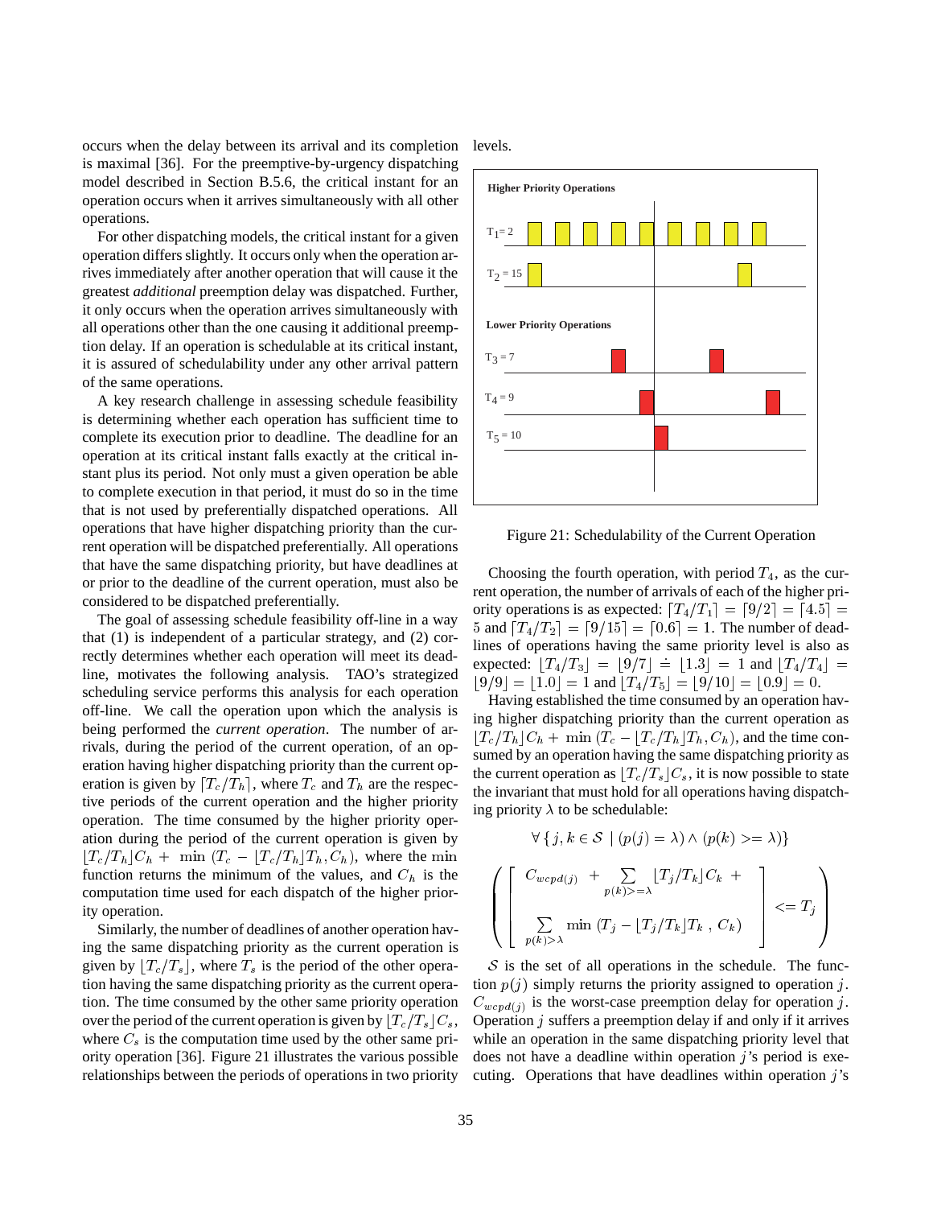occurs when the delay between its arrival and its completion is maximal [36]. For the preemptive-by-urgency dispatching model described in Section B.5.6, the critical instant for an operation occurs when it arrives simultaneously with all other operations.

For other dispatching models, the critical instant for a given operation differs slightly. It occurs only when the operation arrives immediately after another operation that will cause it the greatest *additional* preemption delay was dispatched. Further, it only occurs when the operation arrives simultaneously with all operations other than the one causing it additional preemption delay. If an operation is schedulable at its critical instant, it is assured of schedulability under any other arrival pattern of the same operations.

A key research challenge in assessing schedule feasibility is determining whether each operation has sufficient time to complete its execution prior to deadline. The deadline for an operation at its critical instant falls exactly at the critical instant plus its period. Not only must a given operation be able to complete execution in that period, it must do so in the time that is not used by preferentially dispatched operations. All operations that have higher dispatching priority than the current operation will be dispatched preferentially. All operations that have the same dispatching priority, but have deadlines at or prior to the deadline of the current operation, must also be considered to be dispatched preferentially.

The goal of assessing schedule feasibility off-line in a way that (1) is independent of a particular strategy, and (2) correctly determines whether each operation will meet its deadline, motivates the following analysis. TAO's strategized scheduling service performs this analysis for each operation off-line. We call the operation upon which the analysis is being performed the *current operation*. The number of arrivals, during the period of the current operation, of an operation having higher dispatching priority than the current operation is given by $\lceil T_c/T_h \rceil$, where $T_c$ and $T_h$ are the respective periods of the current operation and the higher priority operation. The time consumed by the higher priority operation during the period of the current operation is given by $\lfloor T_c/T_h \rfloor C_h + \min(T_c - \lfloor T_c/T_h \rfloor T_h, C_h)$, where the min function returns the minimum of the values, and $C_h$ is the computation time used for each dispatch of the higher priority operation.

Similarly, the number of deadlines of another operation having the same dispatching priority as the current operation is given by $\lfloor T_c/T_s \rfloor$, where $T_s$ is the period of the other operation having the same dispatching priority as the current operation. The time consumed by the other same priority operation over the period of the current operation is given by $\lfloor T_c/T_s \rfloor C_s$, where $C_s$ is the computation time used by the other same priority operation [36]. Figure 21 illustrates the various possible relationships between the periods of operations in two priority levels.

Figure 21: Schedulability of the Current Operation

Choosing the fourth operation, with period $T_4$, as the current operation, the number of arrivals of each of the higher priority operations is as expected: $\lceil T_4/T_1 \rceil = \lceil 9/2 \rceil = \lceil 4.5 \rceil = 5$ and $\lceil T_4/T_2 \rceil = \lceil 9/15 \rceil = \lceil 0.6 \rceil = 1$. The number of deadlines of operations having the same priority level is also as expected: $\lfloor T_4/T_3 \rfloor = \lfloor 9/7 \rfloor \doteq \lfloor 1.3 \rfloor = 1$ and $\lfloor T_4/T_4 \rfloor = \lfloor 9/9 \rfloor = \lfloor 1.0 \rfloor = 1$ and $\lfloor T_4/T_5 \rfloor = \lfloor 9/10 \rfloor = \lfloor 0.9 \rfloor = 0$.

Having established the time consumed by an operation having higher dispatching priority than the current operation as $\lfloor T_c/T_h \rfloor C_h + \min(T_c - \lfloor T_c/T_h \rfloor T_h, C_h)$, and the time consumed by an operation having the same dispatching priority as the current operation as $\lfloor T_c/T_s \rfloor C_s$, it is now possible to state the invariant that must hold for all operations having dispatching priority $\lambda$ to be schedulable:

$$\forall \{ j, k \in \mathcal{S} \mid (p(j) = \lambda) \wedge (p(k) >= \lambda) \}$$

$$\left( \left[ \begin{array}{l} C_{wcpd(j)} + \sum_{p(k) >= \lambda} \lfloor T_j/T_k \rfloor C_k + \\ \\ \sum_{p(k) > \lambda} \min(T_j - \lfloor T_j/T_k \rfloor T_k \ , \ C_k) \end{array} \right] <= T_j \right)$$

$\mathcal{S}$ is the set of all operations in the schedule. The function $p(j)$ simply returns the priority assigned to operation $j$. $C_{wcpd(j)}$ is the worst-case preemption delay for operation $j$. Operation $j$ suffers a preemption delay if and only if it arrives while an operation in the same dispatching priority level that does not have a deadline within operation $j$'s period is executing. Operations that have deadlines within operation $j$'s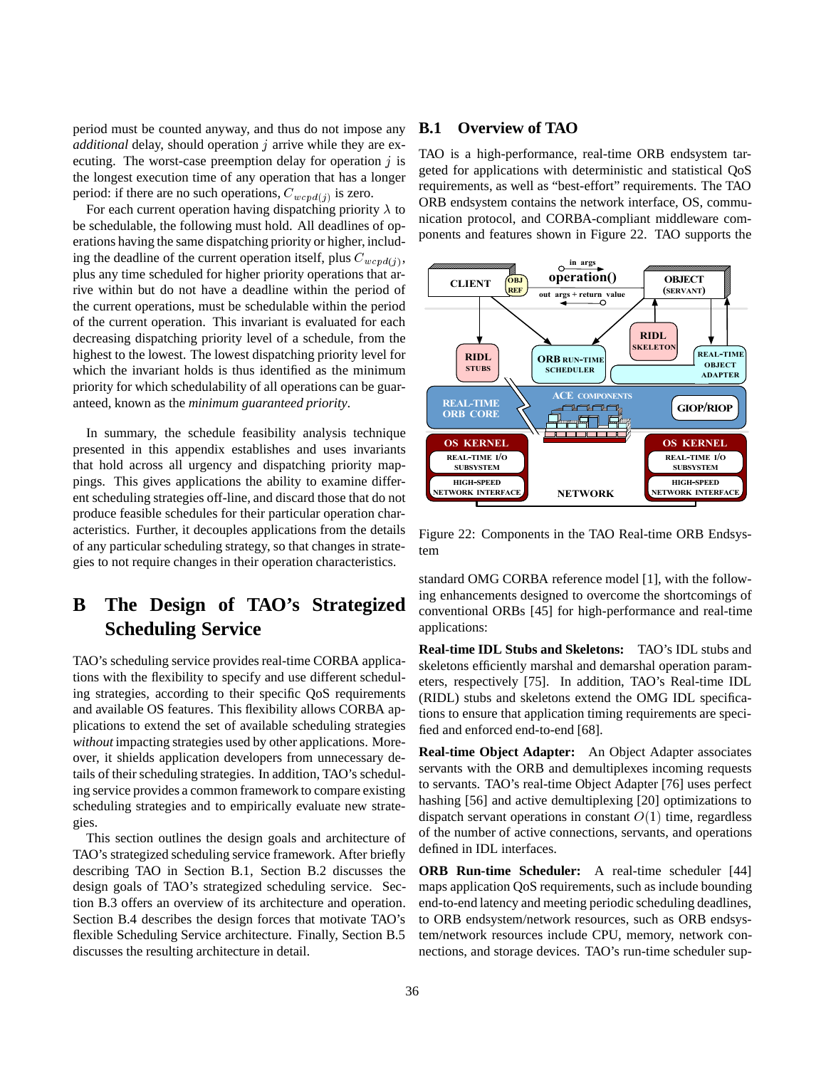period must be counted anyway, and thus do not impose any *additional* delay, should operation $j$ arrive while they are executing. The worst-case preemption delay for operation $j$ is the longest execution time of any operation that has a longer period: if there are no such operations, $C_{wcpd(j)}$ is zero.

For each current operation having dispatching priority $\lambda$ to be schedulable, the following must hold. All deadlines of operations having the same dispatching priority or higher, including the deadline of the current operation itself, plus $C_{wcpd(j)}$, plus any time scheduled for higher priority operations that arrive within but do not have a deadline within the period of the current operations, must be schedulable within the period of the current operation. This invariant is evaluated for each decreasing dispatching priority level of a schedule, from the highest to the lowest. The lowest dispatching priority level for which the invariant holds is thus identified as the minimum priority for which schedulability of all operations can be guaranteed, known as the *minimum guaranteed priority*.

In summary, the schedule feasibility analysis technique presented in this appendix establishes and uses invariants that hold across all urgency and dispatching priority mappings. This gives applications the ability to examine different scheduling strategies off-line, and discard those that do not produce feasible schedules for their particular operation characteristics. Further, it decouples applications from the details of any particular scheduling strategy, so that changes in strategies to not require changes in their operation characteristics.

# B The Design of TAO's Strategized Scheduling Service

TAO's scheduling service provides real-time CORBA applications with the flexibility to specify and use different scheduling strategies, according to their specific QoS requirements and available OS features. This flexibility allows CORBA applications to extend the set of available scheduling strategies *without* impacting strategies used by other applications. Moreover, it shields application developers from unnecessary details of their scheduling strategies. In addition, TAO's scheduling service provides a common framework to compare existing scheduling strategies and to empirically evaluate new strategies.

This section outlines the design goals and architecture of TAO's strategized scheduling service framework. After briefly describing TAO in Section B.1, Section B.2 discusses the design goals of TAO's strategized scheduling service. Section B.3 offers an overview of its architecture and operation. Section B.4 describes the design forces that motivate TAO's flexible Scheduling Service architecture. Finally, Section B.5 discusses the resulting architecture in detail.

## B.1 Overview of TAO

TAO is a high-performance, real-time ORB endsystem targeted for applications with deterministic and statistical QoS requirements, as well as "best-effort" requirements. The TAO ORB endsystem contains the network interface, OS, communication protocol, and CORBA-compliant middleware components and features shown in Figure 22. TAO supports the

Figure 22: Components in the TAO Real-time ORB Endsystem

standard OMG CORBA reference model [1], with the following enhancements designed to overcome the shortcomings of conventional ORBs [45] for high-performance and real-time applications:

**Real-time IDL Stubs and Skeletons:** TAO's IDL stubs and skeletons efficiently marshal and demarshal operation parameters, respectively [75]. In addition, TAO's Real-time IDL (RIDL) stubs and skeletons extend the OMG IDL specifications to ensure that application timing requirements are specified and enforced end-to-end [68].

**Real-time Object Adapter:** An Object Adapter associates servants with the ORB and demultiplexes incoming requests to servants. TAO's real-time Object Adapter [76] uses perfect hashing [56] and active demultiplexing [20] optimizations to dispatch servant operations in constant $O(1)$ time, regardless of the number of active connections, servants, and operations defined in IDL interfaces.

**ORB Run-time Scheduler:** A real-time scheduler [44] maps application QoS requirements, such as include bounding end-to-end latency and meeting periodic scheduling deadlines, to ORB endsystem/network resources, such as ORB endsystem/network resources include CPU, memory, network connections, and storage devices. TAO's run-time scheduler sup-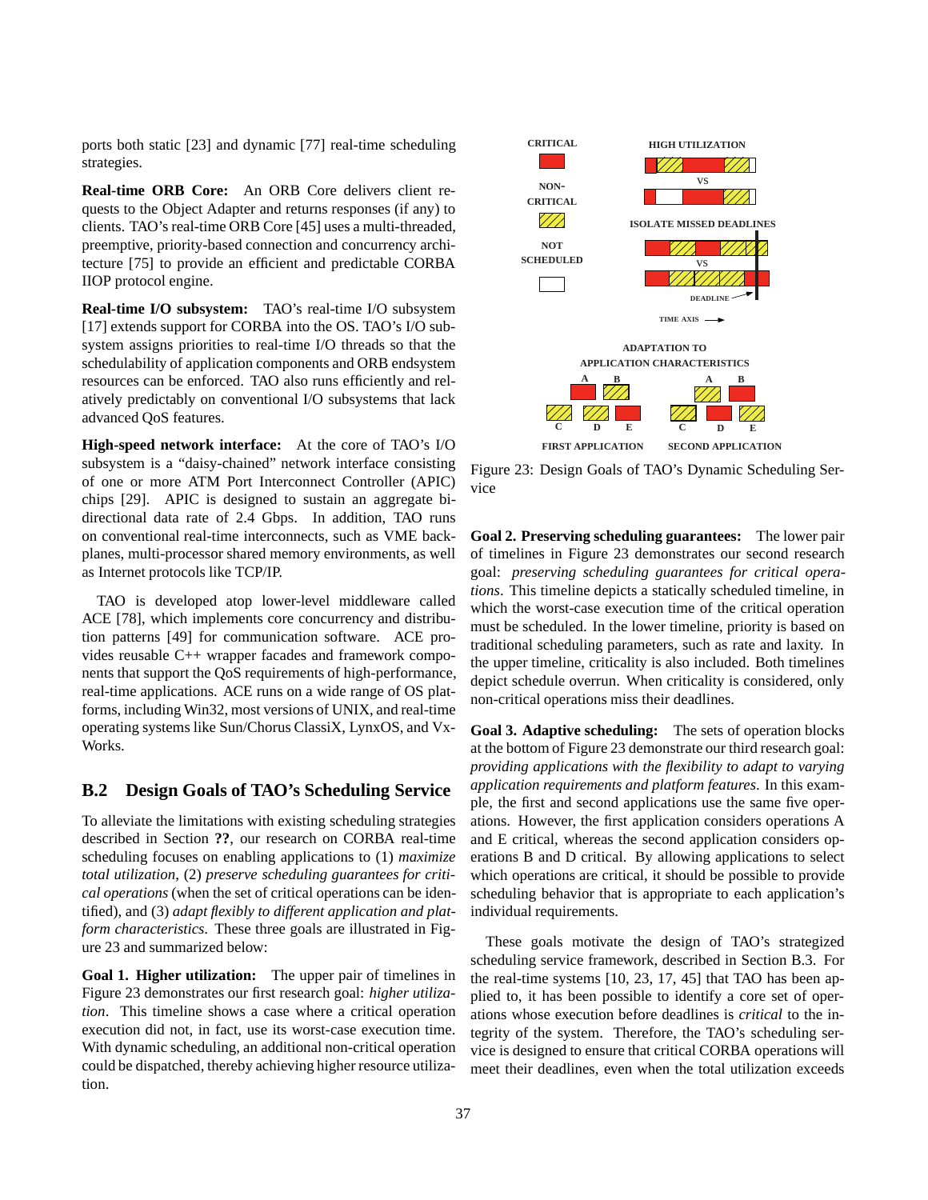ports both static [23] and dynamic [77] real-time scheduling strategies.

**Real-time ORB Core:** An ORB Core delivers client requests to the Object Adapter and returns responses (if any) to clients. TAO's real-time ORB Core [45] uses a multi-threaded, preemptive, priority-based connection and concurrency architecture [75] to provide an efficient and predictable CORBA IIOP protocol engine.

**Real-time I/O subsystem:** TAO's real-time I/O subsystem [17] extends support for CORBA into the OS. TAO's I/O subsystem assigns priorities to real-time I/O threads so that the schedulability of application components and ORB endsystem resources can be enforced. TAO also runs efficiently and relatively predictably on conventional I/O subsystems that lack advanced QoS features.

**High-speed network interface:** At the core of TAO's I/O subsystem is a "daisy-chained" network interface consisting of one or more ATM Port Interconnect Controller (APIC) chips [29]. APIC is designed to sustain an aggregate bi-directional data rate of 2.4 Gbps. In addition, TAO runs on conventional real-time interconnects, such as VME backplanes, multi-processor shared memory environments, as well as Internet protocols like TCP/IP.

TAO is developed atop lower-level middleware called ACE [78], which implements core concurrency and distribution patterns [49] for communication software. ACE provides reusable C++ wrapper facades and framework components that support the QoS requirements of high-performance, real-time applications. ACE runs on a wide range of OS platforms, including Win32, most versions of UNIX, and real-time operating systems like Sun/Chorus ClassiX, LynxOS, and VxWorks.

## B.2 Design Goals of TAO's Scheduling Service

To alleviate the limitations with existing scheduling strategies described in Section **??**, our research on CORBA real-time scheduling focuses on enabling applications to (1) *maximize total utilization*, (2) *preserve scheduling guarantees for critical operations* (when the set of critical operations can be identified), and (3) *adapt flexibly to different application and platform characteristics*. These three goals are illustrated in Figure 23 and summarized below:

**Goal 1. Higher utilization:** The upper pair of timelines in Figure 23 demonstrates our first research goal: *higher utilization*. This timeline shows a case where a critical operation execution did not, in fact, use its worst-case execution time. With dynamic scheduling, an additional non-critical operation could be dispatched, thereby achieving higher resource utilization.

Figure 23: Design Goals of TAO's Dynamic Scheduling Service

**Goal 2. Preserving scheduling guarantees:** The lower pair of timelines in Figure 23 demonstrates our second research goal: *preserving scheduling guarantees for critical operations*. This timeline depicts a statically scheduled timeline, in which the worst-case execution time of the critical operation must be scheduled. In the lower timeline, priority is based on traditional scheduling parameters, such as rate and laxity. In the upper timeline, criticality is also included. Both timelines depict schedule overrun. When criticality is considered, only non-critical operations miss their deadlines.

**Goal 3. Adaptive scheduling:** The sets of operation blocks at the bottom of Figure 23 demonstrate our third research goal: *providing applications with the flexibility to adapt to varying application requirements and platform features*. In this example, the first and second applications use the same five operations. However, the first application considers operations A and E critical, whereas the second application considers operations B and D critical. By allowing applications to select which operations are critical, it should be possible to provide scheduling behavior that is appropriate to each application's individual requirements.

These goals motivate the design of TAO's strategized scheduling service framework, described in Section B.3. For the real-time systems [10, 23, 17, 45] that TAO has been applied to, it has been possible to identify a core set of operations whose execution before deadlines is *critical* to the integrity of the system. Therefore, the TAO's scheduling service is designed to ensure that critical CORBA operations will meet their deadlines, even when the total utilization exceeds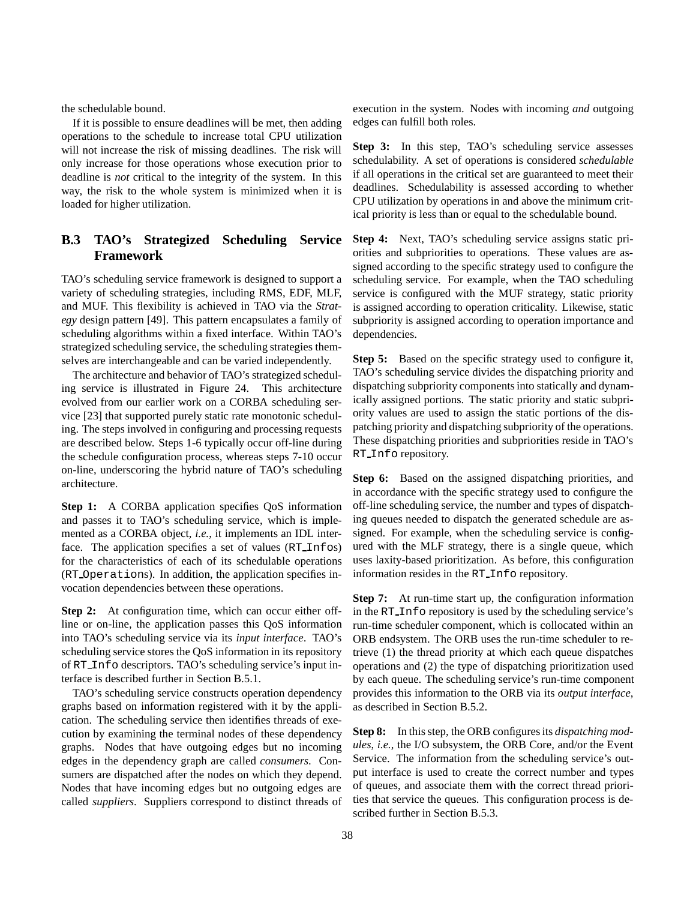the schedulable bound.

If it is possible to ensure deadlines will be met, then adding operations to the schedule to increase total CPU utilization will not increase the risk of missing deadlines. The risk will only increase for those operations whose execution prior to deadline is *not* critical to the integrity of the system. In this way, the risk to the whole system is minimized when it is loaded for higher utilization.

### B.3 TAO's Strategized Scheduling Service Framework

TAO's scheduling service framework is designed to support a variety of scheduling strategies, including RMS, EDF, MLF, and MUF. This flexibility is achieved in TAO via the *Strategy* design pattern [49]. This pattern encapsulates a family of scheduling algorithms within a fixed interface. Within TAO's strategized scheduling service, the scheduling strategies themselves are interchangeable and can be varied independently.

The architecture and behavior of TAO's strategized scheduling service is illustrated in Figure 24. This architecture evolved from our earlier work on a CORBA scheduling service [23] that supported purely static rate monotonic scheduling. The steps involved in configuring and processing requests are described below. Steps 1-6 typically occur off-line during the schedule configuration process, whereas steps 7-10 occur on-line, underscoring the hybrid nature of TAO's scheduling architecture.

**Step 1:** A CORBA application specifies QoS information and passes it to TAO's scheduling service, which is implemented as a CORBA object, *i.e.,* it implements an IDL interface. The application specifies a set of values (`RT_Infos`) for the characteristics of each of its schedulable operations (`RT_Operations`). In addition, the application specifies invocation dependencies between these operations.

**Step 2:** At configuration time, which can occur either off-line or on-line, the application passes this QoS information into TAO's scheduling service via its *input interface*. TAO's scheduling service stores the QoS information in its repository of `RT_Info` descriptors. TAO's scheduling service's input interface is described further in Section B.5.1.

TAO's scheduling service constructs operation dependency graphs based on information registered with it by the application. The scheduling service then identifies threads of execution by examining the terminal nodes of these dependency graphs. Nodes that have outgoing edges but no incoming edges in the dependency graph are called *consumers*. Consumers are dispatched after the nodes on which they depend. Nodes that have incoming edges but no outgoing edges are called *suppliers*. Suppliers correspond to distinct threads of execution in the system. Nodes with incoming *and* outgoing edges can fulfill both roles.

**Step 3:** In this step, TAO's scheduling service assesses schedulability. A set of operations is considered *schedulable* if all operations in the critical set are guaranteed to meet their deadlines. Schedulability is assessed according to whether CPU utilization by operations in and above the minimum critical priority is less than or equal to the schedulable bound.

**Step 4:** Next, TAO's scheduling service assigns static priorities and subpriorities to operations. These values are assigned according to the specific strategy used to configure the scheduling service. For example, when the TAO scheduling service is configured with the MUF strategy, static priority is assigned according to operation criticality. Likewise, static subpriority is assigned according to operation importance and dependencies.

**Step 5:** Based on the specific strategy used to configure it, TAO's scheduling service divides the dispatching priority and dispatching subpriority components into statically and dynamically assigned portions. The static priority and static subpriority values are used to assign the static portions of the dispatching priority and dispatching subpriority of the operations. These dispatching priorities and subpriorities reside in TAO's `RT_Info` repository.

**Step 6:** Based on the assigned dispatching priorities, and in accordance with the specific strategy used to configure the off-line scheduling service, the number and types of dispatching queues needed to dispatch the generated schedule are assigned. For example, when the scheduling service is configured with the MLF strategy, there is a single queue, which uses laxity-based prioritization. As before, this configuration information resides in the `RT_Info` repository.

**Step 7:** At run-time start up, the configuration information in the `RT_Info` repository is used by the scheduling service's run-time scheduler component, which is collocated within an ORB endsystem. The ORB uses the run-time scheduler to retrieve (1) the thread priority at which each queue dispatches operations and (2) the type of dispatching prioritization used by each queue. The scheduling service's run-time component provides this information to the ORB via its *output interface*, as described in Section B.5.2.

**Step 8:** In this step, the ORB configures its *dispatching modules*, *i.e.*, the I/O subsystem, the ORB Core, and/or the Event Service. The information from the scheduling service's output interface is used to create the correct number and types of queues, and associate them with the correct thread priorities that service the queues. This configuration process is described further in Section B.5.3.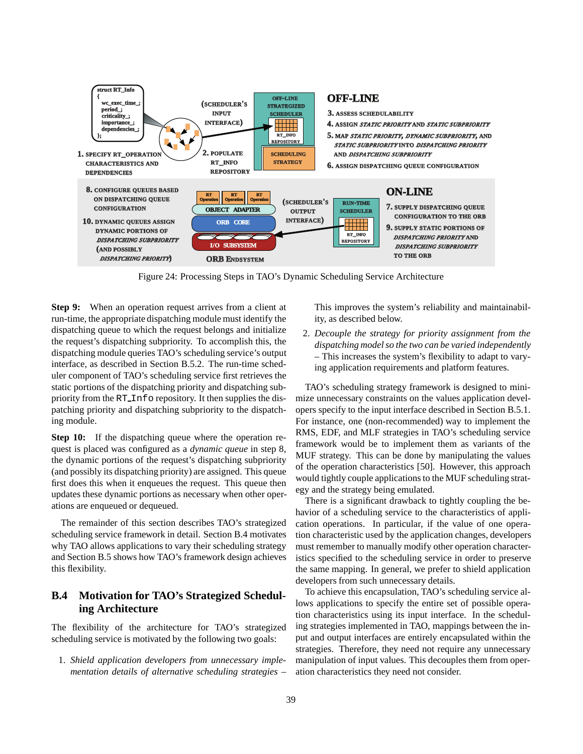Figure 24: Processing Steps in TAO's Dynamic Scheduling Service Architecture

**Step 9:** When an operation request arrives from a client at run-time, the appropriate dispatching module must identify the dispatching queue to which the request belongs and initialize the request's dispatching subpriority. To accomplish this, the dispatching module queries TAO's scheduling service's output interface, as described in Section B.5.2. The run-time scheduler component of TAO's scheduling service first retrieves the static portions of the dispatching priority and dispatching subpriority from the `RT_Info` repository. It then supplies the dispatching priority and dispatching subpriority to the dispatching module.

**Step 10:** If the dispatching queue where the operation request is placed was configured as a *dynamic queue* in step 8, the dynamic portions of the request's dispatching subpriority (and possibly its dispatching priority) are assigned. This queue first does this when it enqueues the request. This queue then updates these dynamic portions as necessary when other operations are enqueued or dequeued.

The remainder of this section describes TAO's strategized scheduling service framework in detail. Section B.4 motivates why TAO allows applications to vary their scheduling strategy and Section B.5 shows how TAO's framework design achieves this flexibility.

## B.4 Motivation for TAO's Strategized Scheduling Architecture

The flexibility of the architecture for TAO's strategized scheduling service is motivated by the following two goals:

1. *Shield application developers from unnecessary implementation details of alternative scheduling strategies* – This improves the system's reliability and maintainability, as described below.

2. *Decouple the strategy for priority assignment from the dispatching model so the two can be varied independently* – This increases the system's flexibility to adapt to varying application requirements and platform features.

TAO's scheduling strategy framework is designed to minimize unnecessary constraints on the values application developers specify to the input interface described in Section B.5.1. For instance, one (non-recommended) way to implement the RMS, EDF, and MLF strategies in TAO's scheduling service framework would be to implement them as variants of the MUF strategy. This can be done by manipulating the values of the operation characteristics [50]. However, this approach would tightly couple applications to the MUF scheduling strategy and the strategy being emulated.

There is a significant drawback to tightly coupling the behavior of a scheduling service to the characteristics of application operations. In particular, if the value of one operation characteristic used by the application changes, developers must remember to manually modify other operation characteristics specified to the scheduling service in order to preserve the same mapping. In general, we prefer to shield application developers from such unnecessary details.

To achieve this encapsulation, TAO's scheduling service allows applications to specify the entire set of possible operation characteristics using its input interface. In the scheduling strategies implemented in TAO, mappings between the input and output interfaces are entirely encapsulated within the strategies. Therefore, they need not require any unnecessary manipulation of input values. This decouples them from operation characteristics they need not consider.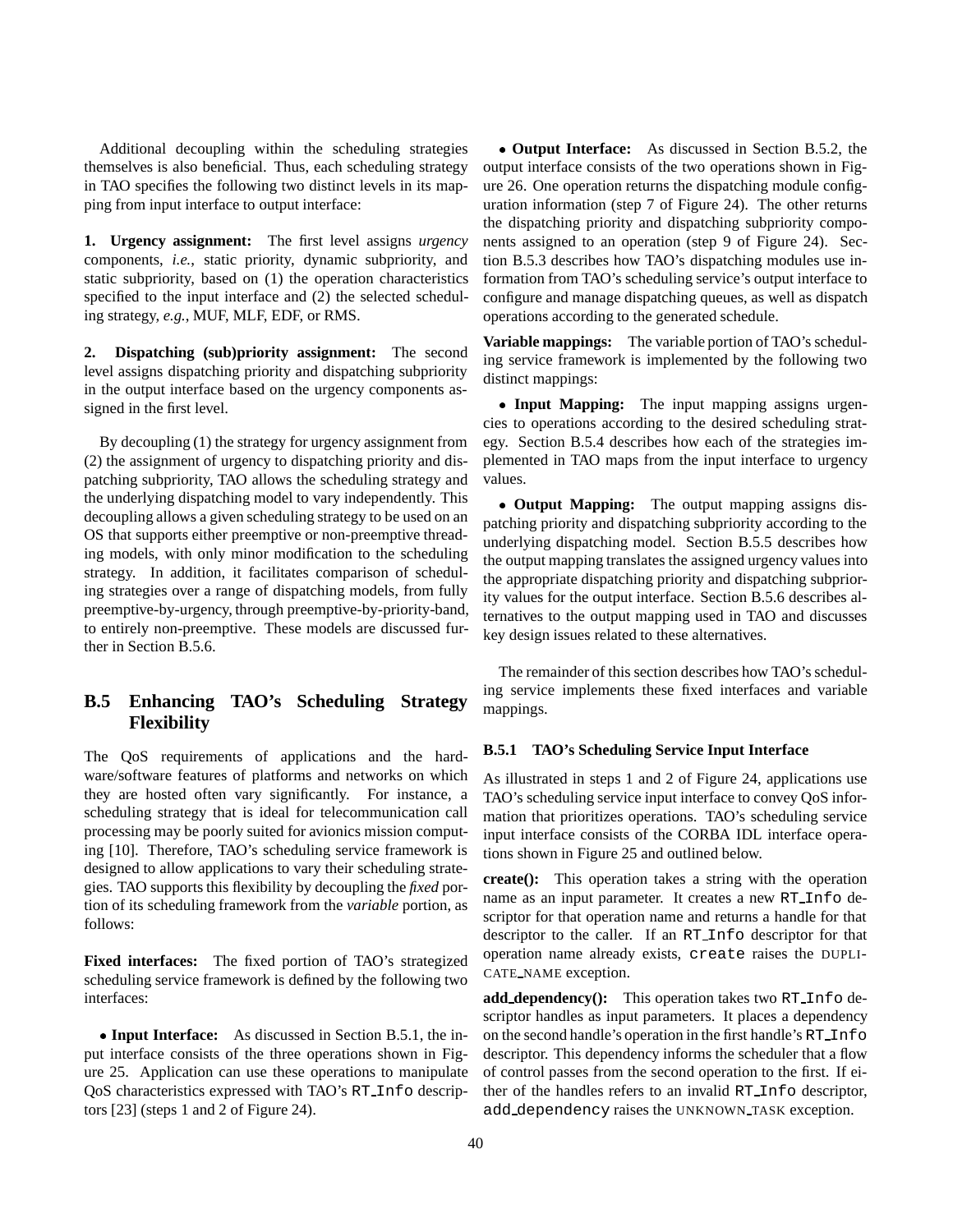Additional decoupling within the scheduling strategies themselves is also beneficial. Thus, each scheduling strategy in TAO specifies the following two distinct levels in its mapping from input interface to output interface:

**1. Urgency assignment:** The first level assigns *urgency* components, *i.e.*, static priority, dynamic subpriority, and static subpriority, based on (1) the operation characteristics specified to the input interface and (2) the selected scheduling strategy, *e.g.*, MUF, MLF, EDF, or RMS.

**2. Dispatching (sub)priority assignment:** The second level assigns dispatching priority and dispatching subpriority in the output interface based on the urgency components assigned in the first level.

By decoupling (1) the strategy for urgency assignment from (2) the assignment of urgency to dispatching priority and dispatching subpriority, TAO allows the scheduling strategy and the underlying dispatching model to vary independently. This decoupling allows a given scheduling strategy to be used on an OS that supports either preemptive or non-preemptive threading models, with only minor modification to the scheduling strategy. In addition, it facilitates comparison of scheduling strategies over a range of dispatching models, from fully preemptive-by-urgency, through preemptive-by-priority-band, to entirely non-preemptive. These models are discussed further in Section B.5.6.

## B.5 Enhancing TAO's Scheduling Strategy Flexibility

The QoS requirements of applications and the hardware/software features of platforms and networks on which they are hosted often vary significantly. For instance, a scheduling strategy that is ideal for telecommunication call processing may be poorly suited for avionics mission computing [10]. Therefore, TAO's scheduling service framework is designed to allow applications to vary their scheduling strategies. TAO supports this flexibility by decoupling the *fixed* portion of its scheduling framework from the *variable* portion, as follows:

**Fixed interfaces:** The fixed portion of TAO's strategized scheduling service framework is defined by the following two interfaces:

- **Input Interface:** As discussed in Section B.5.1, the input interface consists of the three operations shown in Figure 25. Application can use these operations to manipulate QoS characteristics expressed with TAO's `RT_Info` descriptors [23] (steps 1 and 2 of Figure 24).

- **Output Interface:** As discussed in Section B.5.2, the output interface consists of the two operations shown in Figure 26. One operation returns the dispatching module configuration information (step 7 of Figure 24). The other returns the dispatching priority and dispatching subpriority components assigned to an operation (step 9 of Figure 24). Section B.5.3 describes how TAO's dispatching modules use information from TAO's scheduling service's output interface to configure and manage dispatching queues, as well as dispatch operations according to the generated schedule.

**Variable mappings:** The variable portion of TAO's scheduling service framework is implemented by the following two distinct mappings:

- **Input Mapping:** The input mapping assigns urgencies to operations according to the desired scheduling strategy. Section B.5.4 describes how each of the strategies implemented in TAO maps from the input interface to urgency values.

- **Output Mapping:** The output mapping assigns dispatching priority and dispatching subpriority according to the underlying dispatching model. Section B.5.5 describes how the output mapping translates the assigned urgency values into the appropriate dispatching priority and dispatching subpriority values for the output interface. Section B.5.6 describes alternatives to the output mapping used in TAO and discusses key design issues related to these alternatives.

The remainder of this section describes how TAO's scheduling service implements these fixed interfaces and variable mappings.

### B.5.1 TAO's Scheduling Service Input Interface

As illustrated in steps 1 and 2 of Figure 24, applications use TAO's scheduling service input interface to convey QoS information that prioritizes operations. TAO's scheduling service input interface consists of the CORBA IDL interface operations shown in Figure 25 and outlined below.

**create():** This operation takes a string with the operation name as an input parameter. It creates a new `RT_Info` descriptor for that operation name and returns a handle for that descriptor to the caller. If an `RT_Info` descriptor for that operation name already exists, `create` raises the DUPLICATE_NAME exception.

**add_dependency():** This operation takes two `RT_Info` descriptor handles as input parameters. It places a dependency on the second handle's operation in the first handle's `RT_Info` descriptor. This dependency informs the scheduler that a flow of control passes from the second operation to the first. If either of the handles refers to an invalid `RT_Info` descriptor, `add_dependency` raises the UNKNOWN_TASK exception.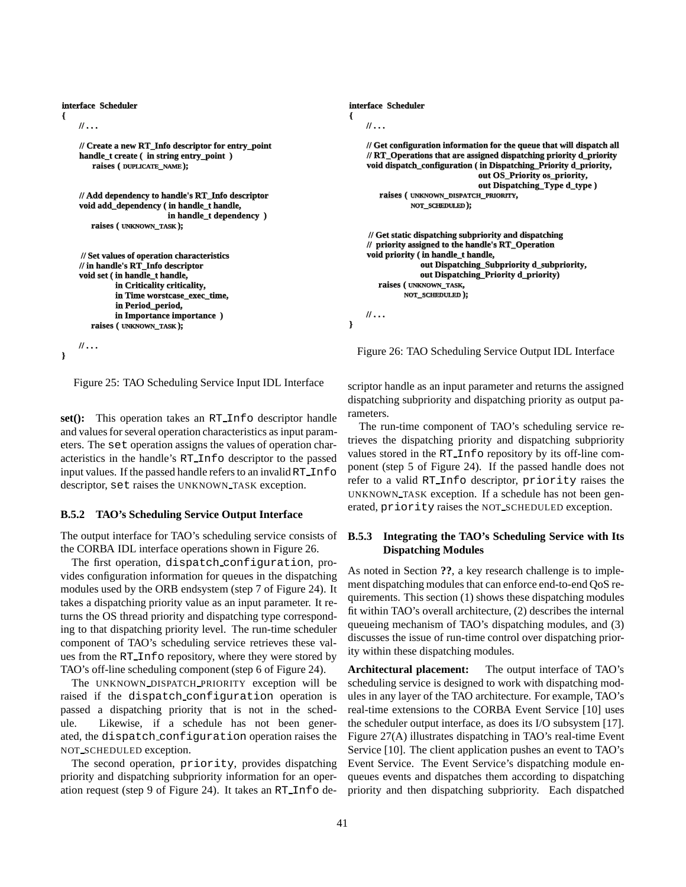```
interface Scheduler
{
    // ...

    // Create a new RT_Info descriptor for entry_point
    handle_t create ( in string entry_point )
        raises ( DUPLICATE_NAME );


    // Add dependency to handle's RT_Info descriptor
    void add_dependency ( in handle_t handle,
                          in handle_t dependency )
        raises ( UNKNOWN_TASK );


    // Set values of operation characteristics
    // in handle's RT_Info descriptor
    void set ( in handle_t handle,
               in Criticality criticality,
               in Time worstcase_exec_time,
               in Period_period,
               in Importance importance )
        raises ( UNKNOWN_TASK );

    // ...
}
```

Figure 25: TAO Scheduling Service Input IDL Interface

**set():** This operation takes an `RT_Info` descriptor handle and values for several operation characteristics as input parameters. The `set` operation assigns the values of operation characteristics in the handle's `RT_Info` descriptor to the passed input values. If the passed handle refers to an invalid `RT_Info` descriptor, `set` raises the UNKNOWN_TASK exception.

### B.5.2 TAO's Scheduling Service Output Interface

The output interface for TAO's scheduling service consists of the CORBA IDL interface operations shown in Figure 26.

The first operation, `dispatch_configuration`, provides configuration information for queues in the dispatching modules used by the ORB endsystem (step 7 of Figure 24). It takes a dispatching priority value as an input parameter. It returns the OS thread priority and dispatching type corresponding to that dispatching priority level. The run-time scheduler component of TAO's scheduling service retrieves these values from the `RT_Info` repository, where they were stored by TAO's off-line scheduling component (step 6 of Figure 24).

The UNKNOWN_DISPATCH_PRIORITY exception will be raised if the `dispatch_configuration` operation is passed a dispatching priority that is not in the schedule. Likewise, if a schedule has not been generated, the `dispatch_configuration` operation raises the NOT_SCHEDULED exception.

The second operation, `priority`, provides dispatching priority and dispatching subpriority information for an operation request (step 9 of Figure 24). It takes an `RT_Info` descriptor handle as an input parameter and returns the assigned dispatching subpriority and dispatching priority as output parameters.

```
interface Scheduler
{
    // ...

    // Get configuration information for the queue that will dispatch all
    // RT_Operations that are assigned dispatching priority d_priority
    void dispatch_configuration ( in Dispatching_Priority d_priority,
                                  out OS_Priority os_priority,
                                  out Dispatching_Type d_type )
        raises ( UNKNOWN_DISPATCH_PRIORITY,
                 NOT_SCHEDULED );


    // Get static dispatching subpriority and dispatching
    // priority assigned to the handle's RT_Operation
    void priority ( in handle_t handle,
                    out Dispatching_Subpriority d_subpriority,
                    out Dispatching_Priority d_priority)
        raises ( UNKNOWN_TASK,
                 NOT_SCHEDULED );

    // ...
}
```

Figure 26: TAO Scheduling Service Output IDL Interface

The run-time component of TAO's scheduling service retrieves the dispatching priority and dispatching subpriority values stored in the `RT_Info` repository by its off-line component (step 5 of Figure 24). If the passed handle does not refer to a valid `RT_Info` descriptor, `priority` raises the UNKNOWN_TASK exception. If a schedule has not been generated, `priority` raises the NOT_SCHEDULED exception.

### B.5.3 Integrating the TAO's Scheduling Service with Its Dispatching Modules

As noted in Section **??**, a key research challenge is to implement dispatching modules that can enforce end-to-end QoS requirements. This section (1) shows these dispatching modules fit within TAO's overall architecture, (2) describes the internal queueing mechanism of TAO's dispatching modules, and (3) discusses the issue of run-time control over dispatching priority within these dispatching modules.

**Architectural placement:** The output interface of TAO's scheduling service is designed to work with dispatching modules in any layer of the TAO architecture. For example, TAO's real-time extensions to the CORBA Event Service [10] uses the scheduler output interface, as does its I/O subsystem [17]. Figure 27(A) illustrates dispatching in TAO's real-time Event Service [10]. The client application pushes an event to TAO's Event Service. The Event Service's dispatching module enqueues events and dispatches them according to dispatching priority and then dispatching subpriority. Each dispatched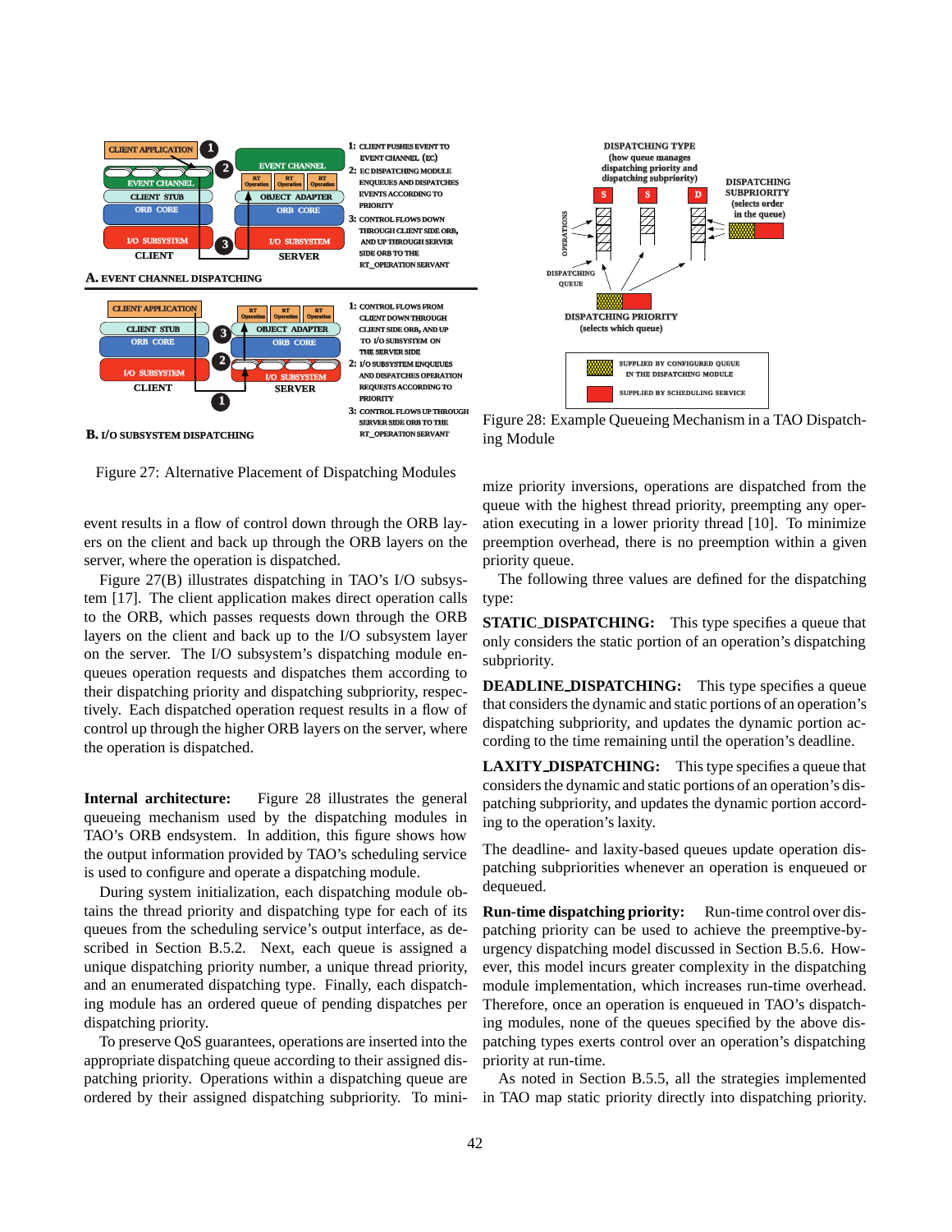Figure 27: Alternative Placement of Dispatching Modules

event results in a flow of control down through the ORB layers on the client and back up through the ORB layers on the server, where the operation is dispatched.

Figure 27(B) illustrates dispatching in TAO's I/O subsystem [17]. The client application makes direct operation calls to the ORB, which passes requests down through the ORB layers on the client and back up to the I/O subsystem layer on the server. The I/O subsystem's dispatching module enqueues operation requests and dispatches them according to their dispatching priority and dispatching subpriority, respectively. Each dispatched operation request results in a flow of control up through the higher ORB layers on the server, where the operation is dispatched.

**Internal architecture:** Figure 28 illustrates the general queueing mechanism used by the dispatching modules in TAO's ORB endsystem. In addition, this figure shows how the output information provided by TAO's scheduling service is used to configure and operate a dispatching module.

During system initialization, each dispatching module obtains the thread priority and dispatching type for each of its queues from the scheduling service's output interface, as described in Section B.5.2. Next, each queue is assigned a unique dispatching priority number, a unique thread priority, and an enumerated dispatching type. Finally, each dispatching module has an ordered queue of pending dispatches per dispatching priority.

To preserve QoS guarantees, operations are inserted into the appropriate dispatching queue according to their assigned dispatching priority. Operations within a dispatching queue are ordered by their assigned dispatching subpriority. To minimize priority inversions, operations are dispatched from the queue with the highest thread priority, preempting any operation executing in a lower priority thread [10]. To minimize preemption overhead, there is no preemption within a given priority queue.

Figure 28: Example Queueing Mechanism in a TAO Dispatching Module

The following three values are defined for the dispatching type:

**STATIC_DISPATCHING:** This type specifies a queue that only considers the static portion of an operation's dispatching subpriority.

**DEADLINE_DISPATCHING:** This type specifies a queue that considers the dynamic and static portions of an operation's dispatching subpriority, and updates the dynamic portion according to the time remaining until the operation's deadline.

**LAXITY_DISPATCHING:** This type specifies a queue that considers the dynamic and static portions of an operation's dispatching subpriority, and updates the dynamic portion according to the operation's laxity.

The deadline- and laxity-based queues update operation dispatching subpriorities whenever an operation is enqueued or dequeued.

**Run-time dispatching priority:** Run-time control over dispatching priority can be used to achieve the preemptive-by-urgency dispatching model discussed in Section B.5.6. However, this model incurs greater complexity in the dispatching module implementation, which increases run-time overhead. Therefore, once an operation is enqueued in TAO's dispatching modules, none of the queues specified by the above dispatching types exerts control over an operation's dispatching priority at run-time.

As noted in Section B.5.5, all the strategies implemented in TAO map static priority directly into dispatching priority.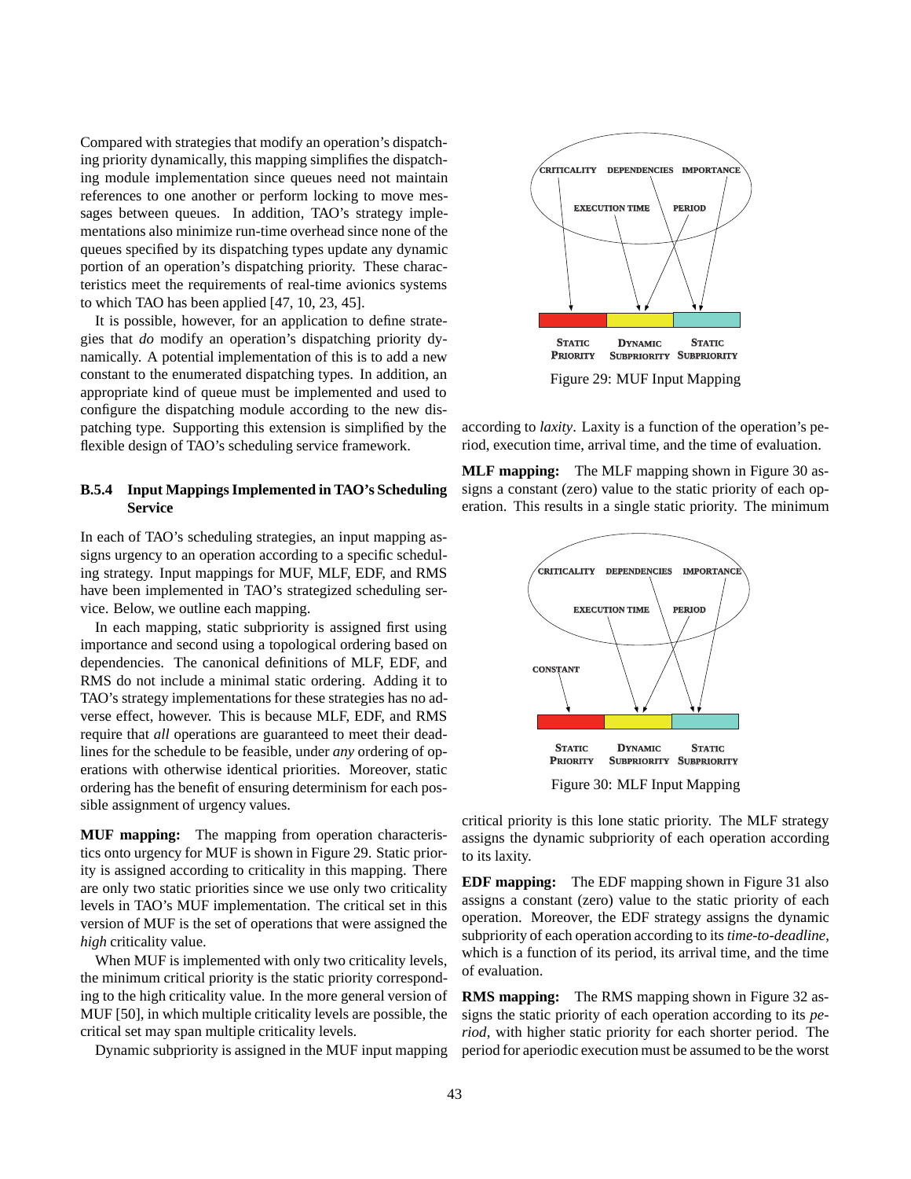Compared with strategies that modify an operation's dispatching priority dynamically, this mapping simplifies the dispatching module implementation since queues need not maintain references to one another or perform locking to move messages between queues. In addition, TAO's strategy implementations also minimize run-time overhead since none of the queues specified by its dispatching types update any dynamic portion of an operation's dispatching priority. These characteristics meet the requirements of real-time avionics systems to which TAO has been applied [47, 10, 23, 45].

It is possible, however, for an application to define strategies that *do* modify an operation's dispatching priority dynamically. A potential implementation of this is to add a new constant to the enumerated dispatching types. In addition, an appropriate kind of queue must be implemented and used to configure the dispatching module according to the new dispatching type. Supporting this extension is simplified by the flexible design of TAO's scheduling service framework.

#### B.5.4 Input Mappings Implemented in TAO's Scheduling Service

In each of TAO's scheduling strategies, an input mapping assigns urgency to an operation according to a specific scheduling strategy. Input mappings for MUF, MLF, EDF, and RMS have been implemented in TAO's strategized scheduling service. Below, we outline each mapping.

In each mapping, static subpriority is assigned first using importance and second using a topological ordering based on dependencies. The canonical definitions of MLF, EDF, and RMS do not include a minimal static ordering. Adding it to TAO's strategy implementations for these strategies has no adverse effect, however. This is because MLF, EDF, and RMS require that *all* operations are guaranteed to meet their deadlines for the schedule to be feasible, under *any* ordering of operations with otherwise identical priorities. Moreover, static ordering has the benefit of ensuring determinism for each possible assignment of urgency values.

**MUF mapping:** The mapping from operation characteristics onto urgency for MUF is shown in Figure 29. Static priority is assigned according to criticality in this mapping. There are only two static priorities since we use only two criticality levels in TAO's MUF implementation. The critical set in this version of MUF is the set of operations that were assigned the *high* criticality value.

When MUF is implemented with only two criticality levels, the minimum critical priority is the static priority corresponding to the high criticality value. In the more general version of MUF [50], in which multiple criticality levels are possible, the critical set may span multiple criticality levels.

Dynamic subpriority is assigned in the MUF input mapping according to *laxity*. Laxity is a function of the operation's period, execution time, arrival time, and the time of evaluation.

Figure 29: MUF Input Mapping

**MLF mapping:** The MLF mapping shown in Figure 30 assigns a constant (zero) value to the static priority of each operation. This results in a single static priority. The minimum critical priority is this lone static priority. The MLF strategy assigns the dynamic subpriority of each operation according to its laxity.

Figure 30: MLF Input Mapping

**EDF mapping:** The EDF mapping shown in Figure 31 also assigns a constant (zero) value to the static priority of each operation. Moreover, the EDF strategy assigns the dynamic subpriority of each operation according to its *time-to-deadline*, which is a function of its period, its arrival time, and the time of evaluation.

**RMS mapping:** The RMS mapping shown in Figure 32 assigns the static priority of each operation according to its *period*, with higher static priority for each shorter period. The period for aperiodic execution must be assumed to be the worst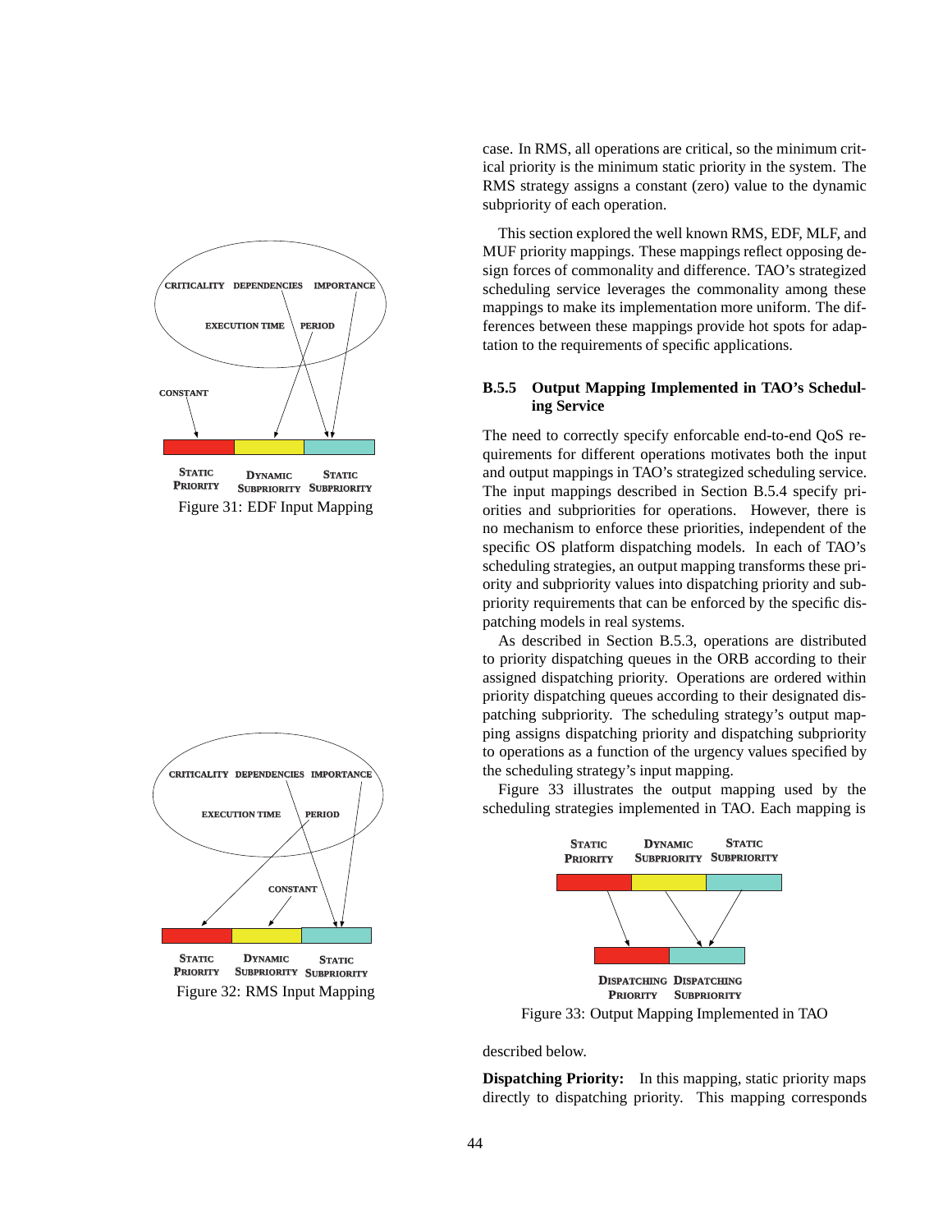Figure 31: EDF Input Mapping

Figure 32: RMS Input Mapping

case. In RMS, all operations are critical, so the minimum critical priority is the minimum static priority in the system. The RMS strategy assigns a constant (zero) value to the dynamic subpriority of each operation.

This section explored the well known RMS, EDF, MLF, and MUF priority mappings. These mappings reflect opposing design forces of commonality and difference. TAO's strategized scheduling service leverages the commonality among these mappings to make its implementation more uniform. The differences between these mappings provide hot spots for adaptation to the requirements of specific applications.

### B.5.5 Output Mapping Implemented in TAO's Scheduling Service

The need to correctly specify enforcable end-to-end QoS requirements for different operations motivates both the input and output mappings in TAO's strategized scheduling service. The input mappings described in Section B.5.4 specify priorities and subpriorities for operations. However, there is no mechanism to enforce these priorities, independent of the specific OS platform dispatching models. In each of TAO's scheduling strategies, an output mapping transforms these priority and subpriority values into dispatching priority and subpriority requirements that can be enforced by the specific dispatching models in real systems.

As described in Section B.5.3, operations are distributed to priority dispatching queues in the ORB according to their assigned dispatching priority. Operations are ordered within priority dispatching queues according to their designated dispatching subpriority. The scheduling strategy's output mapping assigns dispatching priority and dispatching subpriority to operations as a function of the urgency values specified by the scheduling strategy's input mapping.

Figure 33 illustrates the output mapping used by the scheduling strategies implemented in TAO. Each mapping is

Figure 33: Output Mapping Implemented in TAO

described below.

**Dispatching Priority:** In this mapping, static priority maps directly to dispatching priority. This mapping corresponds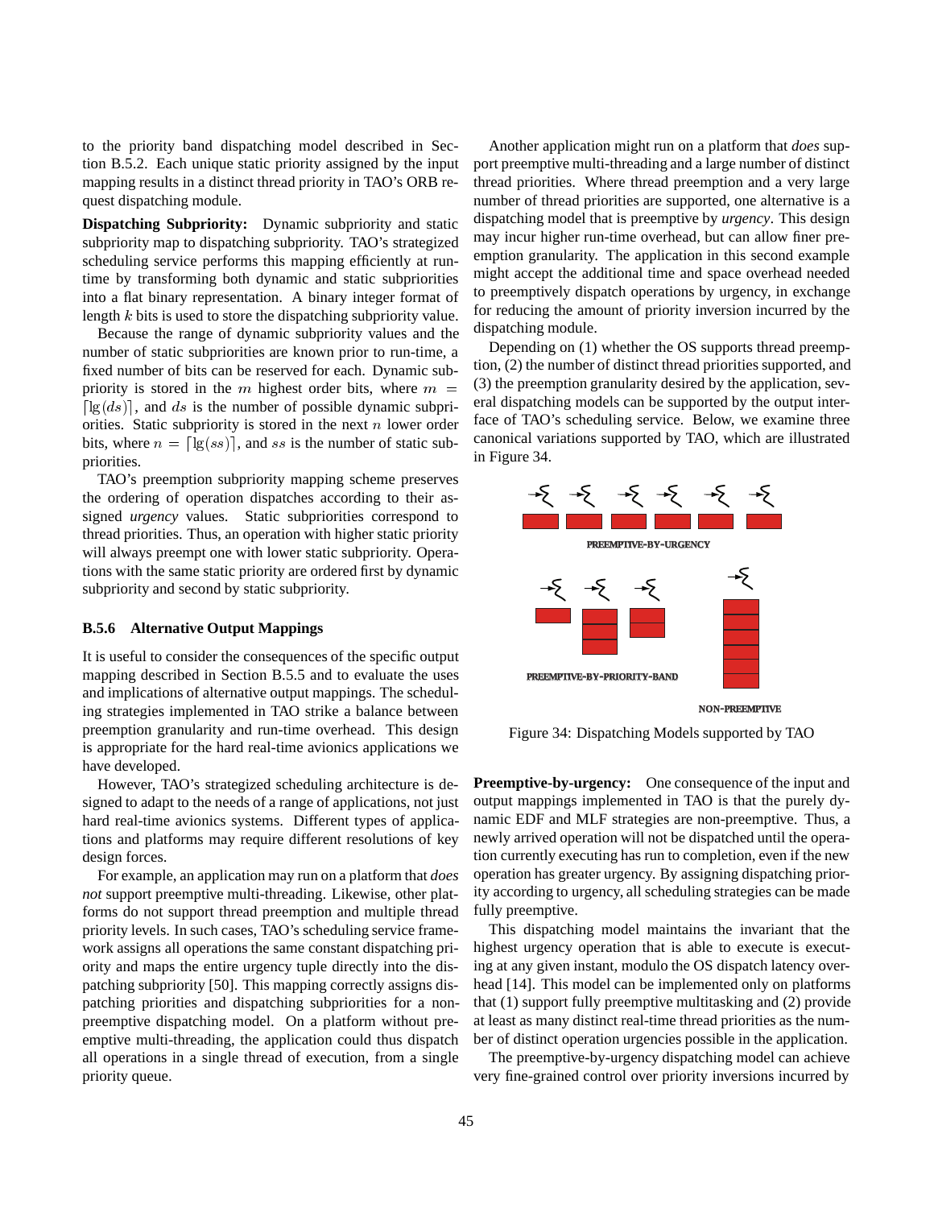to the priority band dispatching model described in Section B.5.2. Each unique static priority assigned by the input mapping results in a distinct thread priority in TAO's ORB request dispatching module.

**Dispatching Subpriority:** Dynamic subpriority and static subpriority map to dispatching subpriority. TAO's strategized scheduling service performs this mapping efficiently at run-time by transforming both dynamic and static subpriorities into a flat binary representation. A binary integer format of length $k$ bits is used to store the dispatching subpriority value.

Because the range of dynamic subpriority values and the number of static subpriorities are known prior to run-time, a fixed number of bits can be reserved for each. Dynamic subpriority is stored in the $m$ highest order bits, where $m = \lceil \lg(ds) \rceil$, and $ds$ is the number of possible dynamic subpriorities. Static subpriority is stored in the next $n$ lower order bits, where $n = \lceil \lg(ss) \rceil$, and $ss$ is the number of static subpriorities.

TAO's preemption subpriority mapping scheme preserves the ordering of operation dispatches according to their assigned *urgency* values. Static subpriorities correspond to thread priorities. Thus, an operation with higher static priority will always preempt one with lower static subpriority. Operations with the same static priority are ordered first by dynamic subpriority and second by static subpriority.

### B.5.6 Alternative Output Mappings

It is useful to consider the consequences of the specific output mapping described in Section B.5.5 and to evaluate the uses and implications of alternative output mappings. The scheduling strategies implemented in TAO strike a balance between preemption granularity and run-time overhead. This design is appropriate for the hard real-time avionics applications we have developed.

However, TAO's strategized scheduling architecture is designed to adapt to the needs of a range of applications, not just hard real-time avionics systems. Different types of applications and platforms may require different resolutions of key design forces.

For example, an application may run on a platform that *does not* support preemptive multi-threading. Likewise, other platforms do not support thread preemption and multiple thread priority levels. In such cases, TAO's scheduling service framework assigns all operations the same constant dispatching priority and maps the entire urgency tuple directly into the dispatching subpriority [50]. This mapping correctly assigns dispatching priorities and dispatching subpriorities for a non-preemptive dispatching model. On a platform without preemptive multi-threading, the application could thus dispatch all operations in a single thread of execution, from a single priority queue.

Another application might run on a platform that *does* support preemptive multi-threading and a large number of distinct thread priorities. Where thread preemption and a very large number of thread priorities are supported, one alternative is a dispatching model that is preemptive by *urgency*. This design may incur higher run-time overhead, but can allow finer preemption granularity. The application in this second example might accept the additional time and space overhead needed to preemptively dispatch operations by urgency, in exchange for reducing the amount of priority inversion incurred by the dispatching module.

Depending on (1) whether the OS supports thread preemption, (2) the number of distinct thread priorities supported, and (3) the preemption granularity desired by the application, several dispatching models can be supported by the output interface of TAO's scheduling service. Below, we examine three canonical variations supported by TAO, which are illustrated in Figure 34.

Figure 34: Dispatching Models supported by TAO

**Preemptive-by-urgency:** One consequence of the input and output mappings implemented in TAO is that the purely dynamic EDF and MLF strategies are non-preemptive. Thus, a newly arrived operation will not be dispatched until the operation currently executing has run to completion, even if the new operation has greater urgency. By assigning dispatching priority according to urgency, all scheduling strategies can be made fully preemptive.

This dispatching model maintains the invariant that the highest urgency operation that is able to execute is executing at any given instant, modulo the OS dispatch latency overhead [14]. This model can be implemented only on platforms that (1) support fully preemptive multitasking and (2) provide at least as many distinct real-time thread priorities as the number of distinct operation urgencies possible in the application.

The preemptive-by-urgency dispatching model can achieve very fine-grained control over priority inversions incurred by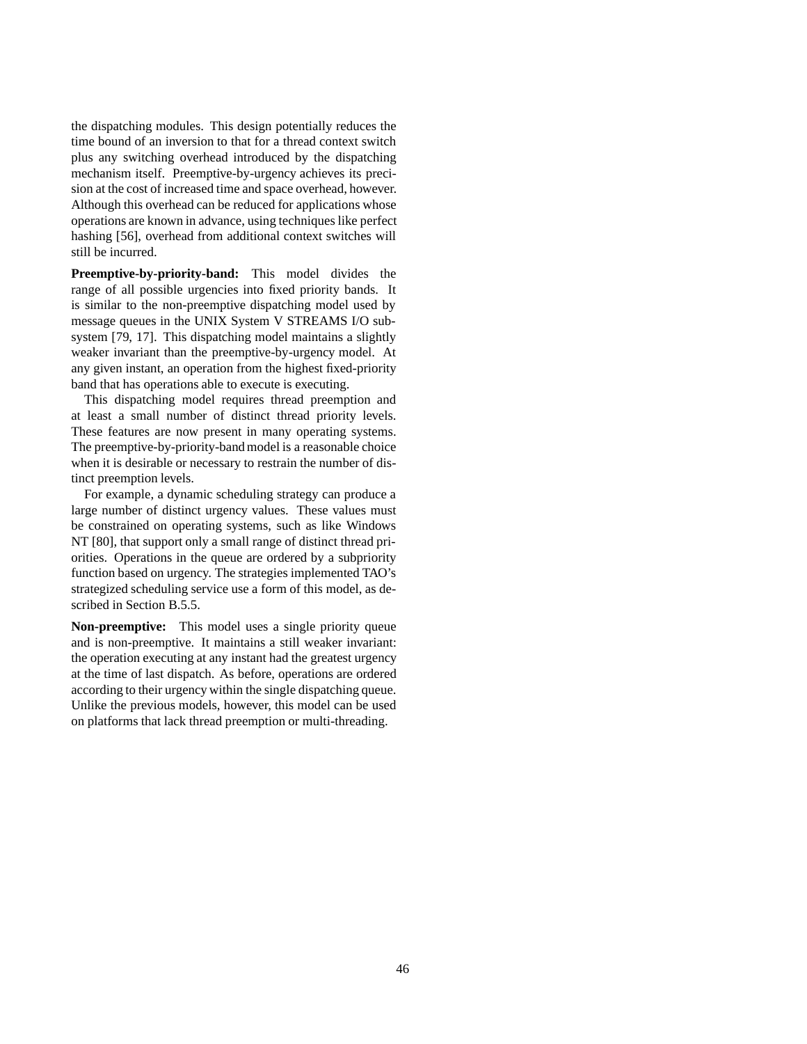the dispatching modules. This design potentially reduces the time bound of an inversion to that for a thread context switch plus any switching overhead introduced by the dispatching mechanism itself. Preemptive-by-urgency achieves its precision at the cost of increased time and space overhead, however. Although this overhead can be reduced for applications whose operations are known in advance, using techniques like perfect hashing [56], overhead from additional context switches will still be incurred.

**Preemptive-by-priority-band:** This model divides the range of all possible urgencies into fixed priority bands. It is similar to the non-preemptive dispatching model used by message queues in the UNIX System V STREAMS I/O subsystem [79, 17]. This dispatching model maintains a slightly weaker invariant than the preemptive-by-urgency model. At any given instant, an operation from the highest fixed-priority band that has operations able to execute is executing.

This dispatching model requires thread preemption and at least a small number of distinct thread priority levels. These features are now present in many operating systems. The preemptive-by-priority-band model is a reasonable choice when it is desirable or necessary to restrain the number of distinct preemption levels.

For example, a dynamic scheduling strategy can produce a large number of distinct urgency values. These values must be constrained on operating systems, such as like Windows NT [80], that support only a small range of distinct thread priorities. Operations in the queue are ordered by a subpriority function based on urgency. The strategies implemented TAO's strategized scheduling service use a form of this model, as described in Section B.5.5.

**Non-preemptive:** This model uses a single priority queue and is non-preemptive. It maintains a still weaker invariant: the operation executing at any instant had the greatest urgency at the time of last dispatch. As before, operations are ordered according to their urgency within the single dispatching queue. Unlike the previous models, however, this model can be used on platforms that lack thread preemption or multi-threading.